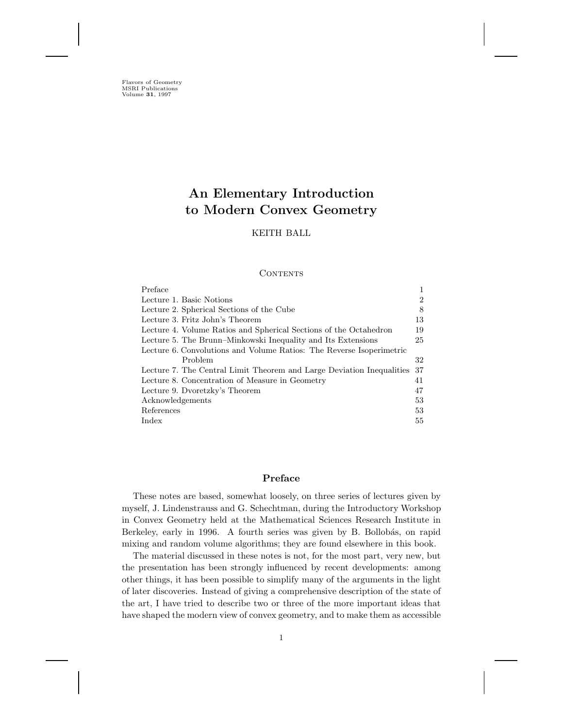Flavors of Geometry
MSRI Publications
Volume **31**, 1997

# An Elementary Introduction to Modern Convex Geometry

KEITH BALL

## Contents

| | |
|---|---|
| Preface | 1 |
| Lecture 1. Basic Notions | 2 |
| Lecture 2. Spherical Sections of the Cube | 8 |
| Lecture 3. Fritz John's Theorem | 13 |
| Lecture 4. Volume Ratios and Spherical Sections of the Octahedron | 19 |
| Lecture 5. The Brunn–Minkowski Inequality and Its Extensions | 25 |
| Lecture 6. Convolutions and Volume Ratios: The Reverse Isoperimetric Problem | 32 |
| Lecture 7. The Central Limit Theorem and Large Deviation Inequalities | 37 |
| Lecture 8. Concentration of Measure in Geometry | 41 |
| Lecture 9. Dvoretzky's Theorem | 47 |
| Acknowledgements | 53 |
| References | 53 |
| Index | 55 |

## Preface

These notes are based, somewhat loosely, on three series of lectures given by myself, J. Lindenstrauss and G. Schechtman, during the Introductory Workshop in Convex Geometry held at the Mathematical Sciences Research Institute in Berkeley, early in 1996. A fourth series was given by B. Bollobás, on rapid mixing and random volume algorithms; they are found elsewhere in this book.

The material discussed in these notes is not, for the most part, very new, but the presentation has been strongly influenced by recent developments: among other things, it has been possible to simplify many of the arguments in the light of later discoveries. Instead of giving a comprehensive description of the state of the art, I have tried to describe two or three of the more important ideas that have shaped the modern view of convex geometry, and to make them as accessible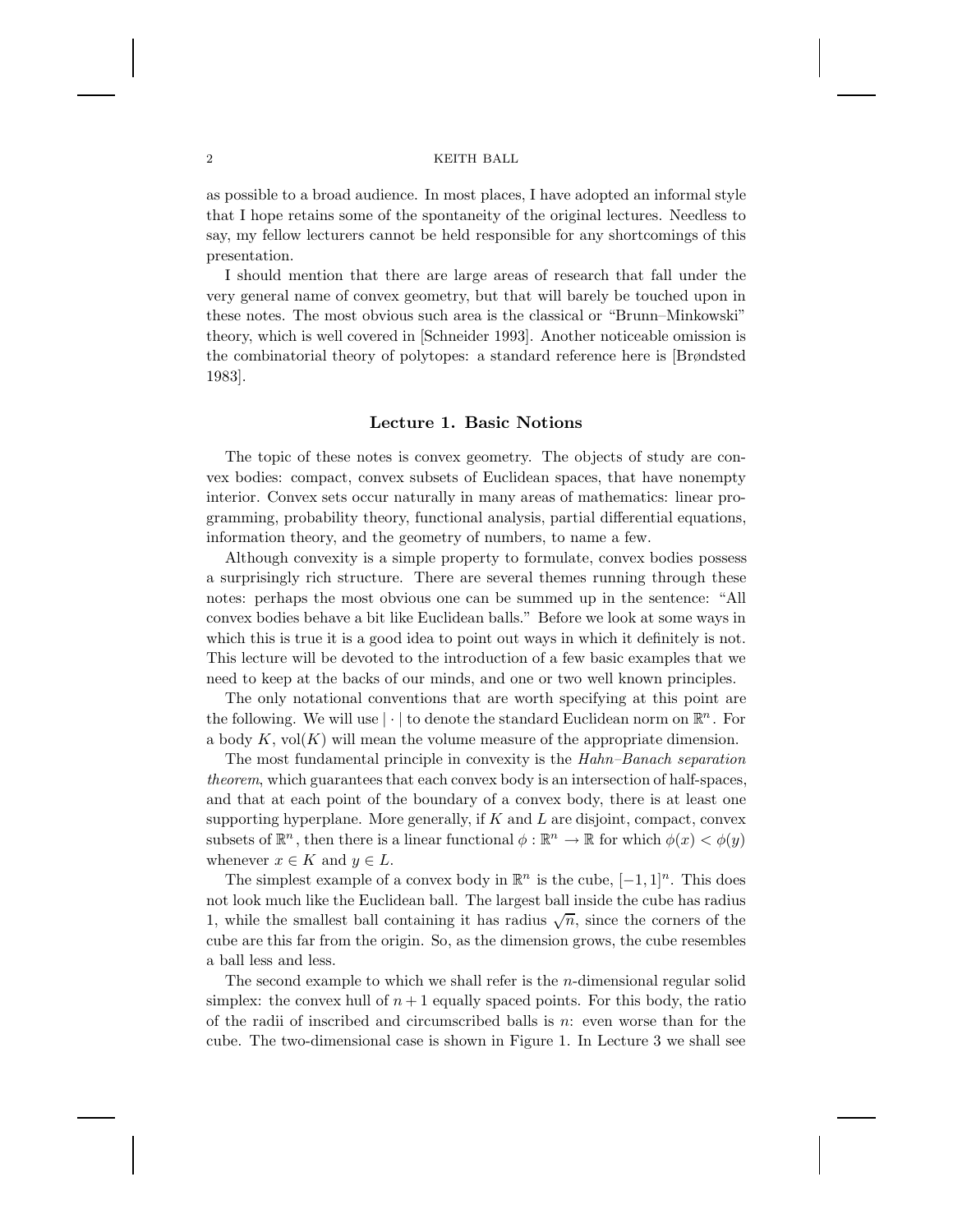as possible to a broad audience. In most places, I have adopted an informal style that I hope retains some of the spontaneity of the original lectures. Needless to say, my fellow lecturers cannot be held responsible for any shortcomings of this presentation.

I should mention that there are large areas of research that fall under the very general name of convex geometry, but that will barely be touched upon in these notes. The most obvious such area is the classical or "Brunn–Minkowski" theory, which is well covered in [Schneider 1993]. Another noticeable omission is the combinatorial theory of polytopes: a standard reference here is [Brøndsted 1983].

## Lecture 1. Basic Notions

The topic of these notes is convex geometry. The objects of study are convex bodies: compact, convex subsets of Euclidean spaces, that have nonempty interior. Convex sets occur naturally in many areas of mathematics: linear programming, probability theory, functional analysis, partial differential equations, information theory, and the geometry of numbers, to name a few.

Although convexity is a simple property to formulate, convex bodies possess a surprisingly rich structure. There are several themes running through these notes: perhaps the most obvious one can be summed up in the sentence: "All convex bodies behave a bit like Euclidean balls." Before we look at some ways in which this is true it is a good idea to point out ways in which it definitely is not. This lecture will be devoted to the introduction of a few basic examples that we need to keep at the backs of our minds, and one or two well known principles.

The only notational conventions that are worth specifying at this point are the following. We will use $|\cdot|$ to denote the standard Euclidean norm on $\mathbb{R}^n$. For a body $K$, $\mathrm{vol}(K)$ will mean the volume measure of the appropriate dimension.

The most fundamental principle in convexity is the *Hahn–Banach separation theorem*, which guarantees that each convex body is an intersection of half-spaces, and that at each point of the boundary of a convex body, there is at least one supporting hyperplane. More generally, if $K$ and $L$ are disjoint, compact, convex subsets of $\mathbb{R}^n$, then there is a linear functional $\phi : \mathbb{R}^n \to \mathbb{R}$ for which $\phi(x) < \phi(y)$ whenever $x \in K$ and $y \in L$.

The simplest example of a convex body in $\mathbb{R}^n$ is the cube, $[-1,1]^n$. This does not look much like the Euclidean ball. The largest ball inside the cube has radius 1, while the smallest ball containing it has radius $\sqrt{n}$, since the corners of the cube are this far from the origin. So, as the dimension grows, the cube resembles a ball less and less.

The second example to which we shall refer is the $n$-dimensional regular solid simplex: the convex hull of $n+1$ equally spaced points. For this body, the ratio of the radii of inscribed and circumscribed balls is $n$: even worse than for the cube. The two-dimensional case is shown in Figure 1. In Lecture 3 we shall see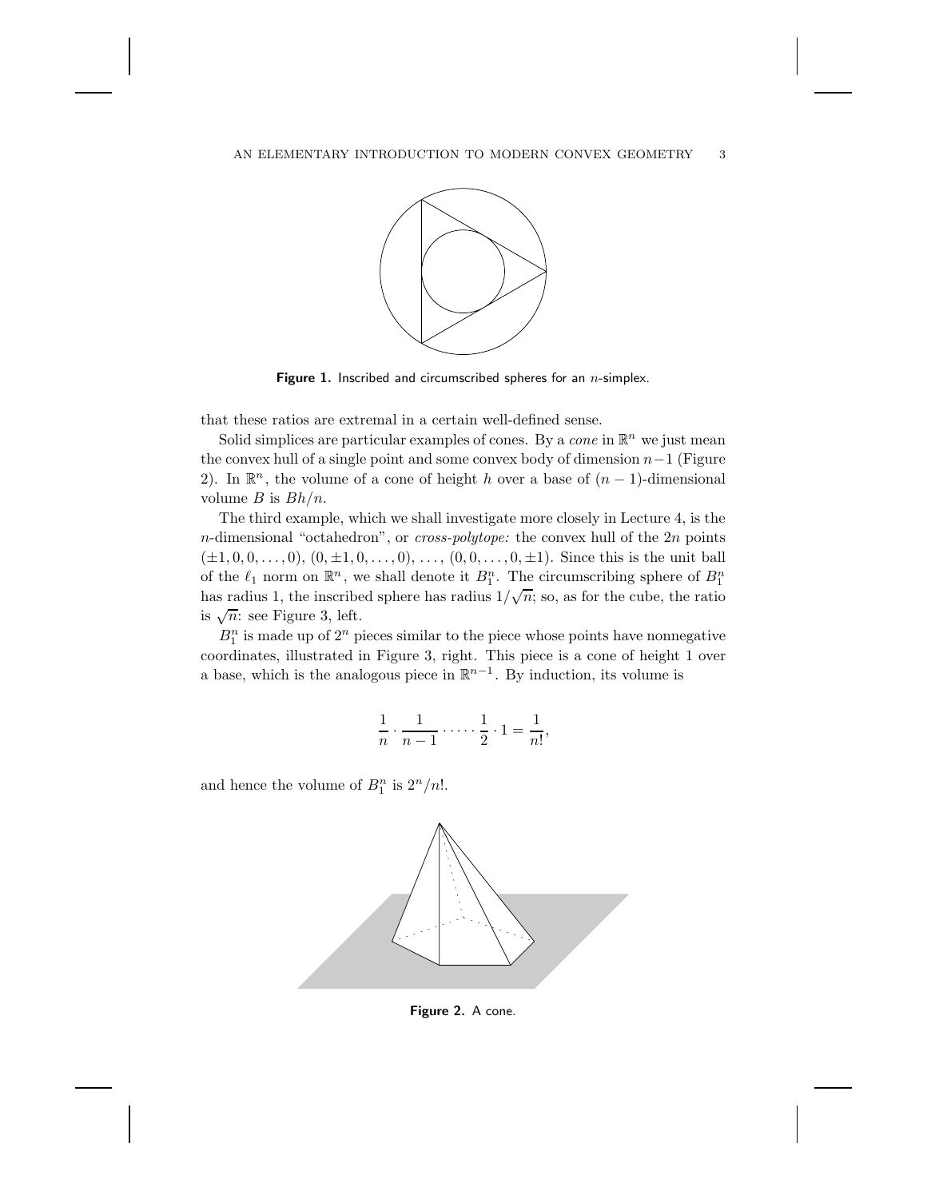Figure 1. Inscribed and circumscribed spheres for an $n$-simplex.

that these ratios are extremal in a certain well-defined sense.

Solid simplices are particular examples of cones. By a *cone* in $\mathbb{R}^n$ we just mean the convex hull of a single point and some convex body of dimension $n-1$ (Figure 2). In $\mathbb{R}^n$, the volume of a cone of height $h$ over a base of $(n-1)$-dimensional volume $B$ is $Bh/n$.

The third example, which we shall investigate more closely in Lecture 4, is the $n$-dimensional "octahedron", or *cross-polytope:* the convex hull of the $2n$ points $(\pm 1, 0, 0, \dots, 0)$, $(0, \pm 1, 0, \dots, 0)$, $\dots$, $(0, 0, \dots, 0, \pm 1)$. Since this is the unit ball of the $\ell_1$ norm on $\mathbb{R}^n$, we shall denote it $B_1^n$. The circumscribing sphere of $B_1^n$ has radius 1, the inscribed sphere has radius $1/\sqrt{n}$; so, as for the cube, the ratio is $\sqrt{n}$: see Figure 3, left.

$B_1^n$ is made up of $2^n$ pieces similar to the piece whose points have nonnegative coordinates, illustrated in Figure 3, right. This piece is a cone of height 1 over a base, which is the analogous piece in $\mathbb{R}^{n-1}$. By induction, its volume is

$$\frac{1}{n} \cdot \frac{1}{n-1} \cdot \dots \cdot \frac{1}{2} \cdot 1 = \frac{1}{n!},$$

and hence the volume of $B_1^n$ is $2^n/n!$.

Figure 2. A cone.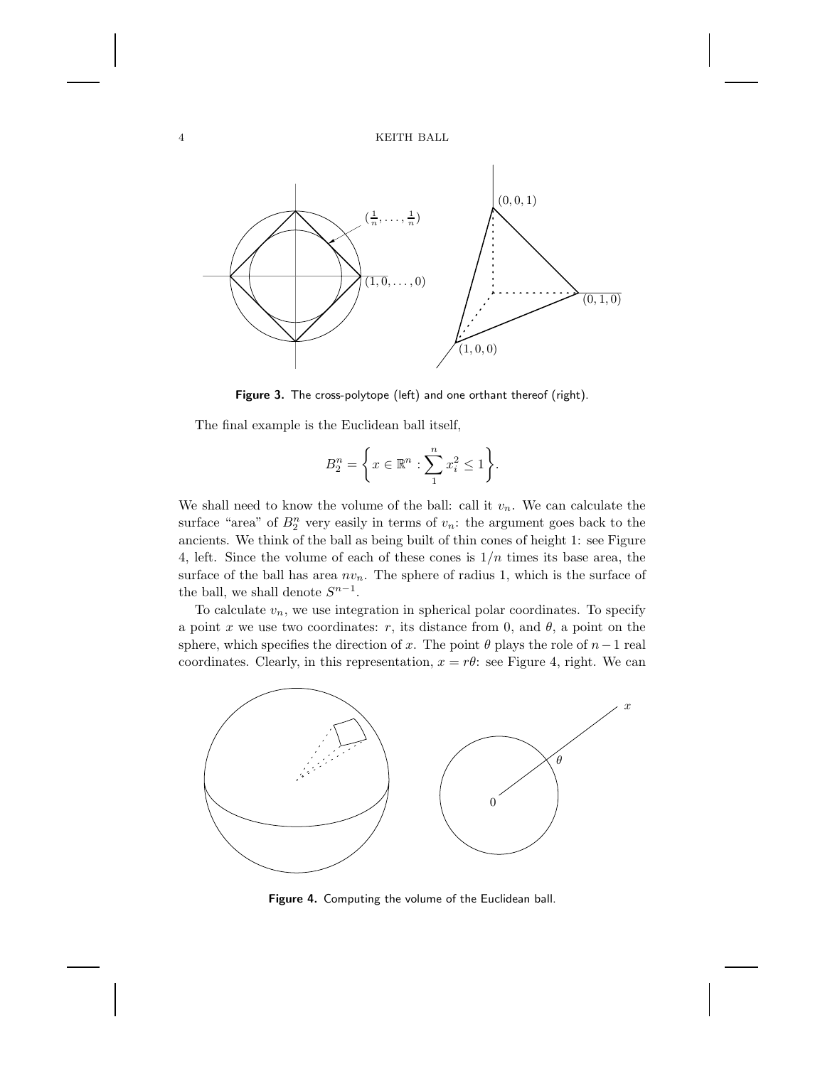**Figure 3.** The cross-polytope (left) and one orthant thereof (right).

The final example is the Euclidean ball itself,

$$B_2^n = \left\{ x \in \mathbb{R}^n : \sum_1^n x_i^2 \le 1 \right\}.$$

We shall need to know the volume of the ball: call it $v_n$. We can calculate the surface "area" of $B_2^n$ very easily in terms of $v_n$: the argument goes back to the ancients. We think of the ball as being built of thin cones of height 1: see Figure 4, left. Since the volume of each of these cones is $1/n$ times its base area, the surface of the ball has area $nv_n$. The sphere of radius 1, which is the surface of the ball, we shall denote $S^{n-1}$.

To calculate $v_n$, we use integration in spherical polar coordinates. To specify a point $x$ we use two coordinates: $r$, its distance from 0, and $\theta$, a point on the sphere, which specifies the direction of $x$. The point $\theta$ plays the role of $n-1$ real coordinates. Clearly, in this representation, $x = r\theta$: see Figure 4, right. We can

**Figure 4.** Computing the volume of the Euclidean ball.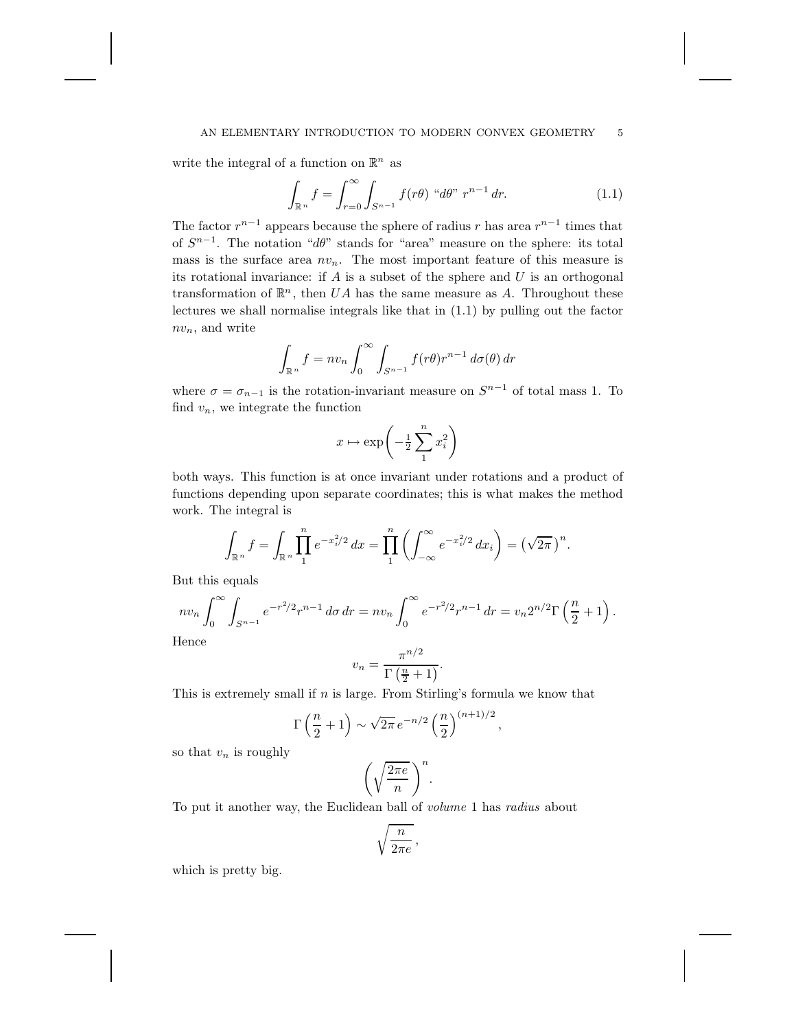write the integral of a function on $\mathbb{R}^n$ as

$$\int_{\mathbb{R}^n} f = \int_{r=0}^{\infty} \int_{S^{n-1}} f(r\theta) \text{ ``}d\theta\text{'' } r^{n-1}\, dr. \tag{1.1}$$

The factor $r^{n-1}$ appears because the sphere of radius $r$ has area $r^{n-1}$ times that of $S^{n-1}$. The notation "$d\theta$" stands for "area" measure on the sphere: its total mass is the surface area $nv_n$. The most important feature of this measure is its rotational invariance: if $A$ is a subset of the sphere and $U$ is an orthogonal transformation of $\mathbb{R}^n$, then $UA$ has the same measure as $A$. Throughout these lectures we shall normalise integrals like that in (1.1) by pulling out the factor $nv_n$, and write

$$\int_{\mathbb{R}^n} f = nv_n \int_0^{\infty} \int_{S^{n-1}} f(r\theta) r^{n-1}\, d\sigma(\theta)\, dr$$

where $\sigma = \sigma_{n-1}$ is the rotation-invariant measure on $S^{n-1}$ of total mass 1. To find $v_n$, we integrate the function

$$x \mapsto \exp\left(-\tfrac{1}{2} \sum_1^n x_i^2\right)$$

both ways. This function is at once invariant under rotations and a product of functions depending upon separate coordinates; this is what makes the method work. The integral is

$$\int_{\mathbb{R}^n} f = \int_{\mathbb{R}^n} \prod_1^n e^{-x_i^2/2}\, dx = \prod_1^n \left( \int_{-\infty}^{\infty} e^{-x_i^2/2}\, dx_i \right) = \left(\sqrt{2\pi}\right)^n.$$

But this equals

$$nv_n \int_0^{\infty} \int_{S^{n-1}} e^{-r^2/2} r^{n-1}\, d\sigma\, dr = nv_n \int_0^{\infty} e^{-r^2/2} r^{n-1}\, dr = v_n 2^{n/2} \Gamma\left(\frac{n}{2}+1\right).$$

Hence

$$v_n = \frac{\pi^{n/2}}{\Gamma\left(\frac{n}{2}+1\right)}.$$

This is extremely small if $n$ is large. From Stirling's formula we know that

$$\Gamma\left(\frac{n}{2}+1\right) \sim \sqrt{2\pi}\, e^{-n/2} \left(\frac{n}{2}\right)^{(n+1)/2},$$

so that $v_n$ is roughly

$$\left(\sqrt{\frac{2\pi e}{n}}\right)^n.$$

To put it another way, the Euclidean ball of *volume* 1 has *radius* about

$$\sqrt{\frac{n}{2\pi e}},$$

which is pretty big.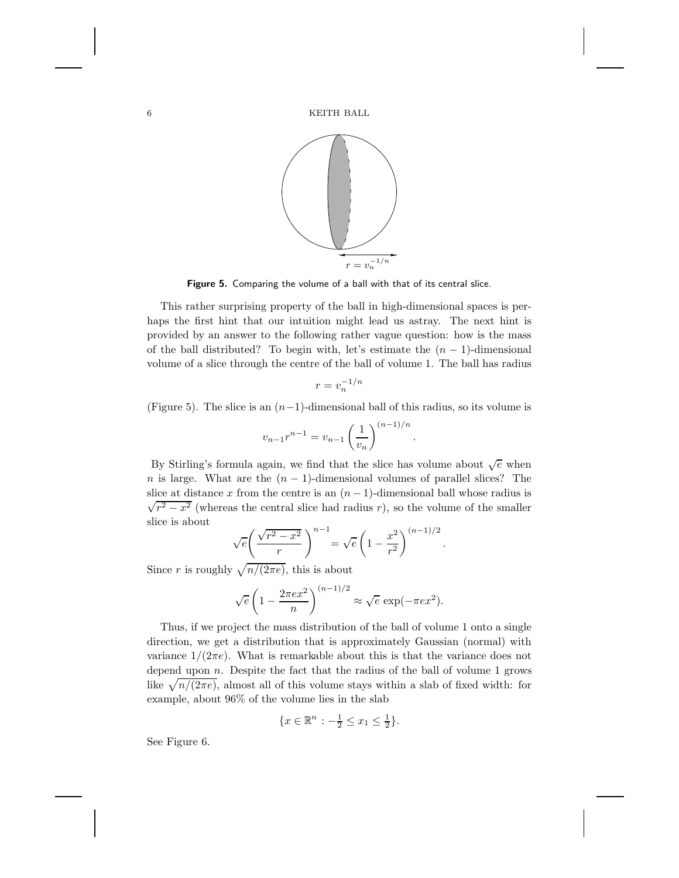Figure 5. Comparing the volume of a ball with that of its central slice.

This rather surprising property of the ball in high-dimensional spaces is perhaps the first hint that our intuition might lead us astray. The next hint is provided by an answer to the following rather vague question: how is the mass of the ball distributed? To begin with, let's estimate the $(n-1)$-dimensional volume of a slice through the centre of the ball of volume 1. The ball has radius

$$r = v_n^{-1/n}$$

(Figure 5). The slice is an $(n-1)$-dimensional ball of this radius, so its volume is

$$v_{n-1} r^{n-1} = v_{n-1} \left( \frac{1}{v_n} \right)^{(n-1)/n}.$$

By Stirling's formula again, we find that the slice has volume about $\sqrt{e}$ when $n$ is large. What are the $(n-1)$-dimensional volumes of parallel slices? The slice at distance $x$ from the centre is an $(n-1)$-dimensional ball whose radius is $\sqrt{r^2 - x^2}$ (whereas the central slice had radius $r$), so the volume of the smaller slice is about

$$\sqrt{e} \left( \frac{\sqrt{r^2 - x^2}}{r} \right)^{n-1} = \sqrt{e} \left( 1 - \frac{x^2}{r^2} \right)^{(n-1)/2}.$$

Since $r$ is roughly $\sqrt{n/(2\pi e)}$, this is about

$$\sqrt{e} \left( 1 - \frac{2\pi e x^2}{n} \right)^{(n-1)/2} \approx \sqrt{e} \, \exp(-\pi e x^2).$$

Thus, if we project the mass distribution of the ball of volume 1 onto a single direction, we get a distribution that is approximately Gaussian (normal) with variance $1/(2\pi e)$. What is remarkable about this is that the variance does not depend upon $n$. Despite the fact that the radius of the ball of volume 1 grows like $\sqrt{n/(2\pi e)}$, almost all of this volume stays within a slab of fixed width: for example, about 96% of the volume lies in the slab

$$\{x \in \mathbb{R}^n : -\tfrac{1}{2} \le x_1 \le \tfrac{1}{2}\}.$$

See Figure 6.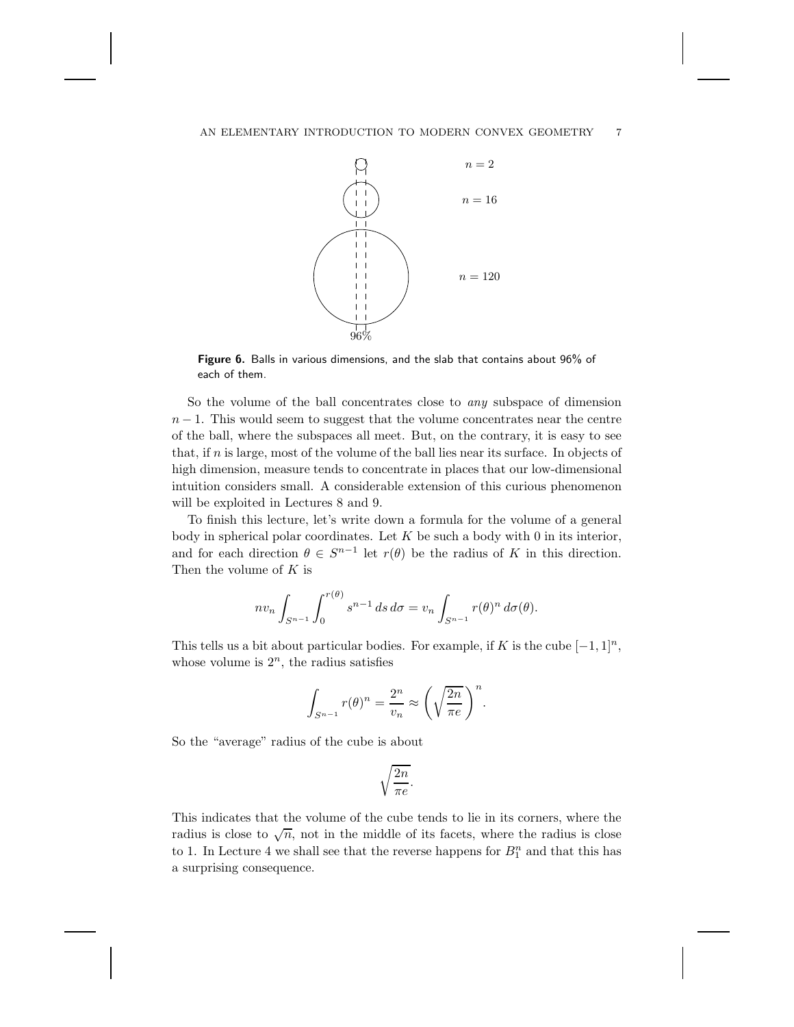**Figure 6.** Balls in various dimensions, and the slab that contains about 96% of each of them.

So the volume of the ball concentrates close to *any* subspace of dimension $n-1$. This would seem to suggest that the volume concentrates near the centre of the ball, where the subspaces all meet. But, on the contrary, it is easy to see that, if $n$ is large, most of the volume of the ball lies near its surface. In objects of high dimension, measure tends to concentrate in places that our low-dimensional intuition considers small. A considerable extension of this curious phenomenon will be exploited in Lectures 8 and 9.

To finish this lecture, let's write down a formula for the volume of a general body in spherical polar coordinates. Let $K$ be such a body with 0 in its interior, and for each direction $\theta \in S^{n-1}$ let $r(\theta)$ be the radius of $K$ in this direction. Then the volume of $K$ is

$$nv_n \int_{S^{n-1}} \int_0^{r(\theta)} s^{n-1}\, ds\, d\sigma = v_n \int_{S^{n-1}} r(\theta)^n\, d\sigma(\theta).$$

This tells us a bit about particular bodies. For example, if $K$ is the cube $[-1,1]^n$, whose volume is $2^n$, the radius satisfies

$$\int_{S^{n-1}} r(\theta)^n = \frac{2^n}{v_n} \approx \left(\sqrt{\frac{2n}{\pi e}}\right)^n.$$

So the "average" radius of the cube is about

$$\sqrt{\frac{2n}{\pi e}}.$$

This indicates that the volume of the cube tends to lie in its corners, where the radius is close to $\sqrt{n}$, not in the middle of its facets, where the radius is close to 1. In Lecture 4 we shall see that the reverse happens for $B_1^n$ and that this has a surprising consequence.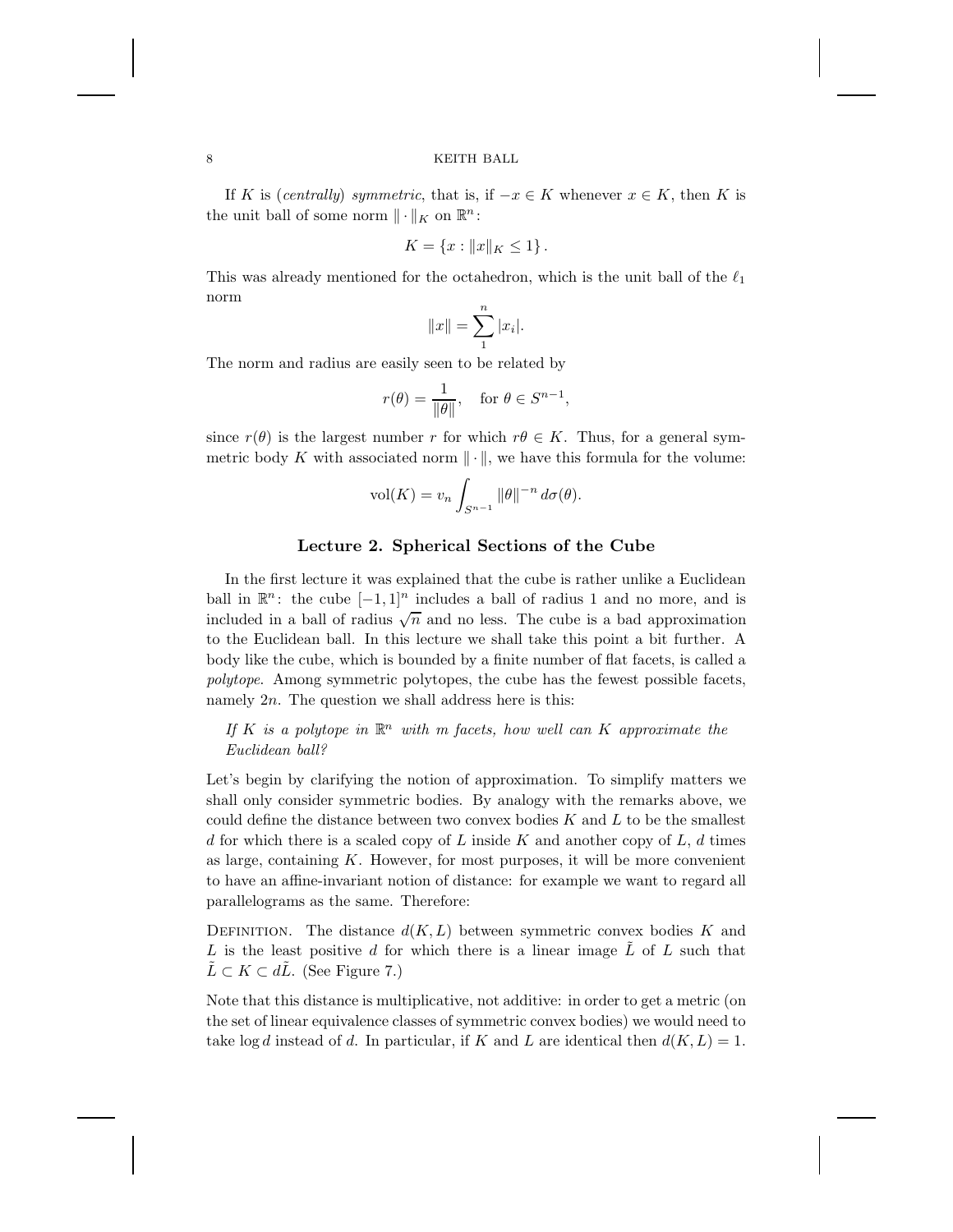If $K$ is (*centrally*) *symmetric*, that is, if $-x \in K$ whenever $x \in K$, then $K$ is the unit ball of some norm $\|\cdot\|_K$ on $\mathbb{R}^n$:

$$K = \{x : \|x\|_K \leq 1\}.$$

This was already mentioned for the octahedron, which is the unit ball of the $\ell_1$ norm

$$\|x\| = \sum_1^n |x_i|.$$

The norm and radius are easily seen to be related by

$$r(\theta) = \frac{1}{\|\theta\|}, \quad \text{for } \theta \in S^{n-1},$$

since $r(\theta)$ is the largest number $r$ for which $r\theta \in K$. Thus, for a general symmetric body $K$ with associated norm $\|\cdot\|$, we have this formula for the volume:

$$\text{vol}(K) = v_n \int_{S^{n-1}} \|\theta\|^{-n} \, d\sigma(\theta).$$

## Lecture 2. Spherical Sections of the Cube

In the first lecture it was explained that the cube is rather unlike a Euclidean ball in $\mathbb{R}^n$: the cube $[-1,1]^n$ includes a ball of radius 1 and no more, and is included in a ball of radius $\sqrt{n}$ and no less. The cube is a bad approximation to the Euclidean ball. In this lecture we shall take this point a bit further. A body like the cube, which is bounded by a finite number of flat facets, is called a *polytope*. Among symmetric polytopes, the cube has the fewest possible facets, namely $2n$. The question we shall address here is this:

*If $K$ is a polytope in $\mathbb{R}^n$ with $m$ facets, how well can $K$ approximate the Euclidean ball?*

Let's begin by clarifying the notion of approximation. To simplify matters we shall only consider symmetric bodies. By analogy with the remarks above, we could define the distance between two convex bodies $K$ and $L$ to be the smallest $d$ for which there is a scaled copy of $L$ inside $K$ and another copy of $L$, $d$ times as large, containing $K$. However, for most purposes, it will be more convenient to have an affine-invariant notion of distance: for example we want to regard all parallelograms as the same. Therefore:

Definition. The distance $d(K, L)$ between symmetric convex bodies $K$ and $L$ is the least positive $d$ for which there is a linear image $\tilde{L}$ of $L$ such that $\tilde{L} \subset K \subset d\tilde{L}$. (See Figure 7.)

Note that this distance is multiplicative, not additive: in order to get a metric (on the set of linear equivalence classes of symmetric convex bodies) we would need to take $\log d$ instead of $d$. In particular, if $K$ and $L$ are identical then $d(K, L) = 1$.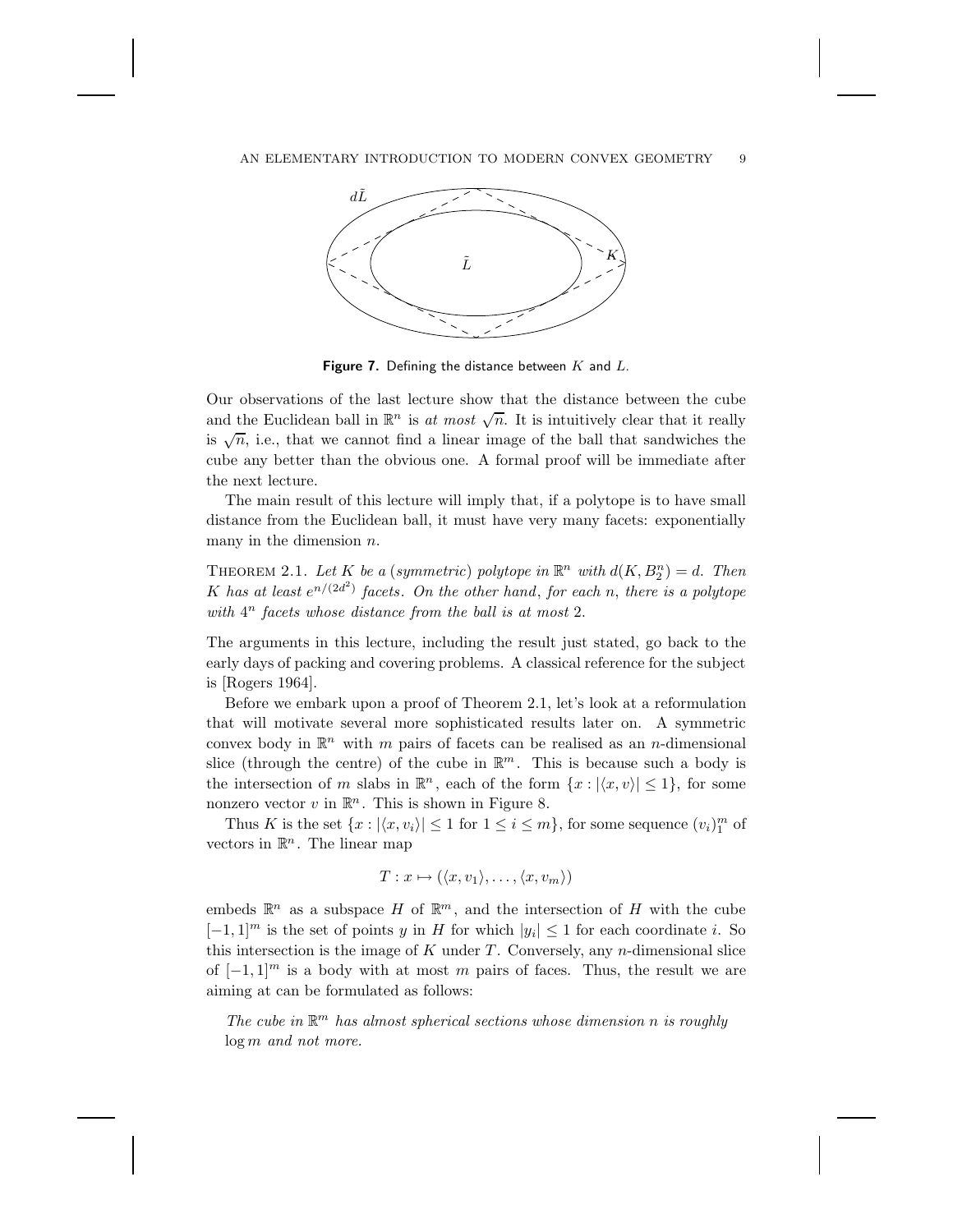Figure 7. Defining the distance between $K$ and $L$.

Our observations of the last lecture show that the distance between the cube and the Euclidean ball in $\mathbb{R}^n$ is *at most* $\sqrt{n}$. It is intuitively clear that it really is $\sqrt{n}$, i.e., that we cannot find a linear image of the ball that sandwiches the cube any better than the obvious one. A formal proof will be immediate after the next lecture.

The main result of this lecture will imply that, if a polytope is to have small distance from the Euclidean ball, it must have very many facets: exponentially many in the dimension $n$.

THEOREM 2.1. *Let $K$ be a (symmetric) polytope in $\mathbb{R}^n$ with $d(K, B_2^n) = d$. Then $K$ has at least $e^{n/(2d^2)}$ facets. On the other hand, for each $n$, there is a polytope with $4^n$ facets whose distance from the ball is at most* 2.

The arguments in this lecture, including the result just stated, go back to the early days of packing and covering problems. A classical reference for the subject is [Rogers 1964].

Before we embark upon a proof of Theorem 2.1, let's look at a reformulation that will motivate several more sophisticated results later on. A symmetric convex body in $\mathbb{R}^n$ with $m$ pairs of facets can be realised as an $n$-dimensional slice (through the centre) of the cube in $\mathbb{R}^m$. This is because such a body is the intersection of $m$ slabs in $\mathbb{R}^n$, each of the form $\{x : |\langle x, v\rangle| \leq 1\}$, for some nonzero vector $v$ in $\mathbb{R}^n$. This is shown in Figure 8.

Thus $K$ is the set $\{x : |\langle x, v_i\rangle| \leq 1 \text{ for } 1 \leq i \leq m\}$, for some sequence $(v_i)_1^m$ of vectors in $\mathbb{R}^n$. The linear map

$$T : x \mapsto (\langle x, v_1\rangle, \ldots, \langle x, v_m\rangle)$$

embeds $\mathbb{R}^n$ as a subspace $H$ of $\mathbb{R}^m$, and the intersection of $H$ with the cube $[-1, 1]^m$ is the set of points $y$ in $H$ for which $|y_i| \leq 1$ for each coordinate $i$. So this intersection is the image of $K$ under $T$. Conversely, any $n$-dimensional slice of $[-1, 1]^m$ is a body with at most $m$ pairs of faces. Thus, the result we are aiming at can be formulated as follows:

*The cube in $\mathbb{R}^m$ has almost spherical sections whose dimension $n$ is roughly $\log m$ and not more.*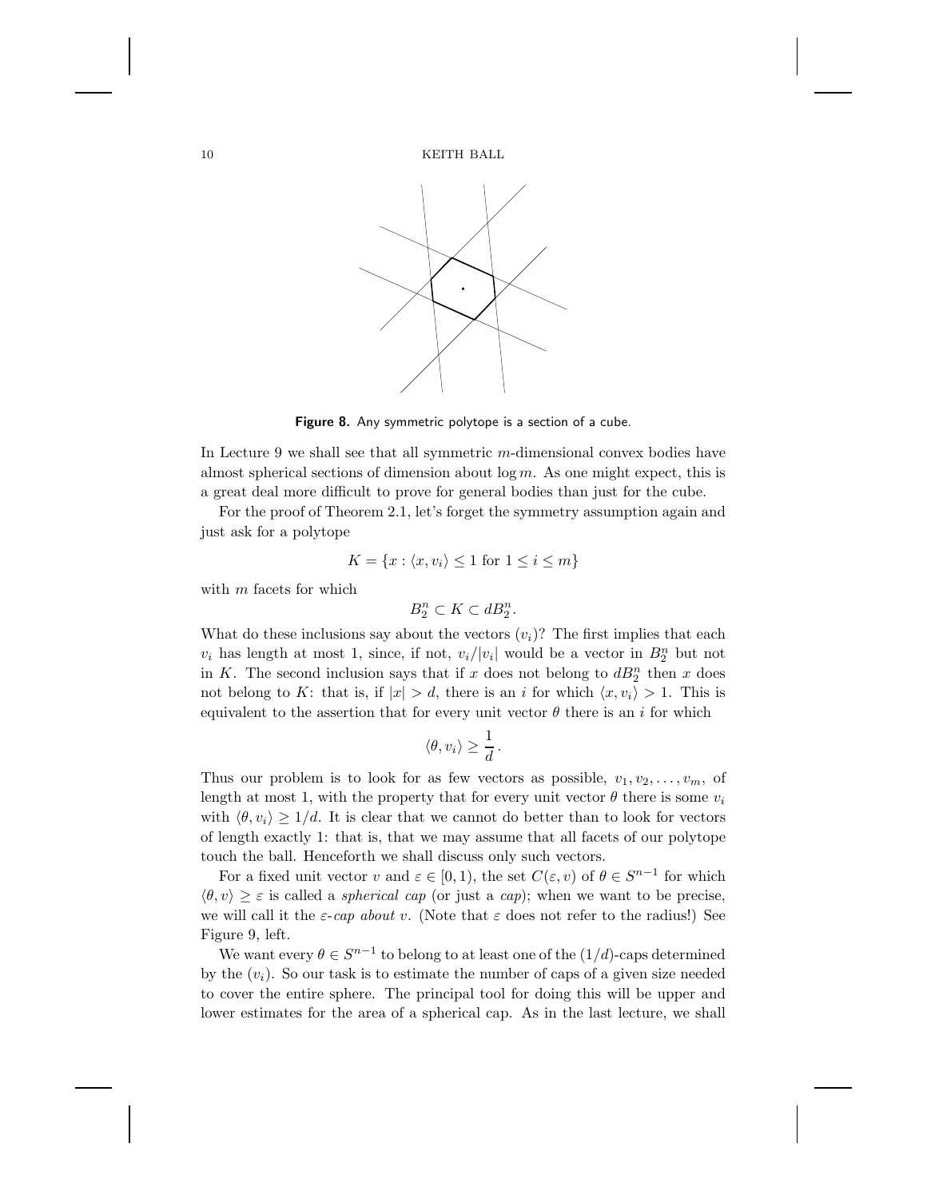**Figure 8.** Any symmetric polytope is a section of a cube.

In Lecture 9 we shall see that all symmetric $m$-dimensional convex bodies have almost spherical sections of dimension about $\log m$. As one might expect, this is a great deal more difficult to prove for general bodies than just for the cube.

For the proof of Theorem 2.1, let's forget the symmetry assumption again and just ask for a polytope

$$K = \{x : \langle x, v_i \rangle \le 1 \text{ for } 1 \le i \le m\}$$

with $m$ facets for which

$$B_2^n \subset K \subset dB_2^n.$$

What do these inclusions say about the vectors $(v_i)$? The first implies that each $v_i$ has length at most 1, since, if not, $v_i/|v_i|$ would be a vector in $B_2^n$ but not in $K$. The second inclusion says that if $x$ does not belong to $dB_2^n$ then $x$ does not belong to $K$: that is, if $|x| > d$, there is an $i$ for which $\langle x, v_i \rangle > 1$. This is equivalent to the assertion that for every unit vector $\theta$ there is an $i$ for which

$$\langle \theta, v_i \rangle \ge \frac{1}{d}\,.$$

Thus our problem is to look for as few vectors as possible, $v_1, v_2, \ldots, v_m$, of length at most 1, with the property that for every unit vector $\theta$ there is some $v_i$ with $\langle \theta, v_i \rangle \ge 1/d$. It is clear that we cannot do better than to look for vectors of length exactly 1: that is, that we may assume that all facets of our polytope touch the ball. Henceforth we shall discuss only such vectors.

For a fixed unit vector $v$ and $\varepsilon \in [0, 1)$, the set $C(\varepsilon, v)$ of $\theta \in S^{n-1}$ for which $\langle \theta, v \rangle \ge \varepsilon$ is called a *spherical cap* (or just a *cap*); when we want to be precise, we will call it the *$\varepsilon$-cap about* $v$. (Note that $\varepsilon$ does not refer to the radius!) See Figure 9, left.

We want every $\theta \in S^{n-1}$ to belong to at least one of the $(1/d)$-caps determined by the $(v_i)$. So our task is to estimate the number of caps of a given size needed to cover the entire sphere. The principal tool for doing this will be upper and lower estimates for the area of a spherical cap. As in the last lecture, we shall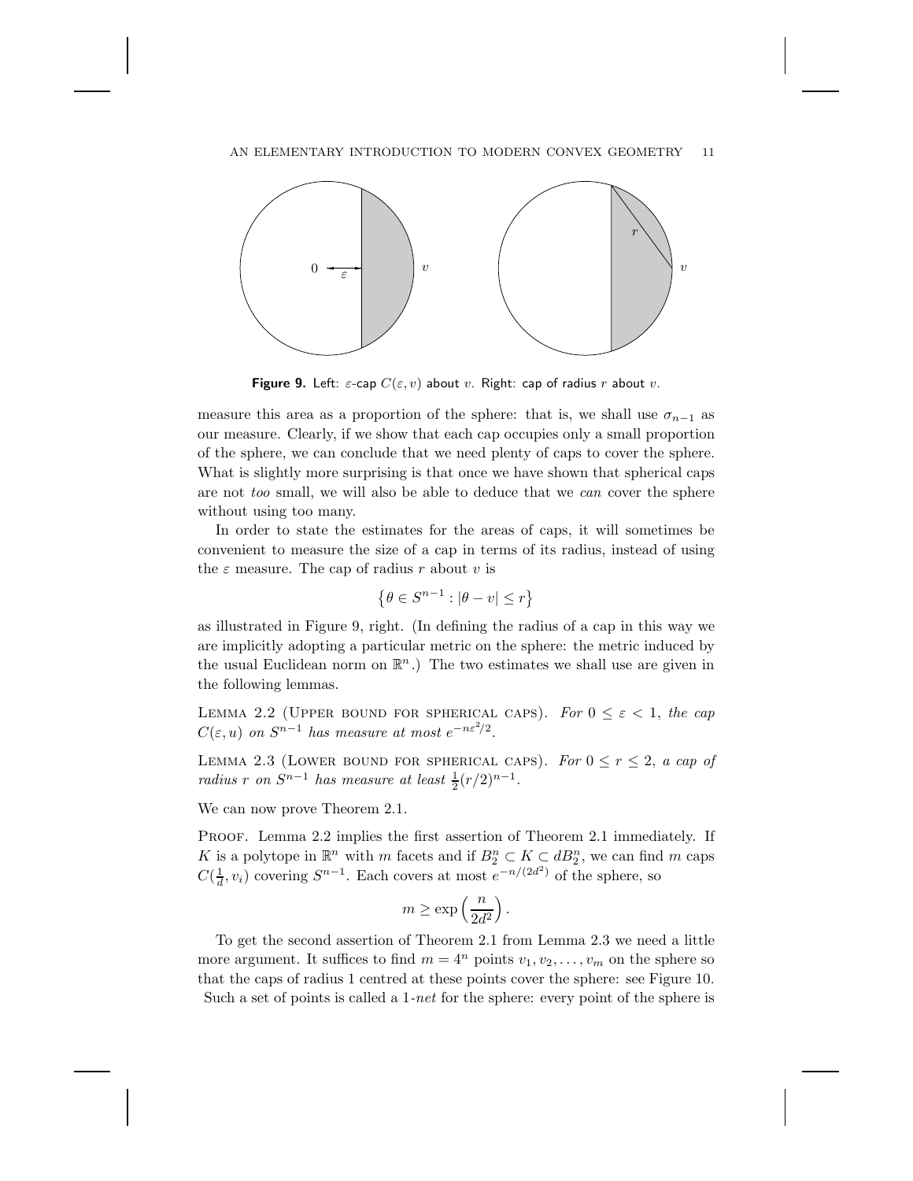**Figure 9.** Left: $\varepsilon$-cap $C(\varepsilon, v)$ about $v$. Right: cap of radius $r$ about $v$.

measure this area as a proportion of the sphere: that is, we shall use $\sigma_{n-1}$ as our measure. Clearly, if we show that each cap occupies only a small proportion of the sphere, we can conclude that we need plenty of caps to cover the sphere. What is slightly more surprising is that once we have shown that spherical caps are not *too* small, we will also be able to deduce that we *can* cover the sphere without using too many.

In order to state the estimates for the areas of caps, it will sometimes be convenient to measure the size of a cap in terms of its radius, instead of using the $\varepsilon$ measure. The cap of radius $r$ about $v$ is

$$\left\{\theta \in S^{n-1} : |\theta - v| \leq r\right\}$$

as illustrated in Figure 9, right. (In defining the radius of a cap in this way we are implicitly adopting a particular metric on the sphere: the metric induced by the usual Euclidean norm on $\mathbb{R}^n$.) The two estimates we shall use are given in the following lemmas.

Lemma 2.2 (Upper bound for spherical caps). *For $0 \leq \varepsilon < 1$, the cap $C(\varepsilon, u)$ on $S^{n-1}$ has measure at most $e^{-n\varepsilon^2/2}$.*

Lemma 2.3 (Lower bound for spherical caps). *For $0 \leq r \leq 2$, a cap of radius $r$ on $S^{n-1}$ has measure at least $\frac{1}{2}(r/2)^{n-1}$.*

We can now prove Theorem 2.1.

Proof. Lemma 2.2 implies the first assertion of Theorem 2.1 immediately. If $K$ is a polytope in $\mathbb{R}^n$ with $m$ facets and if $B_2^n \subset K \subset dB_2^n$, we can find $m$ caps $C(\frac{1}{d}, v_i)$ covering $S^{n-1}$. Each covers at most $e^{-n/(2d^2)}$ of the sphere, so

$$m \geq \exp\left(\frac{n}{2d^2}\right).$$

To get the second assertion of Theorem 2.1 from Lemma 2.3 we need a little more argument. It suffices to find $m = 4^n$ points $v_1, v_2, \ldots, v_m$ on the sphere so that the caps of radius 1 centred at these points cover the sphere: see Figure 10. Such a set of points is called a 1-*net* for the sphere: every point of the sphere is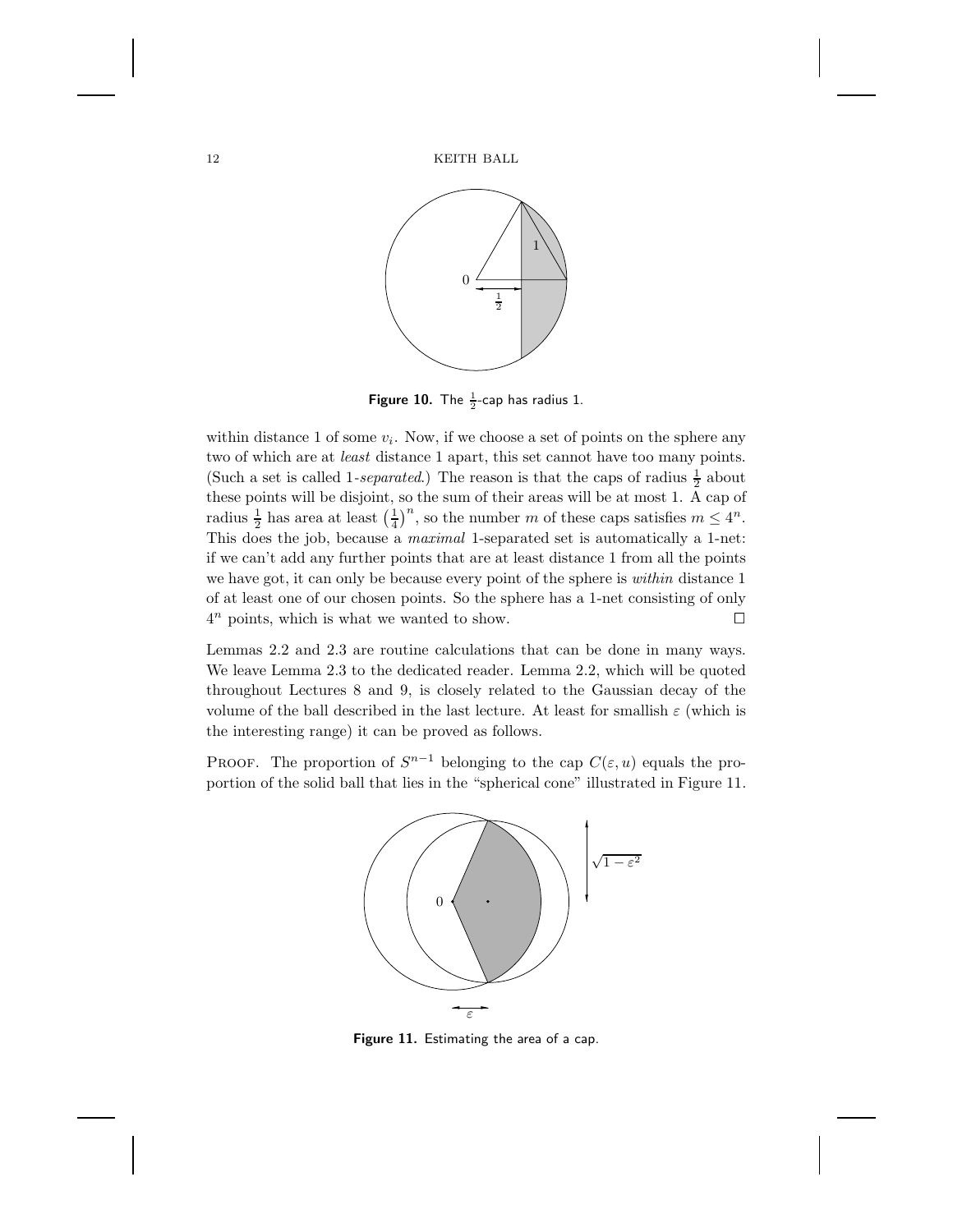**Figure 10.** The $\frac{1}{2}$-cap has radius 1.

within distance 1 of some $v_i$. Now, if we choose a set of points on the sphere any two of which are at *least* distance 1 apart, this set cannot have too many points. (Such a set is called 1-*separated*.) The reason is that the caps of radius $\frac{1}{2}$ about these points will be disjoint, so the sum of their areas will be at most 1. A cap of radius $\frac{1}{2}$ has area at least $\left(\frac{1}{4}\right)^n$, so the number $m$ of these caps satisfies $m \leq 4^n$. This does the job, because a *maximal* 1-separated set is automatically a 1-net: if we can't add any further points that are at least distance 1 from all the points we have got, it can only be because every point of the sphere is *within* distance 1 of at least one of our chosen points. So the sphere has a 1-net consisting of only $4^n$ points, which is what we wanted to show. □

Lemmas 2.2 and 2.3 are routine calculations that can be done in many ways. We leave Lemma 2.3 to the dedicated reader. Lemma 2.2, which will be quoted throughout Lectures 8 and 9, is closely related to the Gaussian decay of the volume of the ball described in the last lecture. At least for smallish $\varepsilon$ (which is the interesting range) it can be proved as follows.

PROOF. The proportion of $S^{n-1}$ belonging to the cap $C(\varepsilon, u)$ equals the proportion of the solid ball that lies in the "spherical cone" illustrated in Figure 11.

**Figure 11.** Estimating the area of a cap.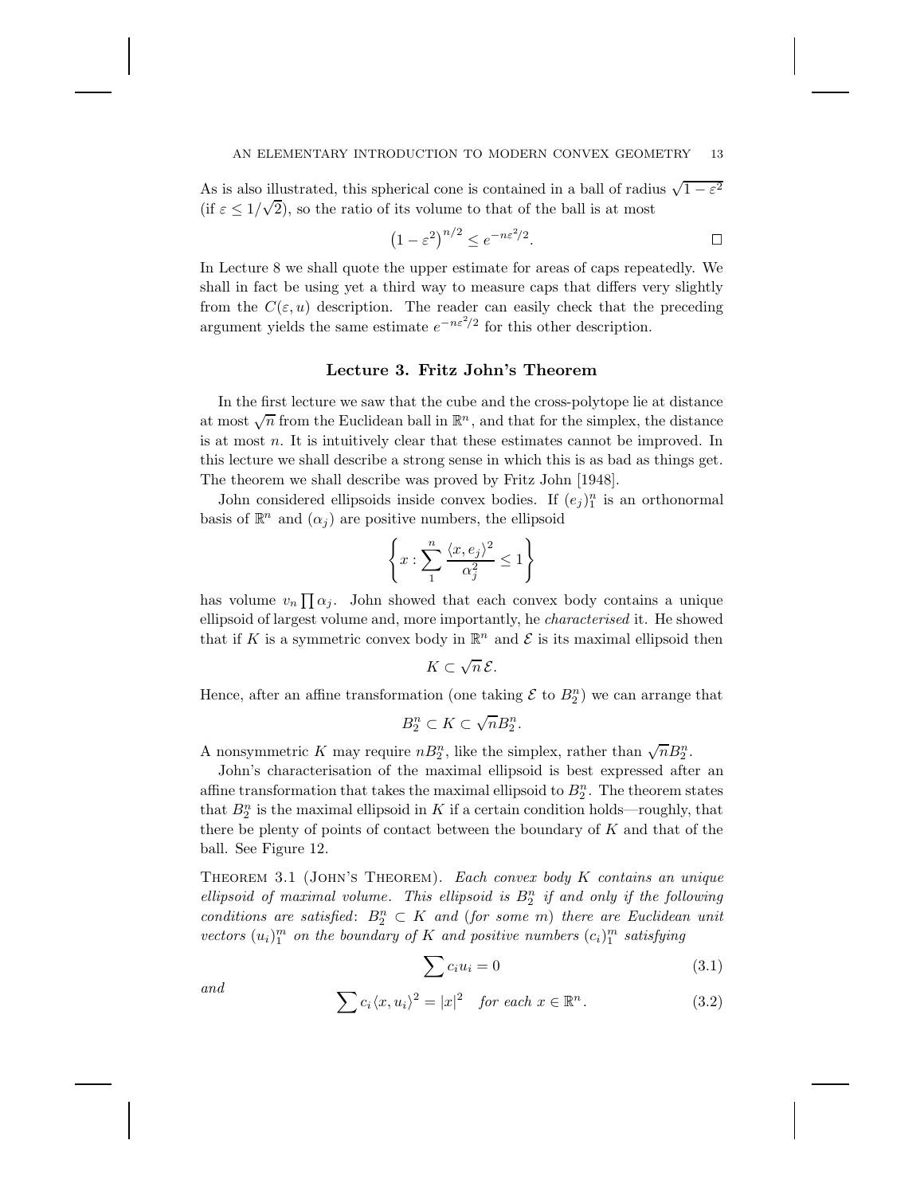As is also illustrated, this spherical cone is contained in a ball of radius $\sqrt{1-\varepsilon^2}$ (if $\varepsilon \le 1/\sqrt{2}$), so the ratio of its volume to that of the ball is at most

$$\left(1-\varepsilon^2\right)^{n/2} \le e^{-n\varepsilon^2/2}. \qquad \square$$

In Lecture 8 we shall quote the upper estimate for areas of caps repeatedly. We shall in fact be using yet a third way to measure caps that differs very slightly from the $C(\varepsilon, u)$ description. The reader can easily check that the preceding argument yields the same estimate $e^{-n\varepsilon^2/2}$ for this other description.

## Lecture 3. Fritz John's Theorem

In the first lecture we saw that the cube and the cross-polytope lie at distance at most $\sqrt{n}$ from the Euclidean ball in $\mathbb{R}^n$, and that for the simplex, the distance is at most $n$. It is intuitively clear that these estimates cannot be improved. In this lecture we shall describe a strong sense in which this is as bad as things get. The theorem we shall describe was proved by Fritz John [1948].

John considered ellipsoids inside convex bodies. If $(e_j)_1^n$ is an orthonormal basis of $\mathbb{R}^n$ and $(\alpha_j)$ are positive numbers, the ellipsoid

$$\left\{ x : \sum_1^n \frac{\langle x, e_j\rangle^2}{\alpha_j^2} \le 1 \right\}$$

has volume $v_n \prod \alpha_j$. John showed that each convex body contains a unique ellipsoid of largest volume and, more importantly, he *characterised* it. He showed that if $K$ is a symmetric convex body in $\mathbb{R}^n$ and $\mathcal{E}$ is its maximal ellipsoid then

$$K \subset \sqrt{n}\,\mathcal{E}.$$

Hence, after an affine transformation (one taking $\mathcal{E}$ to $B_2^n$) we can arrange that

$$B_2^n \subset K \subset \sqrt{n} B_2^n.$$

A nonsymmetric $K$ may require $nB_2^n$, like the simplex, rather than $\sqrt{n}B_2^n$.

John's characterisation of the maximal ellipsoid is best expressed after an affine transformation that takes the maximal ellipsoid to $B_2^n$. The theorem states that $B_2^n$ is the maximal ellipsoid in $K$ if a certain condition holds—roughly, that there be plenty of points of contact between the boundary of $K$ and that of the ball. See Figure 12.

Theorem 3.1 (John's Theorem). *Each convex body $K$ contains an unique ellipsoid of maximal volume. This ellipsoid is $B_2^n$ if and only if the following conditions are satisfied*: $B_2^n \subset K$ *and* (*for some* $m$) *there are Euclidean unit vectors $(u_i)_1^m$ on the boundary of $K$ and positive numbers $(c_i)_1^m$ satisfying*

$$\sum c_i u_i = 0 \tag{3.1}$$

*and*

$$\sum c_i \langle x, u_i\rangle^2 = |x|^2 \quad \text{for each } x \in \mathbb{R}^n. \tag{3.2}$$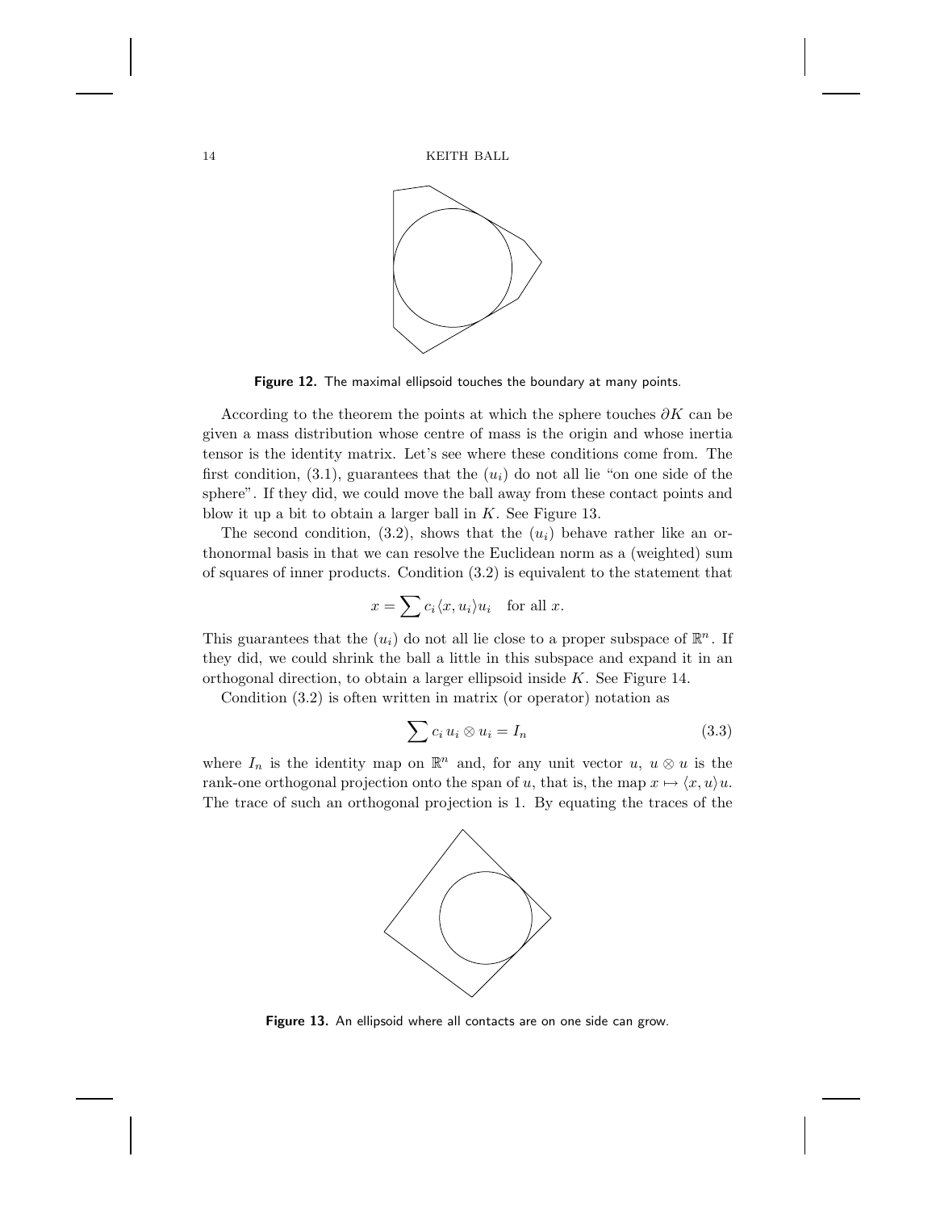**Figure 12.** The maximal ellipsoid touches the boundary at many points.

According to the theorem the points at which the sphere touches $\partial K$ can be given a mass distribution whose centre of mass is the origin and whose inertia tensor is the identity matrix. Let's see where these conditions come from. The first condition, (3.1), guarantees that the $(u_i)$ do not all lie "on one side of the sphere". If they did, we could move the ball away from these contact points and blow it up a bit to obtain a larger ball in $K$. See Figure 13.

The second condition, (3.2), shows that the $(u_i)$ behave rather like an orthonormal basis in that we can resolve the Euclidean norm as a (weighted) sum of squares of inner products. Condition (3.2) is equivalent to the statement that

$$x = \sum c_i \langle x, u_i \rangle u_i \quad \text{for all } x.$$

This guarantees that the $(u_i)$ do not all lie close to a proper subspace of $\mathbb{R}^n$. If they did, we could shrink the ball a little in this subspace and expand it in an orthogonal direction, to obtain a larger ellipsoid inside $K$. See Figure 14.

Condition (3.2) is often written in matrix (or operator) notation as

$$\sum c_i \, u_i \otimes u_i = I_n \tag{3.3}$$

where $I_n$ is the identity map on $\mathbb{R}^n$ and, for any unit vector $u$, $u \otimes u$ is the rank-one orthogonal projection onto the span of $u$, that is, the map $x \mapsto \langle x, u \rangle u$. The trace of such an orthogonal projection is 1. By equating the traces of the

**Figure 13.** An ellipsoid where all contacts are on one side can grow.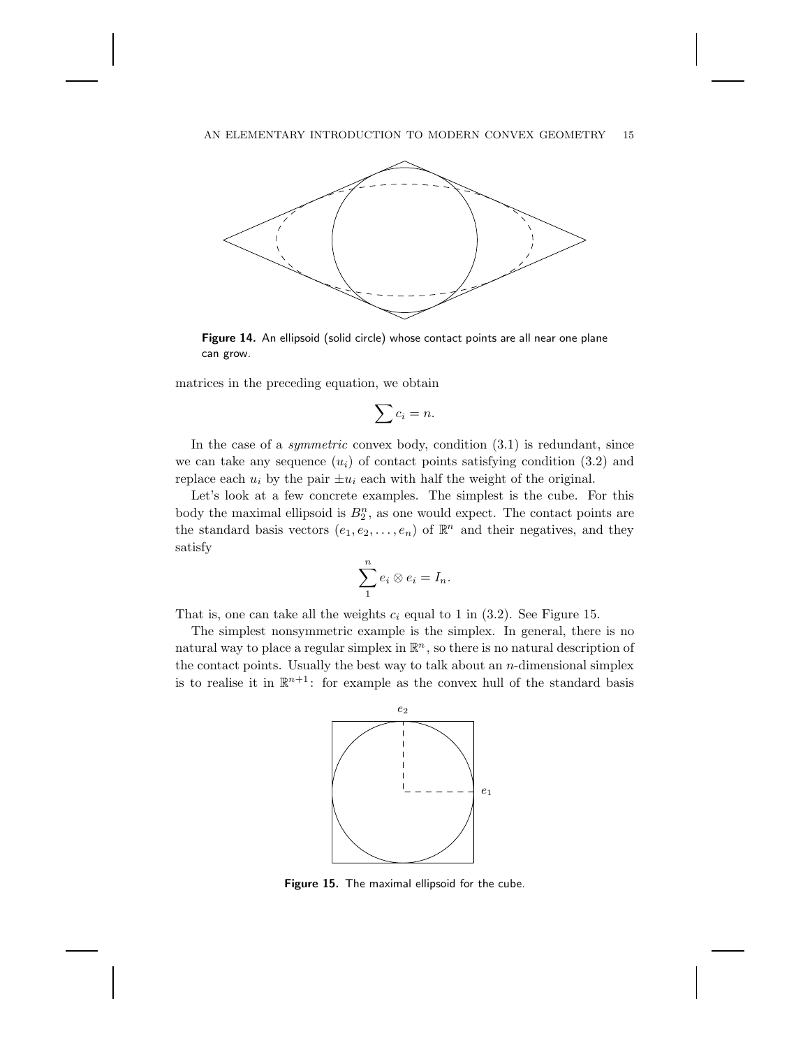**Figure 14.** An ellipsoid (solid circle) whose contact points are all near one plane can grow.

matrices in the preceding equation, we obtain

$$\sum c_i = n.$$

In the case of a *symmetric* convex body, condition (3.1) is redundant, since we can take any sequence $(u_i)$ of contact points satisfying condition (3.2) and replace each $u_i$ by the pair $\pm u_i$ each with half the weight of the original.

Let's look at a few concrete examples. The simplest is the cube. For this body the maximal ellipsoid is $B_2^n$, as one would expect. The contact points are the standard basis vectors $(e_1, e_2, \ldots, e_n)$ of $\mathbb{R}^n$ and their negatives, and they satisfy

$$\sum_1^n e_i \otimes e_i = I_n.$$

That is, one can take all the weights $c_i$ equal to 1 in (3.2). See Figure 15.

The simplest nonsymmetric example is the simplex. In general, there is no natural way to place a regular simplex in $\mathbb{R}^n$, so there is no natural description of the contact points. Usually the best way to talk about an $n$-dimensional simplex is to realise it in $\mathbb{R}^{n+1}$: for example as the convex hull of the standard basis

**Figure 15.** The maximal ellipsoid for the cube.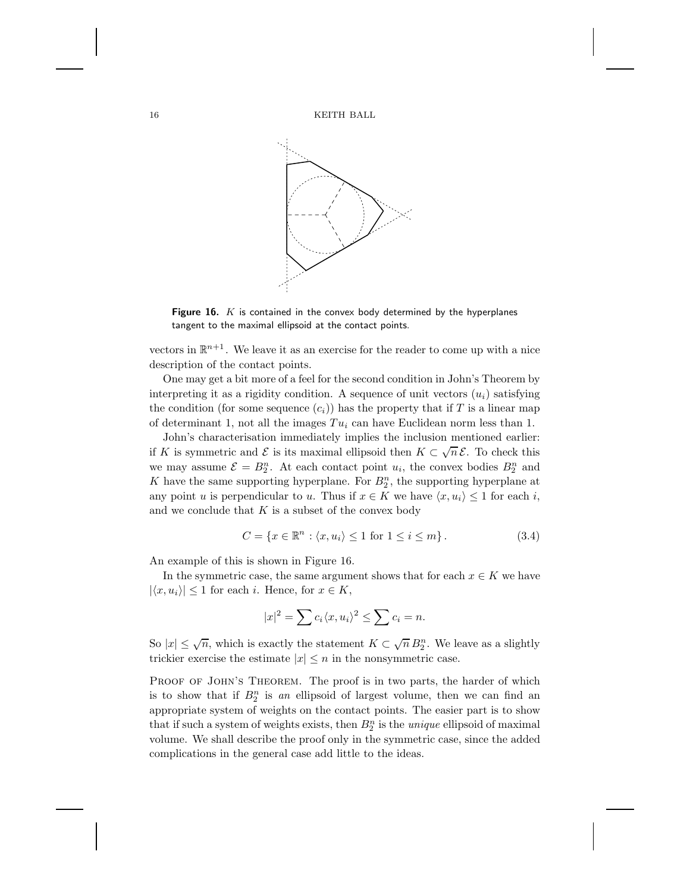**Figure 16.** $K$ is contained in the convex body determined by the hyperplanes tangent to the maximal ellipsoid at the contact points.

vectors in $\mathbb{R}^{n+1}$. We leave it as an exercise for the reader to come up with a nice description of the contact points.

One may get a bit more of a feel for the second condition in John's Theorem by interpreting it as a rigidity condition. A sequence of unit vectors $(u_i)$ satisfying the condition (for some sequence $(c_i)$) has the property that if $T$ is a linear map of determinant 1, not all the images $Tu_i$ can have Euclidean norm less than 1.

John's characterisation immediately implies the inclusion mentioned earlier: if $K$ is symmetric and $\mathcal{E}$ is its maximal ellipsoid then $K \subset \sqrt{n}\,\mathcal{E}$. To check this we may assume $\mathcal{E} = B_2^n$. At each contact point $u_i$, the convex bodies $B_2^n$ and $K$ have the same supporting hyperplane. For $B_2^n$, the supporting hyperplane at any point $u$ is perpendicular to $u$. Thus if $x \in K$ we have $\langle x, u_i \rangle \leq 1$ for each $i$, and we conclude that $K$ is a subset of the convex body

$$C = \{x \in \mathbb{R}^n : \langle x, u_i \rangle \leq 1 \text{ for } 1 \leq i \leq m\}. \tag{3.4}$$

An example of this is shown in Figure 16.

In the symmetric case, the same argument shows that for each $x \in K$ we have $|\langle x, u_i \rangle| \leq 1$ for each $i$. Hence, for $x \in K$,

$$|x|^2 = \sum c_i \langle x, u_i \rangle^2 \leq \sum c_i = n.$$

So $|x| \leq \sqrt{n}$, which is exactly the statement $K \subset \sqrt{n}\, B_2^n$. We leave as a slightly trickier exercise the estimate $|x| \leq n$ in the nonsymmetric case.

Proof of John's Theorem. The proof is in two parts, the harder of which is to show that if $B_2^n$ is *an* ellipsoid of largest volume, then we can find an appropriate system of weights on the contact points. The easier part is to show that if such a system of weights exists, then $B_2^n$ is the *unique* ellipsoid of maximal volume. We shall describe the proof only in the symmetric case, since the added complications in the general case add little to the ideas.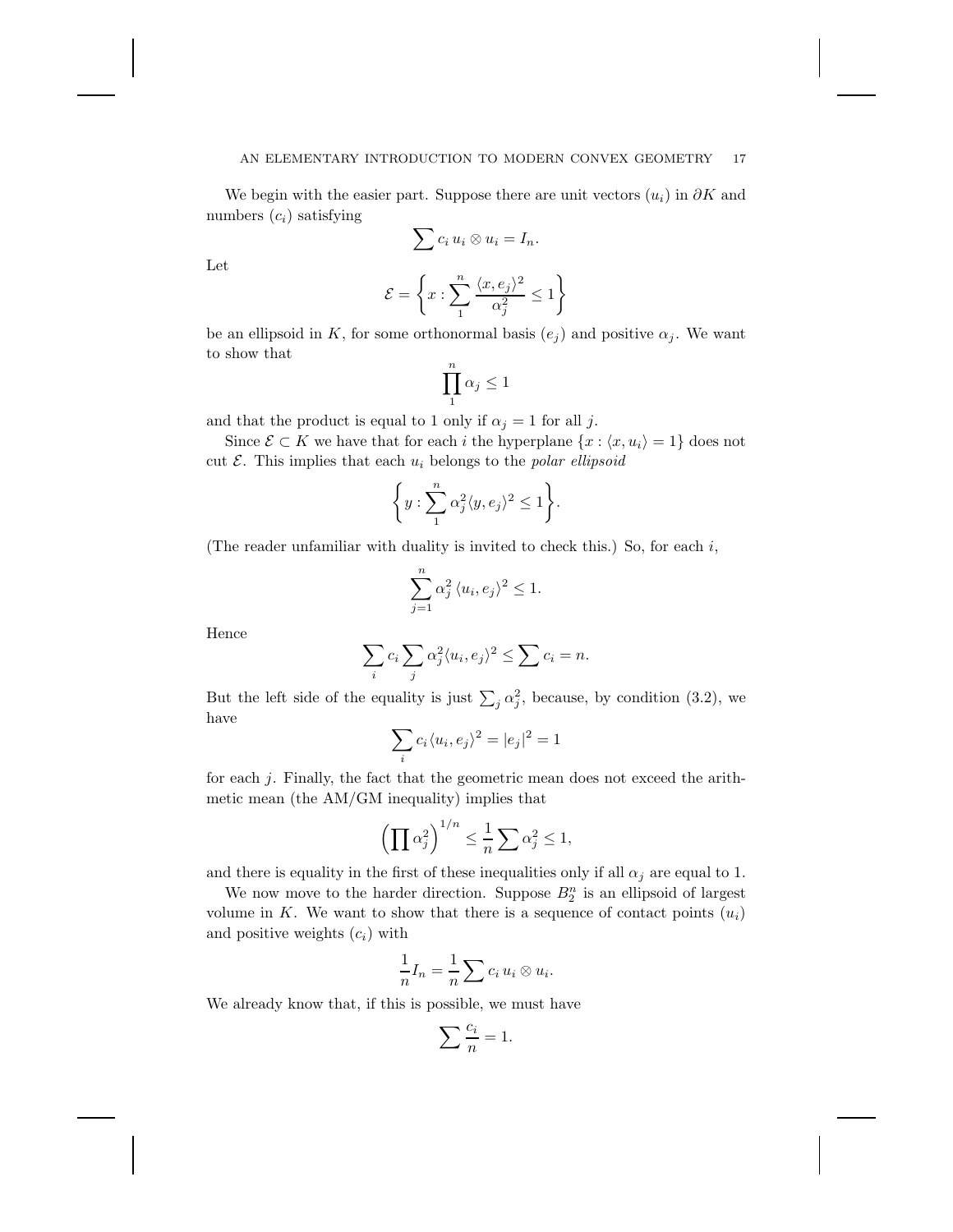We begin with the easier part. Suppose there are unit vectors $(u_i)$ in $\partial K$ and numbers $(c_i)$ satisfying

$$\sum c_i \, u_i \otimes u_i = I_n.$$

Let

$$\mathcal{E} = \left\{ x : \sum_1^n \frac{\langle x, e_j \rangle^2}{\alpha_j^2} \le 1 \right\}$$

be an ellipsoid in $K$, for some orthonormal basis $(e_j)$ and positive $\alpha_j$. We want to show that

$$\prod_1^n \alpha_j \le 1$$

and that the product is equal to 1 only if $\alpha_j = 1$ for all $j$.

Since $\mathcal{E} \subset K$ we have that for each $i$ the hyperplane $\{x : \langle x, u_i \rangle = 1\}$ does not cut $\mathcal{E}$. This implies that each $u_i$ belongs to the *polar ellipsoid*

$$\left\{ y : \sum_1^n \alpha_j^2 \langle y, e_j \rangle^2 \le 1 \right\}.$$

(The reader unfamiliar with duality is invited to check this.) So, for each $i$,

$$\sum_{j=1}^n \alpha_j^2 \, \langle u_i, e_j \rangle^2 \le 1.$$

Hence

$$\sum_i c_i \sum_j \alpha_j^2 \langle u_i, e_j \rangle^2 \le \sum c_i = n.$$

But the left side of the equality is just $\sum_j \alpha_j^2$, because, by condition (3.2), we have

$$\sum_i c_i \langle u_i, e_j \rangle^2 = |e_j|^2 = 1$$

for each $j$. Finally, the fact that the geometric mean does not exceed the arithmetic mean (the AM/GM inequality) implies that

$$\left( \prod \alpha_j^2 \right)^{1/n} \le \frac{1}{n} \sum \alpha_j^2 \le 1,$$

and there is equality in the first of these inequalities only if all $\alpha_j$ are equal to 1.

We now move to the harder direction. Suppose $B_2^n$ is an ellipsoid of largest volume in $K$. We want to show that there is a sequence of contact points $(u_i)$ and positive weights $(c_i)$ with

$$\frac{1}{n} I_n = \frac{1}{n} \sum c_i \, u_i \otimes u_i.$$

We already know that, if this is possible, we must have

$$\sum \frac{c_i}{n} = 1.$$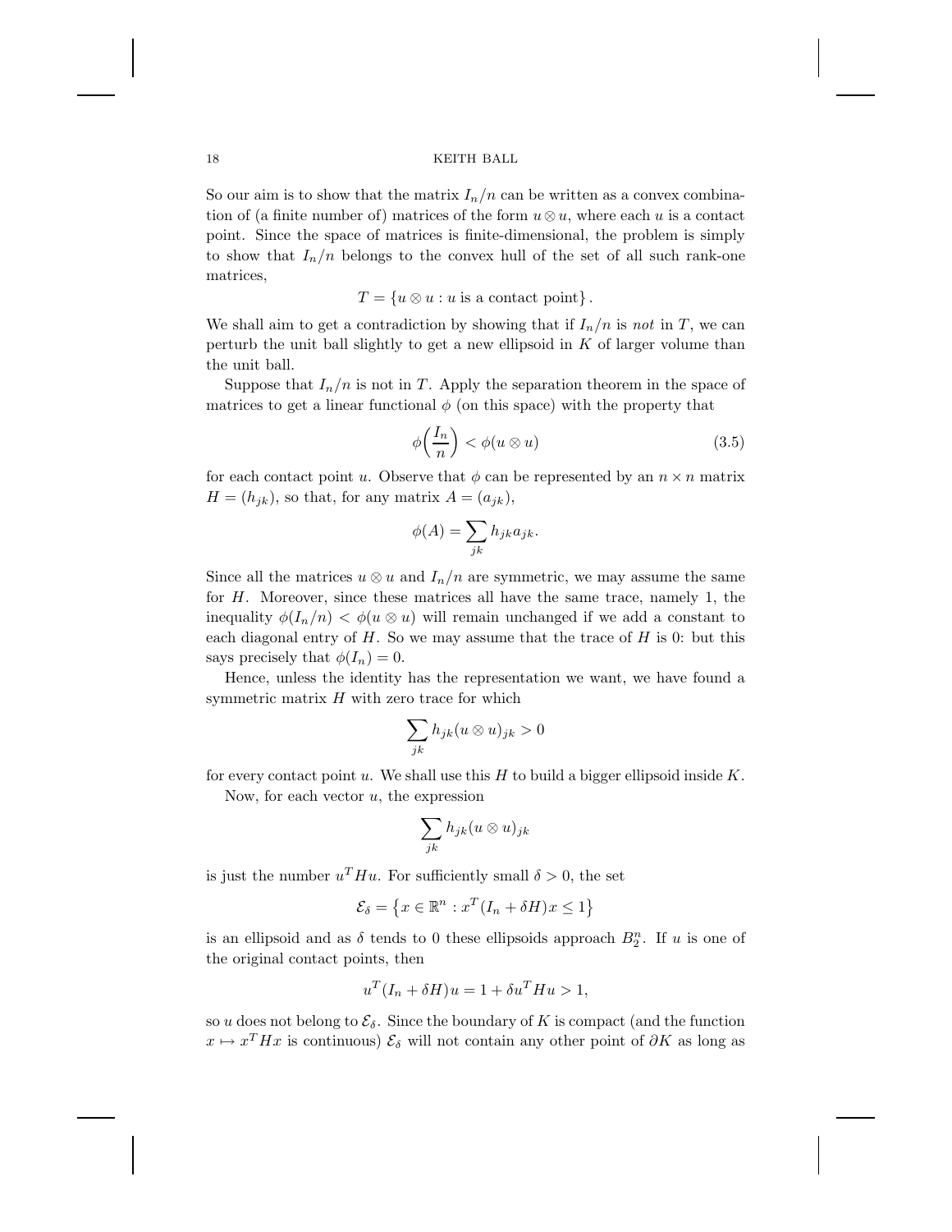So our aim is to show that the matrix $I_n/n$ can be written as a convex combination of (a finite number of) matrices of the form $u \otimes u$, where each $u$ is a contact point. Since the space of matrices is finite-dimensional, the problem is simply to show that $I_n/n$ belongs to the convex hull of the set of all such rank-one matrices,

$$T = \{u \otimes u : u \text{ is a contact point}\}.$$

We shall aim to get a contradiction by showing that if $I_n/n$ is *not* in $T$, we can perturb the unit ball slightly to get a new ellipsoid in $K$ of larger volume than the unit ball.

Suppose that $I_n/n$ is not in $T$. Apply the separation theorem in the space of matrices to get a linear functional $\phi$ (on this space) with the property that

$$\phi\left(\frac{I_n}{n}\right) < \phi(u \otimes u) \tag{3.5}$$

for each contact point $u$. Observe that $\phi$ can be represented by an $n \times n$ matrix $H = (h_{jk})$, so that, for any matrix $A = (a_{jk})$,

$$\phi(A) = \sum_{jk} h_{jk} a_{jk}.$$

Since all the matrices $u \otimes u$ and $I_n/n$ are symmetric, we may assume the same for $H$. Moreover, since these matrices all have the same trace, namely 1, the inequality $\phi(I_n/n) < \phi(u \otimes u)$ will remain unchanged if we add a constant to each diagonal entry of $H$. So we may assume that the trace of $H$ is 0: but this says precisely that $\phi(I_n) = 0$.

Hence, unless the identity has the representation we want, we have found a symmetric matrix $H$ with zero trace for which

$$\sum_{jk} h_{jk} (u \otimes u)_{jk} > 0$$

for every contact point $u$. We shall use this $H$ to build a bigger ellipsoid inside $K$.

Now, for each vector $u$, the expression

$$\sum_{jk} h_{jk} (u \otimes u)_{jk}$$

is just the number $u^T H u$. For sufficiently small $\delta > 0$, the set

$$\mathcal{E}_\delta = \left\{x \in \mathbb{R}^n : x^T (I_n + \delta H) x \le 1\right\}$$

is an ellipsoid and as $\delta$ tends to 0 these ellipsoids approach $B_2^n$. If $u$ is one of the original contact points, then

$$u^T (I_n + \delta H) u = 1 + \delta u^T H u > 1,$$

so $u$ does not belong to $\mathcal{E}_\delta$. Since the boundary of $K$ is compact (and the function $x \mapsto x^T H x$ is continuous) $\mathcal{E}_\delta$ will not contain any other point of $\partial K$ as long as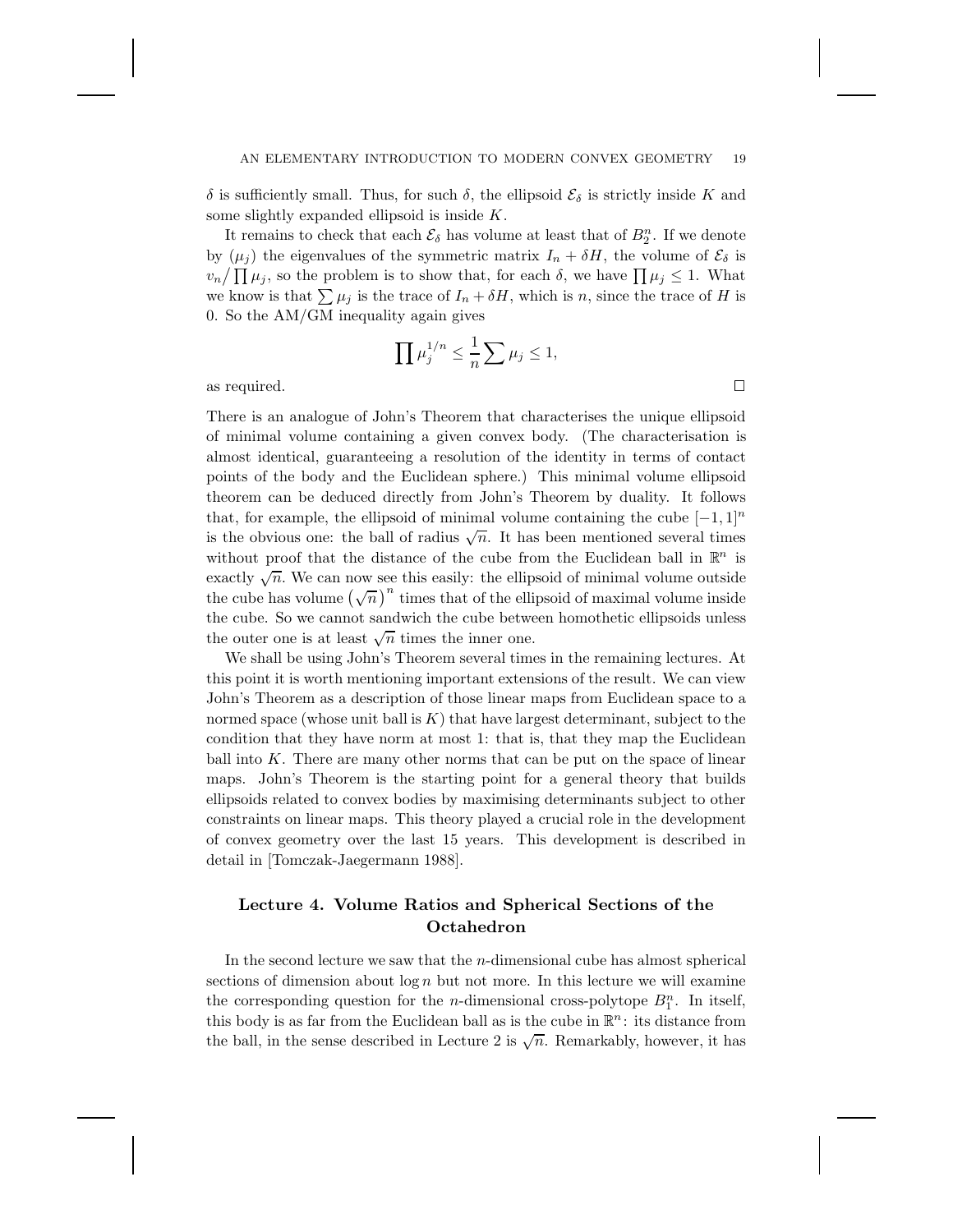$\delta$ is sufficiently small. Thus, for such $\delta$, the ellipsoid $\mathcal{E}_\delta$ is strictly inside $K$ and some slightly expanded ellipsoid is inside $K$.

It remains to check that each $\mathcal{E}_\delta$ has volume at least that of $B_2^n$. If we denote by $(\mu_j)$ the eigenvalues of the symmetric matrix $I_n + \delta H$, the volume of $\mathcal{E}_\delta$ is $v_n / \prod \mu_j$, so the problem is to show that, for each $\delta$, we have $\prod \mu_j \leq 1$. What we know is that $\sum \mu_j$ is the trace of $I_n + \delta H$, which is $n$, since the trace of $H$ is 0. So the AM/GM inequality again gives

$$\prod \mu_j^{1/n} \leq \frac{1}{n} \sum \mu_j \leq 1,$$

as required. □

There is an analogue of John's Theorem that characterises the unique ellipsoid of minimal volume containing a given convex body. (The characterisation is almost identical, guaranteeing a resolution of the identity in terms of contact points of the body and the Euclidean sphere.) This minimal volume ellipsoid theorem can be deduced directly from John's Theorem by duality. It follows that, for example, the ellipsoid of minimal volume containing the cube $[-1, 1]^n$ is the obvious one: the ball of radius $\sqrt{n}$. It has been mentioned several times without proof that the distance of the cube from the Euclidean ball in $\mathbb{R}^n$ is exactly $\sqrt{n}$. We can now see this easily: the ellipsoid of minimal volume outside the cube has volume $\left(\sqrt{n}\right)^n$ times that of the ellipsoid of maximal volume inside the cube. So we cannot sandwich the cube between homothetic ellipsoids unless the outer one is at least $\sqrt{n}$ times the inner one.

We shall be using John's Theorem several times in the remaining lectures. At this point it is worth mentioning important extensions of the result. We can view John's Theorem as a description of those linear maps from Euclidean space to a normed space (whose unit ball is $K$) that have largest determinant, subject to the condition that they have norm at most 1: that is, that they map the Euclidean ball into $K$. There are many other norms that can be put on the space of linear maps. John's Theorem is the starting point for a general theory that builds ellipsoids related to convex bodies by maximising determinants subject to other constraints on linear maps. This theory played a crucial role in the development of convex geometry over the last 15 years. This development is described in detail in [Tomczak-Jaegermann 1988].

## Lecture 4. Volume Ratios and Spherical Sections of the Octahedron

In the second lecture we saw that the $n$-dimensional cube has almost spherical sections of dimension about $\log n$ but not more. In this lecture we will examine the corresponding question for the $n$-dimensional cross-polytope $B_1^n$. In itself, this body is as far from the Euclidean ball as is the cube in $\mathbb{R}^n$: its distance from the ball, in the sense described in Lecture 2 is $\sqrt{n}$. Remarkably, however, it has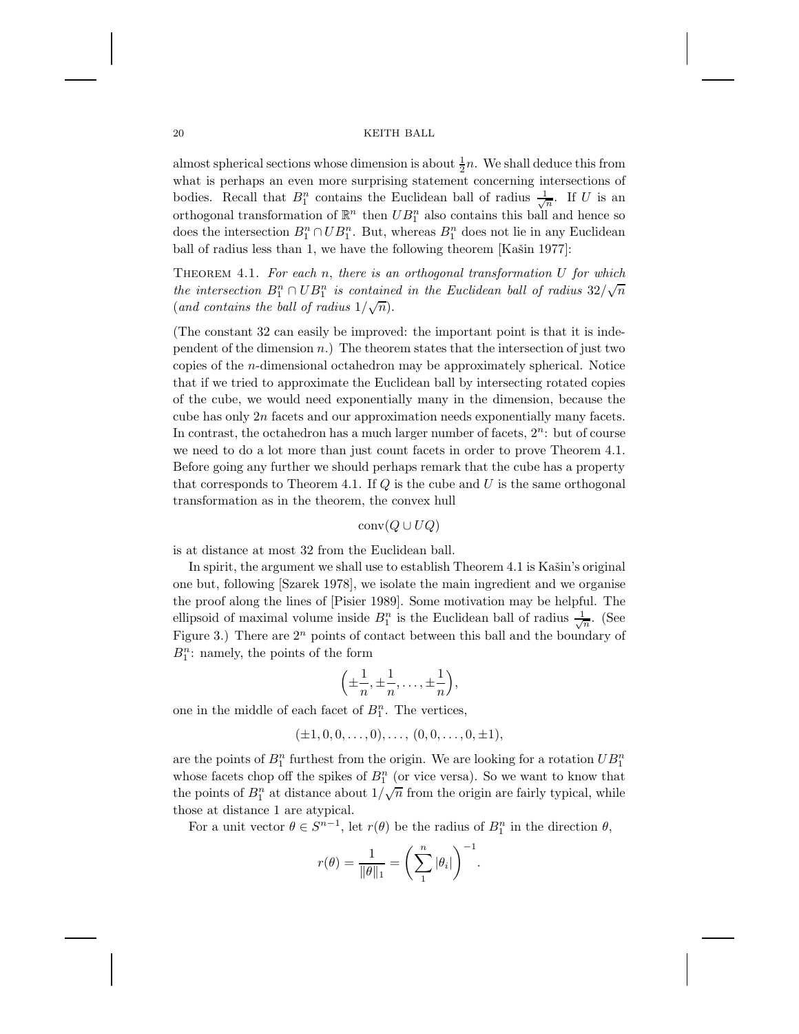almost spherical sections whose dimension is about $\frac{1}{2}n$. We shall deduce this from what is perhaps an even more surprising statement concerning intersections of bodies. Recall that $B_1^n$ contains the Euclidean ball of radius $\frac{1}{\sqrt{n}}$. If $U$ is an orthogonal transformation of $\mathbb{R}^n$ then $UB_1^n$ also contains this ball and hence so does the intersection $B_1^n \cap UB_1^n$. But, whereas $B_1^n$ does not lie in any Euclidean ball of radius less than 1, we have the following theorem [Kašin 1977]:

Theorem 4.1. *For each $n$, there is an orthogonal transformation $U$ for which the intersection $B_1^n \cap UB_1^n$ is contained in the Euclidean ball of radius $32/\sqrt{n}$ (and contains the ball of radius $1/\sqrt{n}$).*

(The constant 32 can easily be improved: the important point is that it is independent of the dimension $n$.) The theorem states that the intersection of just two copies of the $n$-dimensional octahedron may be approximately spherical. Notice that if we tried to approximate the Euclidean ball by intersecting rotated copies of the cube, we would need exponentially many in the dimension, because the cube has only $2n$ facets and our approximation needs exponentially many facets. In contrast, the octahedron has a much larger number of facets, $2^n$: but of course we need to do a lot more than just count facets in order to prove Theorem 4.1. Before going any further we should perhaps remark that the cube has a property that corresponds to Theorem 4.1. If $Q$ is the cube and $U$ is the same orthogonal transformation as in the theorem, the convex hull

$$\operatorname{conv}(Q \cup UQ)$$

is at distance at most 32 from the Euclidean ball.

In spirit, the argument we shall use to establish Theorem 4.1 is Kašin's original one but, following [Szarek 1978], we isolate the main ingredient and we organise the proof along the lines of [Pisier 1989]. Some motivation may be helpful. The ellipsoid of maximal volume inside $B_1^n$ is the Euclidean ball of radius $\frac{1}{\sqrt{n}}$. (See Figure 3.) There are $2^n$ points of contact between this ball and the boundary of $B_1^n$: namely, the points of the form

$$\left(\pm\frac{1}{n}, \pm\frac{1}{n}, \ldots, \pm\frac{1}{n}\right),$$

one in the middle of each facet of $B_1^n$. The vertices,

$$(\pm 1, 0, 0, \ldots, 0), \ldots, (0, 0, \ldots, 0, \pm 1),$$

are the points of $B_1^n$ furthest from the origin. We are looking for a rotation $UB_1^n$ whose facets chop off the spikes of $B_1^n$ (or vice versa). So we want to know that the points of $B_1^n$ at distance about $1/\sqrt{n}$ from the origin are fairly typical, while those at distance 1 are atypical.

For a unit vector $\theta \in S^{n-1}$, let $r(\theta)$ be the radius of $B_1^n$ in the direction $\theta$,

$$r(\theta) = \frac{1}{\|\theta\|_1} = \left(\sum_1^n |\theta_i|\right)^{-1}.$$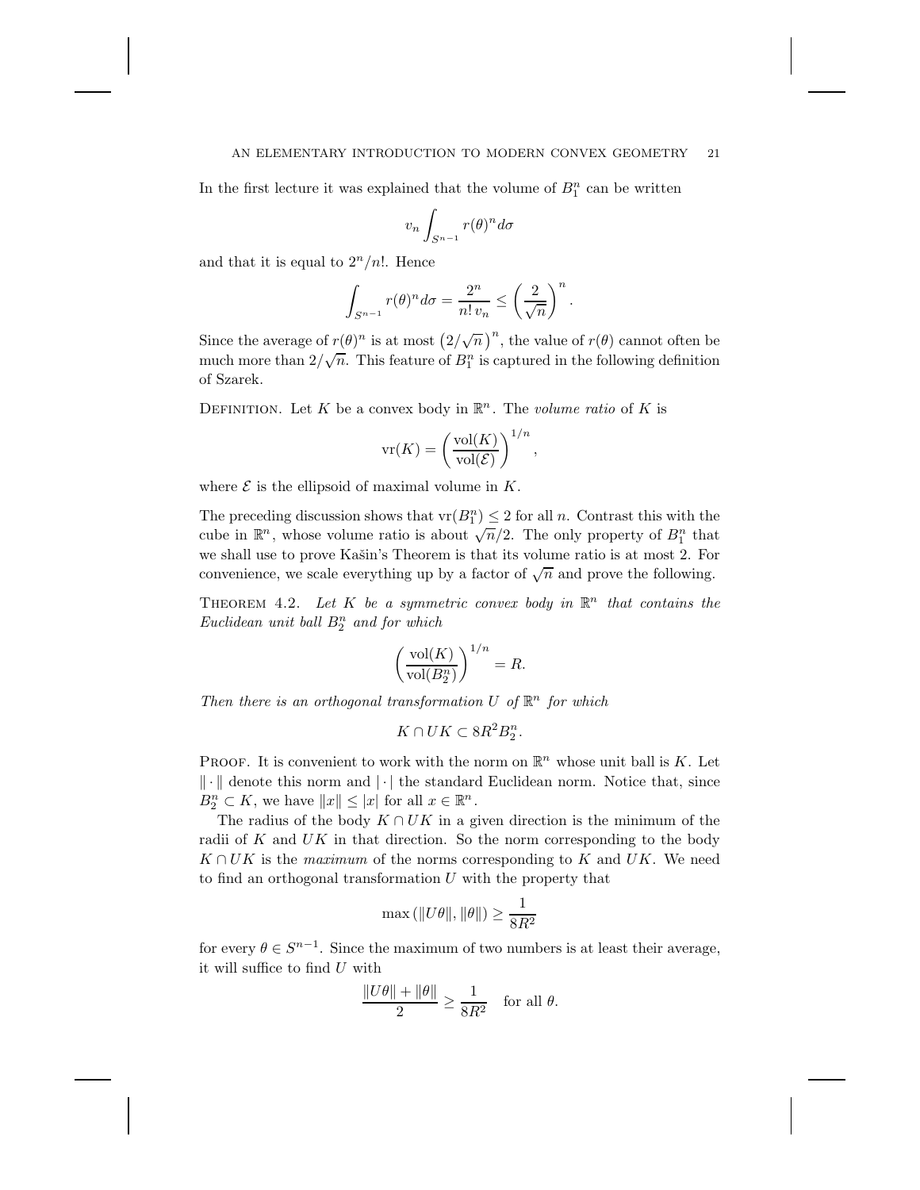In the first lecture it was explained that the volume of $B_1^n$ can be written

$$v_n \int_{S^{n-1}} r(\theta)^n d\sigma$$

and that it is equal to $2^n/n!$. Hence

$$\int_{S^{n-1}} r(\theta)^n d\sigma = \frac{2^n}{n!\, v_n} \leq \left(\frac{2}{\sqrt{n}}\right)^n.$$

Since the average of $r(\theta)^n$ is at most $\left(2/\sqrt{n}\right)^n$, the value of $r(\theta)$ cannot often be much more than $2/\sqrt{n}$. This feature of $B_1^n$ is captured in the following definition of Szarek.

Definition. Let $K$ be a convex body in $\mathbb{R}^n$. The *volume ratio* of $K$ is

$$\mathrm{vr}(K) = \left(\frac{\mathrm{vol}(K)}{\mathrm{vol}(\mathcal{E})}\right)^{1/n},$$

where $\mathcal{E}$ is the ellipsoid of maximal volume in $K$.

The preceding discussion shows that $\mathrm{vr}(B_1^n) \leq 2$ for all $n$. Contrast this with the cube in $\mathbb{R}^n$, whose volume ratio is about $\sqrt{n}/2$. The only property of $B_1^n$ that we shall use to prove Kašin's Theorem is that its volume ratio is at most 2. For convenience, we scale everything up by a factor of $\sqrt{n}$ and prove the following.

Theorem 4.2. *Let $K$ be a symmetric convex body in $\mathbb{R}^n$ that contains the Euclidean unit ball $B_2^n$ and for which*

$$\left(\frac{\mathrm{vol}(K)}{\mathrm{vol}(B_2^n)}\right)^{1/n} = R.$$

*Then there is an orthogonal transformation $U$ of $\mathbb{R}^n$ for which*

$$K \cap UK \subset 8R^2 B_2^n.$$

Proof. It is convenient to work with the norm on $\mathbb{R}^n$ whose unit ball is $K$. Let $\|\cdot\|$ denote this norm and $|\cdot|$ the standard Euclidean norm. Notice that, since $B_2^n \subset K$, we have $\|x\| \leq |x|$ for all $x \in \mathbb{R}^n$.

The radius of the body $K \cap UK$ in a given direction is the minimum of the radii of $K$ and $UK$ in that direction. So the norm corresponding to the body $K \cap UK$ is the *maximum* of the norms corresponding to $K$ and $UK$. We need to find an orthogonal transformation $U$ with the property that

$$\max\left(\|U\theta\|, \|\theta\|\right) \geq \frac{1}{8R^2}$$

for every $\theta \in S^{n-1}$. Since the maximum of two numbers is at least their average, it will suffice to find $U$ with

$$\frac{\|U\theta\| + \|\theta\|}{2} \geq \frac{1}{8R^2} \quad \text{for all } \theta.$$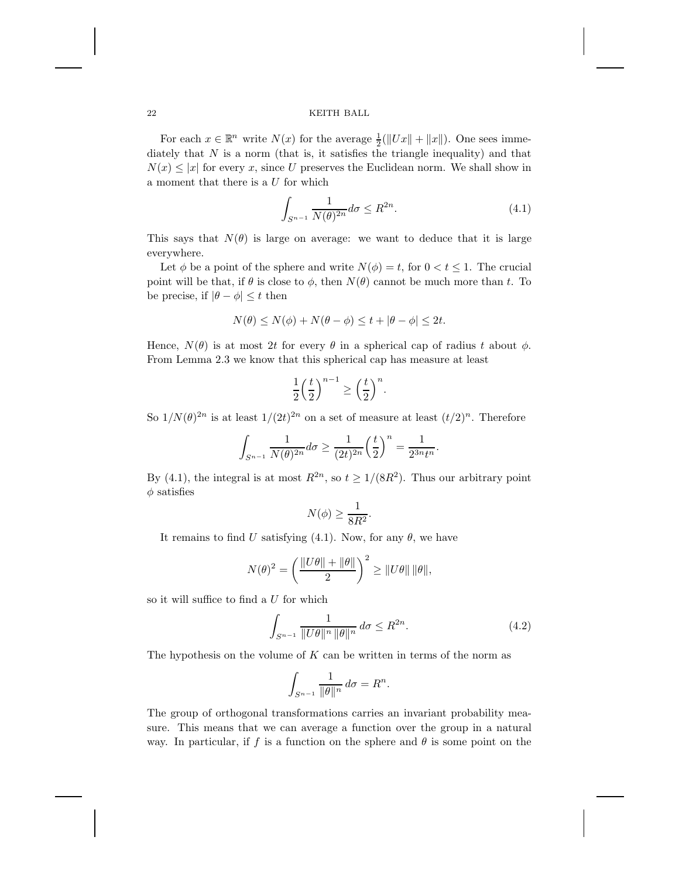For each $x \in \mathbb{R}^n$ write $N(x)$ for the average $\frac{1}{2}(\|Ux\| + \|x\|)$. One sees immediately that $N$ is a norm (that is, it satisfies the triangle inequality) and that $N(x) \le |x|$ for every $x$, since $U$ preserves the Euclidean norm. We shall show in a moment that there is a $U$ for which

$$\int_{S^{n-1}} \frac{1}{N(\theta)^{2n}} d\sigma \le R^{2n}. \tag{4.1}$$

This says that $N(\theta)$ is large on average: we want to deduce that it is large everywhere.

Let $\phi$ be a point of the sphere and write $N(\phi) = t$, for $0 < t \le 1$. The crucial point will be that, if $\theta$ is close to $\phi$, then $N(\theta)$ cannot be much more than $t$. To be precise, if $|\theta - \phi| \le t$ then

$$N(\theta) \le N(\phi) + N(\theta - \phi) \le t + |\theta - \phi| \le 2t.$$

Hence, $N(\theta)$ is at most $2t$ for every $\theta$ in a spherical cap of radius $t$ about $\phi$. From Lemma 2.3 we know that this spherical cap has measure at least

$$\frac{1}{2}\left(\frac{t}{2}\right)^{n-1} \ge \left(\frac{t}{2}\right)^n.$$

So $1/N(\theta)^{2n}$ is at least $1/(2t)^{2n}$ on a set of measure at least $(t/2)^n$. Therefore

$$\int_{S^{n-1}} \frac{1}{N(\theta)^{2n}} d\sigma \ge \frac{1}{(2t)^{2n}}\left(\frac{t}{2}\right)^n = \frac{1}{2^{3n}t^n}.$$

By (4.1), the integral is at most $R^{2n}$, so $t \ge 1/(8R^2)$. Thus our arbitrary point $\phi$ satisfies

$$N(\phi) \ge \frac{1}{8R^2}.$$

It remains to find $U$ satisfying (4.1). Now, for any $\theta$, we have

$$N(\theta)^2 = \left(\frac{\|U\theta\| + \|\theta\|}{2}\right)^2 \ge \|U\theta\|\,\|\theta\|,$$

so it will suffice to find a $U$ for which

$$\int_{S^{n-1}} \frac{1}{\|U\theta\|^n\,\|\theta\|^n}\, d\sigma \le R^{2n}. \tag{4.2}$$

The hypothesis on the volume of $K$ can be written in terms of the norm as

$$\int_{S^{n-1}} \frac{1}{\|\theta\|^n}\, d\sigma = R^n.$$

The group of orthogonal transformations carries an invariant probability measure. This means that we can average a function over the group in a natural way. In particular, if $f$ is a function on the sphere and $\theta$ is some point on the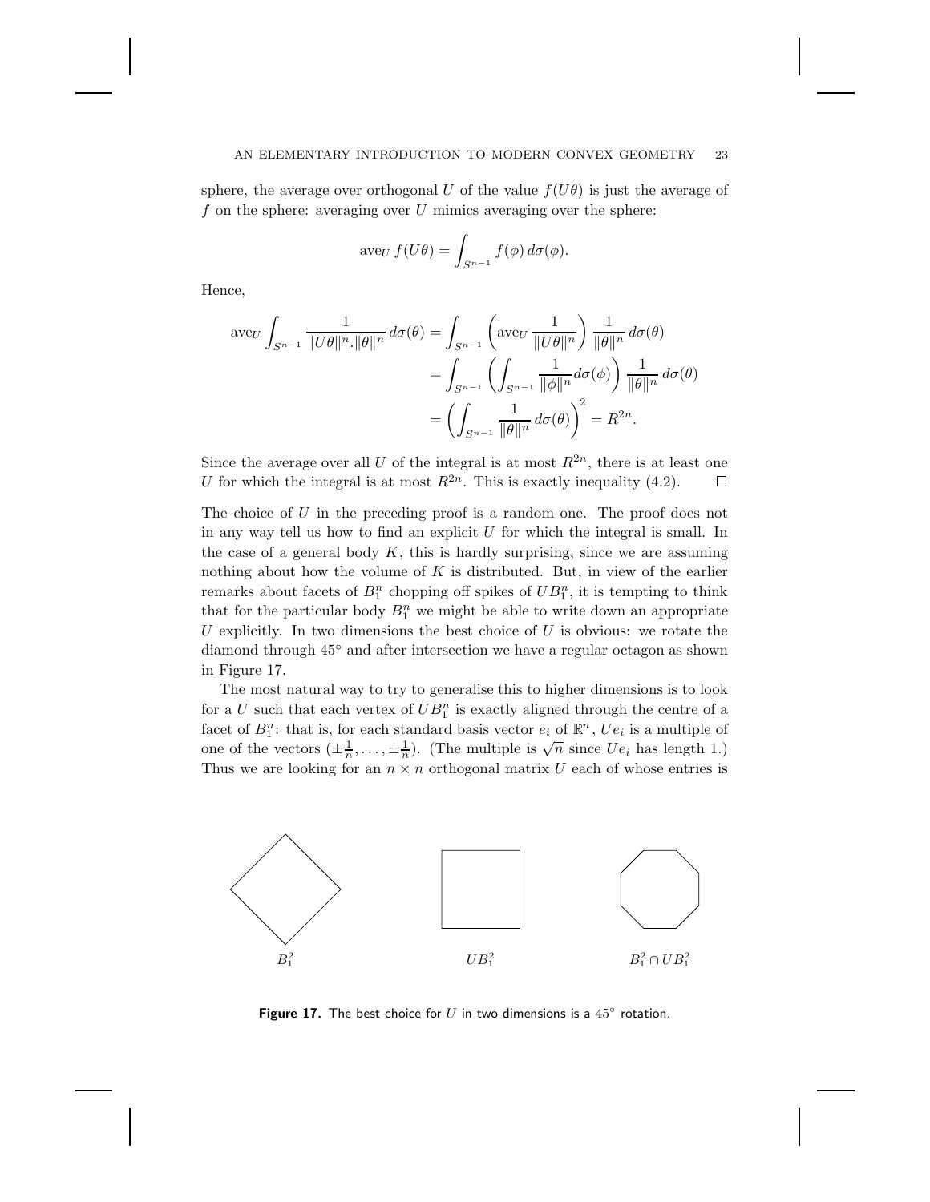sphere, the average over orthogonal $U$ of the value $f(U\theta)$ is just the average of $f$ on the sphere: averaging over $U$ mimics averaging over the sphere:

$$\mathrm{ave}_U\, f(U\theta) = \int_{S^{n-1}} f(\phi)\, d\sigma(\phi).$$

Hence,

$$\begin{aligned}
\mathrm{ave}_U \int_{S^{n-1}} \frac{1}{\|U\theta\|^n . \|\theta\|^n}\, d\sigma(\theta) &= \int_{S^{n-1}} \left( \mathrm{ave}_U \frac{1}{\|U\theta\|^n} \right) \frac{1}{\|\theta\|^n}\, d\sigma(\theta) \\
&= \int_{S^{n-1}} \left( \int_{S^{n-1}} \frac{1}{\|\phi\|^n} d\sigma(\phi) \right) \frac{1}{\|\theta\|^n}\, d\sigma(\theta) \\
&= \left( \int_{S^{n-1}} \frac{1}{\|\theta\|^n}\, d\sigma(\theta) \right)^2 = R^{2n}.
\end{aligned}$$

Since the average over all $U$ of the integral is at most $R^{2n}$, there is at least one $U$ for which the integral is at most $R^{2n}$. This is exactly inequality (4.2). $\square$

The choice of $U$ in the preceding proof is a random one. The proof does not in any way tell us how to find an explicit $U$ for which the integral is small. In the case of a general body $K$, this is hardly surprising, since we are assuming nothing about how the volume of $K$ is distributed. But, in view of the earlier remarks about facets of $B_1^n$ chopping off spikes of $UB_1^n$, it is tempting to think that for the particular body $B_1^n$ we might be able to write down an appropriate $U$ explicitly. In two dimensions the best choice of $U$ is obvious: we rotate the diamond through $45^\circ$ and after intersection we have a regular octagon as shown in Figure 17.

The most natural way to try to generalise this to higher dimensions is to look for a $U$ such that each vertex of $UB_1^n$ is exactly aligned through the centre of a facet of $B_1^n$: that is, for each standard basis vector $e_i$ of $\mathbb{R}^n$, $Ue_i$ is a multiple of one of the vectors $(\pm\frac{1}{n}, \ldots, \pm\frac{1}{n})$. (The multiple is $\sqrt{n}$ since $Ue_i$ has length 1.) Thus we are looking for an $n \times n$ orthogonal matrix $U$ each of whose entries is

$B_1^2$ $\qquad$ $UB_1^2$ $\qquad$ $B_1^2 \cap UB_1^2$

**Figure 17.** The best choice for $U$ in two dimensions is a $45^\circ$ rotation.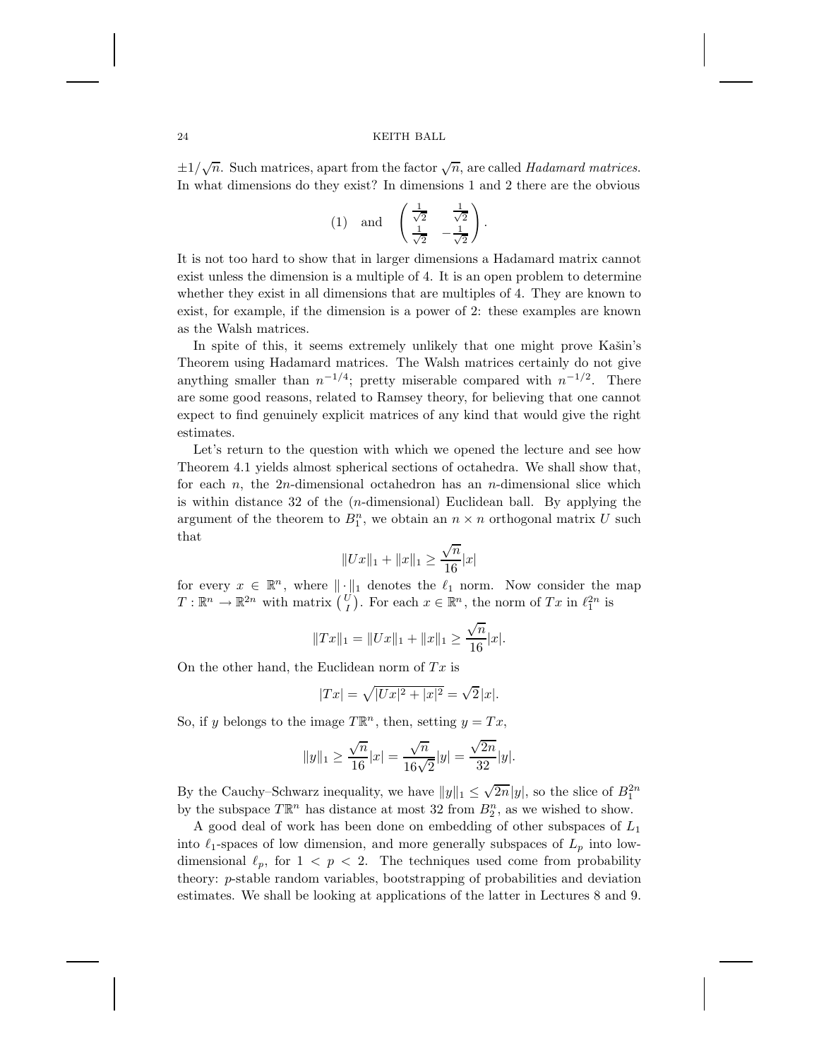$\pm 1/\sqrt{n}$. Such matrices, apart from the factor $\sqrt{n}$, are called *Hadamard matrices*. In what dimensions do they exist? In dimensions 1 and 2 there are the obvious

$$(1) \quad \text{and} \quad \begin{pmatrix} \frac{1}{\sqrt{2}} & \frac{1}{\sqrt{2}} \\ \frac{1}{\sqrt{2}} & -\frac{1}{\sqrt{2}} \end{pmatrix}.$$

It is not too hard to show that in larger dimensions a Hadamard matrix cannot exist unless the dimension is a multiple of 4. It is an open problem to determine whether they exist in all dimensions that are multiples of 4. They are known to exist, for example, if the dimension is a power of 2: these examples are known as the Walsh matrices.

In spite of this, it seems extremely unlikely that one might prove Kašin's Theorem using Hadamard matrices. The Walsh matrices certainly do not give anything smaller than $n^{-1/4}$; pretty miserable compared with $n^{-1/2}$. There are some good reasons, related to Ramsey theory, for believing that one cannot expect to find genuinely explicit matrices of any kind that would give the right estimates.

Let's return to the question with which we opened the lecture and see how Theorem 4.1 yields almost spherical sections of octahedra. We shall show that, for each $n$, the $2n$-dimensional octahedron has an $n$-dimensional slice which is within distance 32 of the ($n$-dimensional) Euclidean ball. By applying the argument of the theorem to $B_1^n$, we obtain an $n \times n$ orthogonal matrix $U$ such that

$$\|Ux\|_1 + \|x\|_1 \geq \frac{\sqrt{n}}{16}|x|$$

for every $x \in \mathbb{R}^n$, where $\|\cdot\|_1$ denotes the $\ell_1$ norm. Now consider the map $T : \mathbb{R}^n \to \mathbb{R}^{2n}$ with matrix $\binom{U}{I}$. For each $x \in \mathbb{R}^n$, the norm of $Tx$ in $\ell_1^{2n}$ is

$$\|Tx\|_1 = \|Ux\|_1 + \|x\|_1 \geq \frac{\sqrt{n}}{16}|x|.$$

On the other hand, the Euclidean norm of $Tx$ is

$$|Tx| = \sqrt{|Ux|^2 + |x|^2} = \sqrt{2}\,|x|.$$

So, if $y$ belongs to the image $T\mathbb{R}^n$, then, setting $y = Tx$,

$$\|y\|_1 \geq \frac{\sqrt{n}}{16}|x| = \frac{\sqrt{n}}{16\sqrt{2}}|y| = \frac{\sqrt{2n}}{32}|y|.$$

By the Cauchy–Schwarz inequality, we have $\|y\|_1 \leq \sqrt{2n}|y|$, so the slice of $B_1^{2n}$ by the subspace $T\mathbb{R}^n$ has distance at most 32 from $B_2^n$, as we wished to show.

A good deal of work has been done on embedding of other subspaces of $L_1$ into $\ell_1$-spaces of low dimension, and more generally subspaces of $L_p$ into low-dimensional $\ell_p$, for $1 < p < 2$. The techniques used come from probability theory: $p$-stable random variables, bootstrapping of probabilities and deviation estimates. We shall be looking at applications of the latter in Lectures 8 and 9.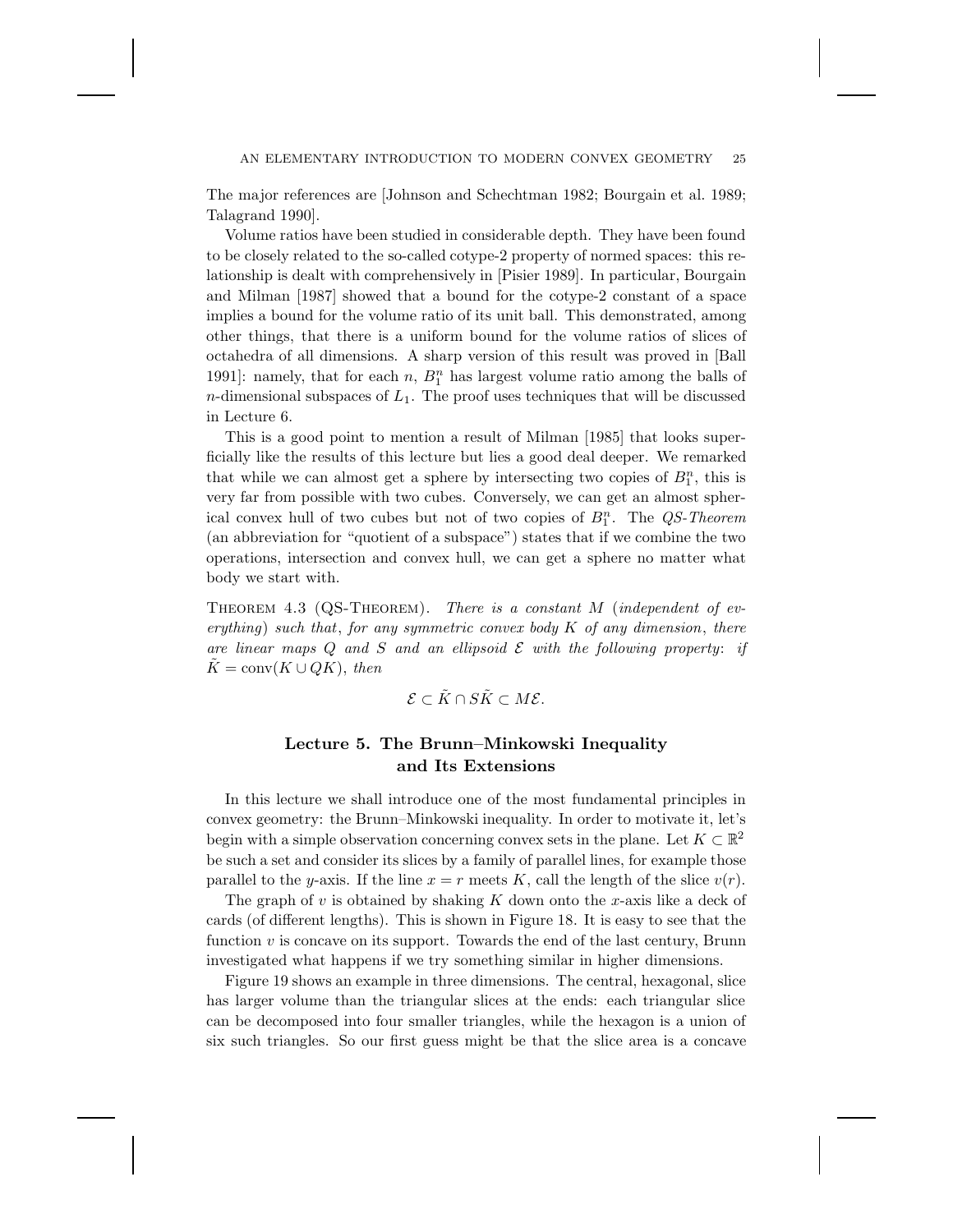The major references are [Johnson and Schechtman 1982; Bourgain et al. 1989; Talagrand 1990].

Volume ratios have been studied in considerable depth. They have been found to be closely related to the so-called cotype-2 property of normed spaces: this relationship is dealt with comprehensively in [Pisier 1989]. In particular, Bourgain and Milman [1987] showed that a bound for the cotype-2 constant of a space implies a bound for the volume ratio of its unit ball. This demonstrated, among other things, that there is a uniform bound for the volume ratios of slices of octahedra of all dimensions. A sharp version of this result was proved in [Ball 1991]: namely, that for each $n$, $B_1^n$ has largest volume ratio among the balls of $n$-dimensional subspaces of $L_1$. The proof uses techniques that will be discussed in Lecture 6.

This is a good point to mention a result of Milman [1985] that looks superficially like the results of this lecture but lies a good deal deeper. We remarked that while we can almost get a sphere by intersecting two copies of $B_1^n$, this is very far from possible with two cubes. Conversely, we can get an almost spherical convex hull of two cubes but not of two copies of $B_1^n$. The *QS-Theorem* (an abbreviation for "quotient of a subspace") states that if we combine the two operations, intersection and convex hull, we can get a sphere no matter what body we start with.

Theorem 4.3 (QS-Theorem). *There is a constant $M$ (independent of everything) such that, for any symmetric convex body $K$ of any dimension, there are linear maps $Q$ and $S$ and an ellipsoid $\mathcal{E}$ with the following property: if $\tilde{K} = \operatorname{conv}(K \cup QK)$, then*

$$\mathcal{E} \subset \tilde{K} \cap S\tilde{K} \subset M\mathcal{E}.$$

## Lecture 5. The Brunn–Minkowski Inequality and Its Extensions

In this lecture we shall introduce one of the most fundamental principles in convex geometry: the Brunn–Minkowski inequality. In order to motivate it, let's begin with a simple observation concerning convex sets in the plane. Let $K \subset \mathbb{R}^2$ be such a set and consider its slices by a family of parallel lines, for example those parallel to the $y$-axis. If the line $x = r$ meets $K$, call the length of the slice $v(r)$.

The graph of $v$ is obtained by shaking $K$ down onto the $x$-axis like a deck of cards (of different lengths). This is shown in Figure 18. It is easy to see that the function $v$ is concave on its support. Towards the end of the last century, Brunn investigated what happens if we try something similar in higher dimensions.

Figure 19 shows an example in three dimensions. The central, hexagonal, slice has larger volume than the triangular slices at the ends: each triangular slice can be decomposed into four smaller triangles, while the hexagon is a union of six such triangles. So our first guess might be that the slice area is a concave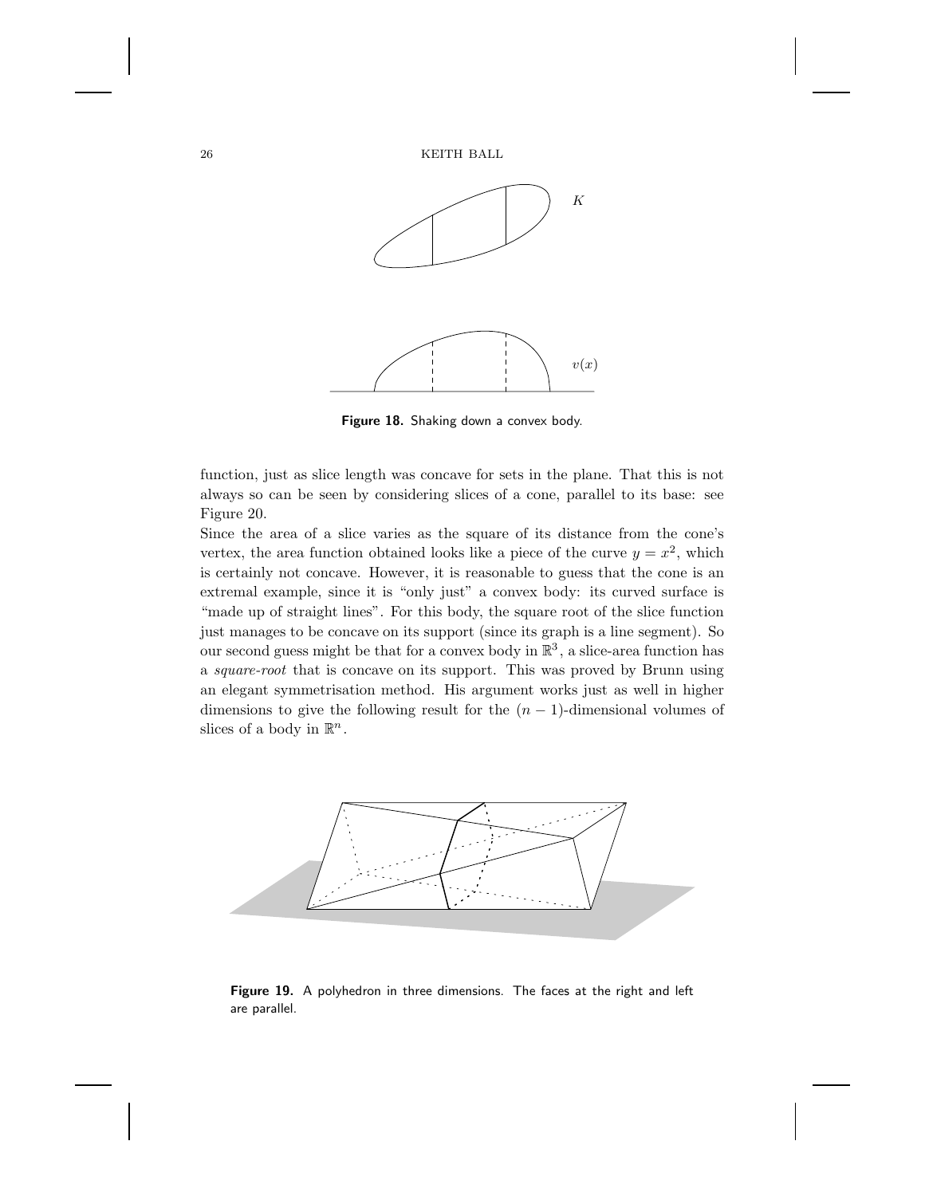Figure 18. Shaking down a convex body.

function, just as slice length was concave for sets in the plane. That this is not always so can be seen by considering slices of a cone, parallel to its base: see Figure 20.

Since the area of a slice varies as the square of its distance from the cone's vertex, the area function obtained looks like a piece of the curve $y = x^2$, which is certainly not concave. However, it is reasonable to guess that the cone is an extremal example, since it is "only just" a convex body: its curved surface is "made up of straight lines". For this body, the square root of the slice function just manages to be concave on its support (since its graph is a line segment). So our second guess might be that for a convex body in $\mathbb{R}^3$, a slice-area function has a *square-root* that is concave on its support. This was proved by Brunn using an elegant symmetrisation method. His argument works just as well in higher dimensions to give the following result for the $(n-1)$-dimensional volumes of slices of a body in $\mathbb{R}^n$.

Figure 19. A polyhedron in three dimensions. The faces at the right and left are parallel.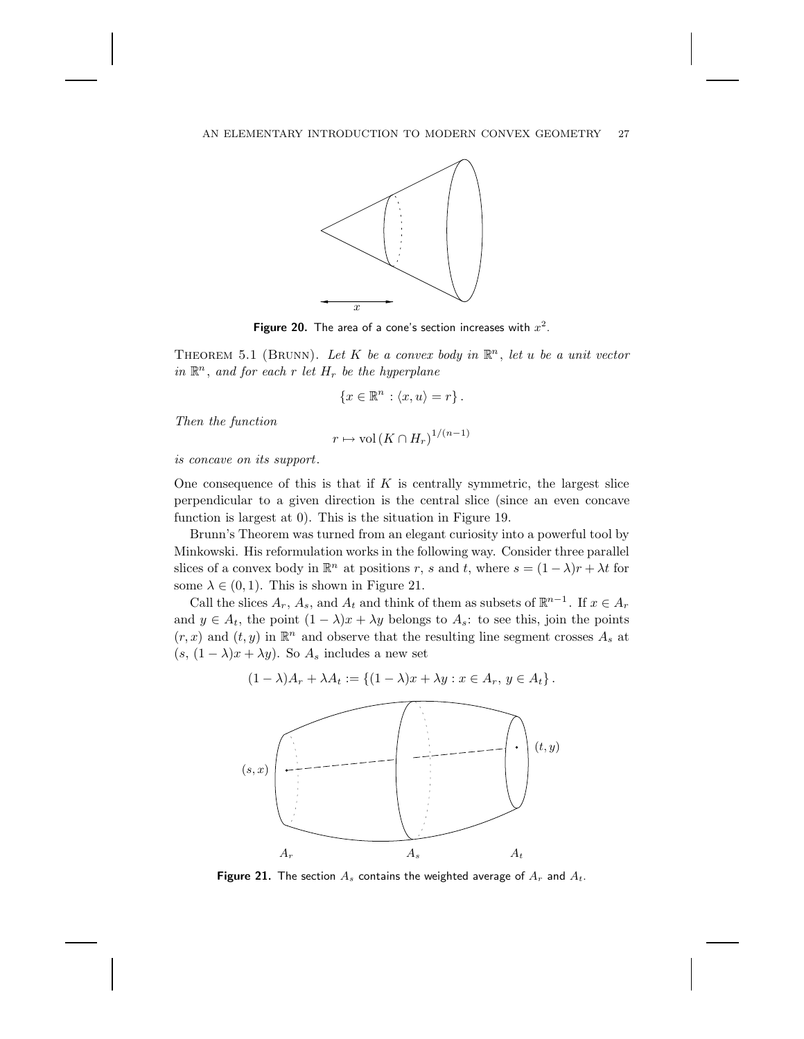**Figure 20.** The area of a cone's section increases with $x^2$.

Theorem 5.1 (Brunn). *Let $K$ be a convex body in $\mathbb{R}^n$, let $u$ be a unit vector in $\mathbb{R}^n$, and for each $r$ let $H_r$ be the hyperplane*

$$\{x \in \mathbb{R}^n : \langle x, u \rangle = r\}.$$

*Then the function*

$$r \mapsto \operatorname{vol}(K \cap H_r)^{1/(n-1)}$$

*is concave on its support.*

One consequence of this is that if $K$ is centrally symmetric, the largest slice perpendicular to a given direction is the central slice (since an even concave function is largest at 0). This is the situation in Figure 19.

Brunn's Theorem was turned from an elegant curiosity into a powerful tool by Minkowski. His reformulation works in the following way. Consider three parallel slices of a convex body in $\mathbb{R}^n$ at positions $r$, $s$ and $t$, where $s = (1-\lambda)r + \lambda t$ for some $\lambda \in (0,1)$. This is shown in Figure 21.

Call the slices $A_r$, $A_s$, and $A_t$ and think of them as subsets of $\mathbb{R}^{n-1}$. If $x \in A_r$ and $y \in A_t$, the point $(1-\lambda)x + \lambda y$ belongs to $A_s$: to see this, join the points $(r, x)$ and $(t, y)$ in $\mathbb{R}^n$ and observe that the resulting line segment crosses $A_s$ at $(s, (1-\lambda)x + \lambda y)$. So $A_s$ includes a new set

$$(1-\lambda)A_r + \lambda A_t := \{(1-\lambda)x + \lambda y : x \in A_r,\, y \in A_t\}.$$

**Figure 21.** The section $A_s$ contains the weighted average of $A_r$ and $A_t$.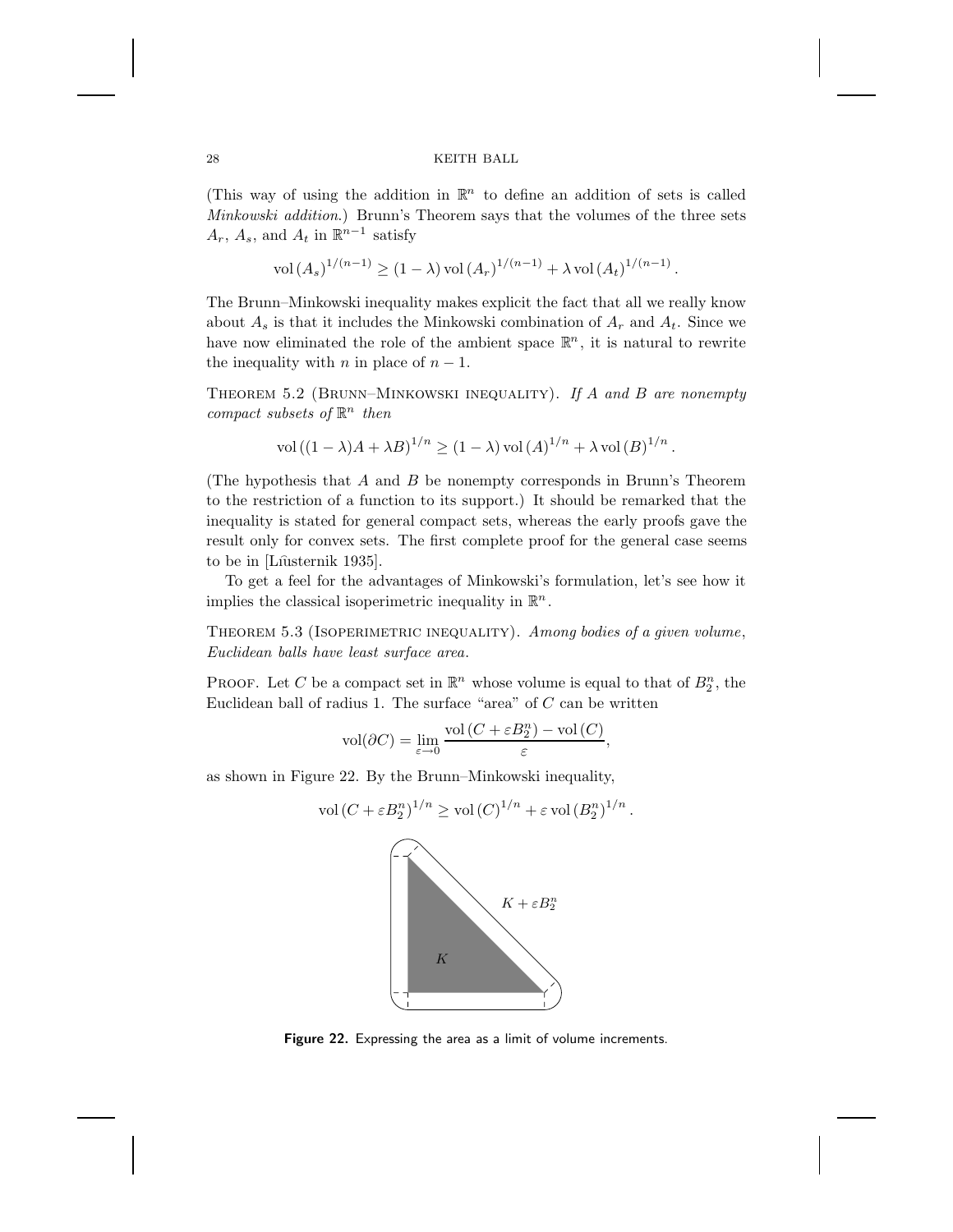(This way of using the addition in $\mathbb{R}^n$ to define an addition of sets is called *Minkowski addition*.) Brunn's Theorem says that the volumes of the three sets $A_r$, $A_s$, and $A_t$ in $\mathbb{R}^{n-1}$ satisfy

$$\operatorname{vol}(A_s)^{1/(n-1)} \geq (1-\lambda)\operatorname{vol}(A_r)^{1/(n-1)} + \lambda \operatorname{vol}(A_t)^{1/(n-1)}.$$

The Brunn–Minkowski inequality makes explicit the fact that all we really know about $A_s$ is that it includes the Minkowski combination of $A_r$ and $A_t$. Since we have now eliminated the role of the ambient space $\mathbb{R}^n$, it is natural to rewrite the inequality with $n$ in place of $n-1$.

Theorem 5.2 (Brunn–Minkowski inequality). *If $A$ and $B$ are nonempty compact subsets of $\mathbb{R}^n$ then*

$$\operatorname{vol}((1-\lambda)A + \lambda B)^{1/n} \geq (1-\lambda)\operatorname{vol}(A)^{1/n} + \lambda \operatorname{vol}(B)^{1/n}.$$

(The hypothesis that $A$ and $B$ be nonempty corresponds in Brunn's Theorem to the restriction of a function to its support.) It should be remarked that the inequality is stated for general compact sets, whereas the early proofs gave the result only for convex sets. The first complete proof for the general case seems to be in [Lîusternik 1935].

To get a feel for the advantages of Minkowski's formulation, let's see how it implies the classical isoperimetric inequality in $\mathbb{R}^n$.

Theorem 5.3 (Isoperimetric inequality). *Among bodies of a given volume, Euclidean balls have least surface area.*

Proof. Let $C$ be a compact set in $\mathbb{R}^n$ whose volume is equal to that of $B_2^n$, the Euclidean ball of radius 1. The surface "area" of $C$ can be written

$$\operatorname{vol}(\partial C) = \lim_{\varepsilon \to 0} \frac{\operatorname{vol}(C + \varepsilon B_2^n) - \operatorname{vol}(C)}{\varepsilon},$$

as shown in Figure 22. By the Brunn–Minkowski inequality,

$$\operatorname{vol}(C + \varepsilon B_2^n)^{1/n} \geq \operatorname{vol}(C)^{1/n} + \varepsilon \operatorname{vol}(B_2^n)^{1/n}.$$

**Figure 22.** Expressing the area as a limit of volume increments.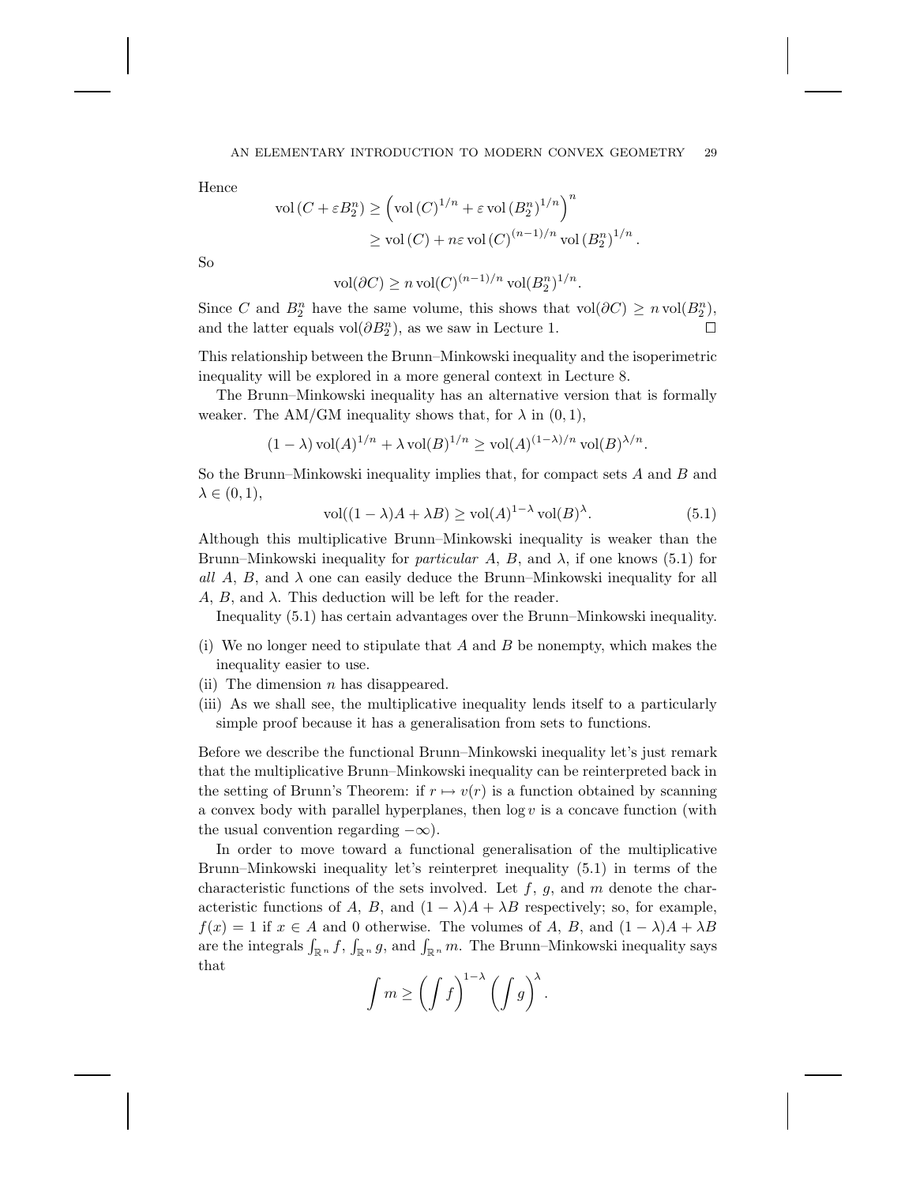Hence

$$\operatorname{vol}\left(C+\varepsilon B_2^n\right) \geq \left(\operatorname{vol}\left(C\right)^{1/n}+\varepsilon \operatorname{vol}\left(B_2^n\right)^{1/n}\right)^n$$
$$\geq \operatorname{vol}\left(C\right)+n\varepsilon \operatorname{vol}\left(C\right)^{(n-1)/n} \operatorname{vol}\left(B_2^n\right)^{1/n}.$$

So

$$\operatorname{vol}(\partial C) \geq n \operatorname{vol}(C)^{(n-1)/n} \operatorname{vol}(B_2^n)^{1/n}.$$

Since $C$ and $B_2^n$ have the same volume, this shows that $\operatorname{vol}(\partial C) \geq n \operatorname{vol}(B_2^n)$, and the latter equals $\operatorname{vol}(\partial B_2^n)$, as we saw in Lecture 1. □

This relationship between the Brunn–Minkowski inequality and the isoperimetric inequality will be explored in a more general context in Lecture 8.

The Brunn–Minkowski inequality has an alternative version that is formally weaker. The AM/GM inequality shows that, for $\lambda$ in $(0,1)$,

$$(1-\lambda)\operatorname{vol}(A)^{1/n}+\lambda \operatorname{vol}(B)^{1/n} \geq \operatorname{vol}(A)^{(1-\lambda)/n} \operatorname{vol}(B)^{\lambda/n}.$$

So the Brunn–Minkowski inequality implies that, for compact sets $A$ and $B$ and $\lambda \in (0,1)$,

$$\operatorname{vol}((1-\lambda)A+\lambda B) \geq \operatorname{vol}(A)^{1-\lambda} \operatorname{vol}(B)^{\lambda}. \tag{5.1}$$

Although this multiplicative Brunn–Minkowski inequality is weaker than the Brunn–Minkowski inequality for *particular* $A$, $B$, and $\lambda$, if one knows (5.1) for *all* $A$, $B$, and $\lambda$ one can easily deduce the Brunn–Minkowski inequality for all $A$, $B$, and $\lambda$. This deduction will be left for the reader.

Inequality (5.1) has certain advantages over the Brunn–Minkowski inequality.

(i) We no longer need to stipulate that $A$ and $B$ be nonempty, which makes the inequality easier to use.
(ii) The dimension $n$ has disappeared.
(iii) As we shall see, the multiplicative inequality lends itself to a particularly simple proof because it has a generalisation from sets to functions.

Before we describe the functional Brunn–Minkowski inequality let's just remark that the multiplicative Brunn–Minkowski inequality can be reinterpreted back in the setting of Brunn's Theorem: if $r \mapsto v(r)$ is a function obtained by scanning a convex body with parallel hyperplanes, then $\log v$ is a concave function (with the usual convention regarding $-\infty$).

In order to move toward a functional generalisation of the multiplicative Brunn–Minkowski inequality let's reinterpret inequality (5.1) in terms of the characteristic functions of the sets involved. Let $f$, $g$, and $m$ denote the characteristic functions of $A$, $B$, and $(1-\lambda)A+\lambda B$ respectively; so, for example, $f(x)=1$ if $x \in A$ and 0 otherwise. The volumes of $A$, $B$, and $(1-\lambda)A+\lambda B$ are the integrals $\int_{\mathbb{R}^n} f$, $\int_{\mathbb{R}^n} g$, and $\int_{\mathbb{R}^n} m$. The Brunn–Minkowski inequality says that

$$\int m \geq \left(\int f\right)^{1-\lambda}\left(\int g\right)^{\lambda}.$$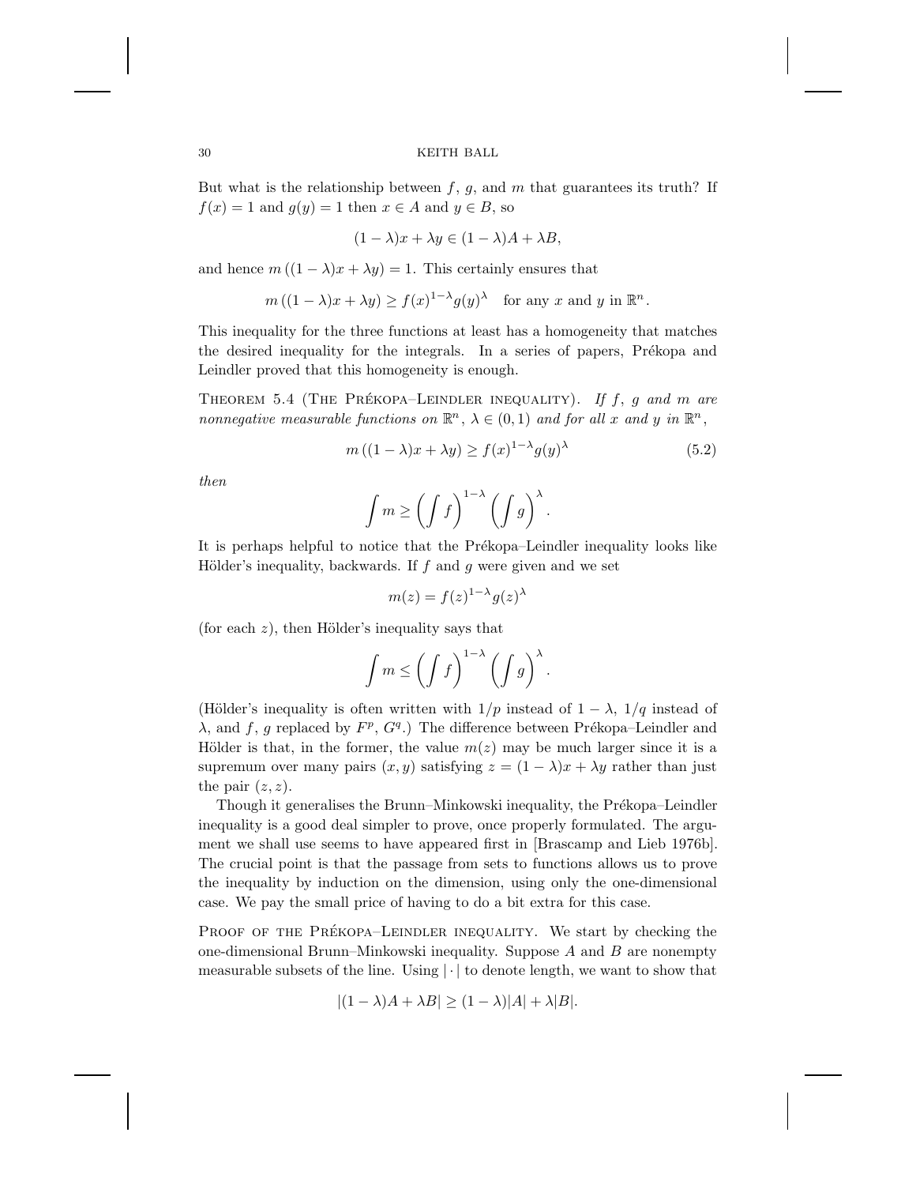But what is the relationship between $f$, $g$, and $m$ that guarantees its truth? If $f(x) = 1$ and $g(y) = 1$ then $x \in A$ and $y \in B$, so

$$(1-\lambda)x + \lambda y \in (1-\lambda)A + \lambda B,$$

and hence $m\left((1-\lambda)x + \lambda y\right) = 1$. This certainly ensures that

$$m\left((1-\lambda)x + \lambda y\right) \geq f(x)^{1-\lambda} g(y)^{\lambda} \quad \text{for any } x \text{ and } y \text{ in } \mathbb{R}^n.$$

This inequality for the three functions at least has a homogeneity that matches the desired inequality for the integrals. In a series of papers, Prékopa and Leindler proved that this homogeneity is enough.

**Theorem 5.4 (The Prékopa–Leindler inequality).** *If $f$, $g$ and $m$ are nonnegative measurable functions on $\mathbb{R}^n$, $\lambda \in (0,1)$ and for all $x$ and $y$ in $\mathbb{R}^n$,*

$$m\left((1-\lambda)x + \lambda y\right) \geq f(x)^{1-\lambda} g(y)^{\lambda} \tag{5.2}$$

*then*

$$\int m \geq \left(\int f\right)^{1-\lambda} \left(\int g\right)^{\lambda}.$$

It is perhaps helpful to notice that the Prékopa–Leindler inequality looks like Hölder's inequality, backwards. If $f$ and $g$ were given and we set

$$m(z) = f(z)^{1-\lambda} g(z)^{\lambda}$$

(for each $z$), then Hölder's inequality says that

$$\int m \leq \left(\int f\right)^{1-\lambda} \left(\int g\right)^{\lambda}.$$

(Hölder's inequality is often written with $1/p$ instead of $1-\lambda$, $1/q$ instead of $\lambda$, and $f$, $g$ replaced by $F^p$, $G^q$.) The difference between Prékopa–Leindler and Hölder is that, in the former, the value $m(z)$ may be much larger since it is a supremum over many pairs $(x, y)$ satisfying $z = (1-\lambda)x + \lambda y$ rather than just the pair $(z, z)$.

Though it generalises the Brunn–Minkowski inequality, the Prékopa–Leindler inequality is a good deal simpler to prove, once properly formulated. The argument we shall use seems to have appeared first in [Brascamp and Lieb 1976b]. The crucial point is that the passage from sets to functions allows us to prove the inequality by induction on the dimension, using only the one-dimensional case. We pay the small price of having to do a bit extra for this case.

**Proof of the Prékopa–Leindler inequality.** We start by checking the one-dimensional Brunn–Minkowski inequality. Suppose $A$ and $B$ are nonempty measurable subsets of the line. Using $|\cdot|$ to denote length, we want to show that

$$|(1-\lambda)A + \lambda B| \geq (1-\lambda)|A| + \lambda|B|.$$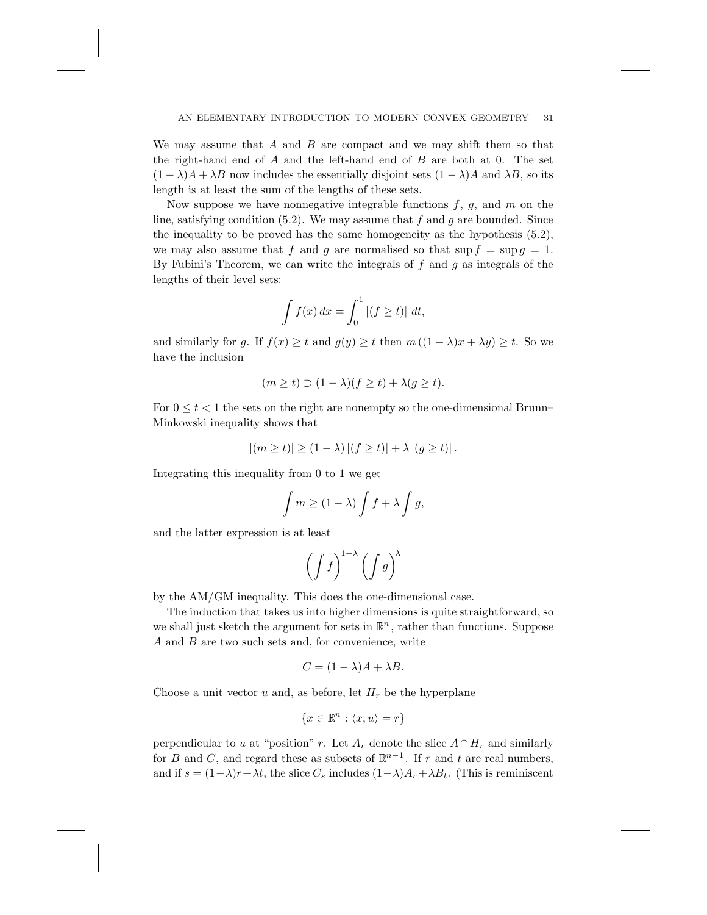We may assume that $A$ and $B$ are compact and we may shift them so that the right-hand end of $A$ and the left-hand end of $B$ are both at 0. The set $(1-\lambda)A + \lambda B$ now includes the essentially disjoint sets $(1-\lambda)A$ and $\lambda B$, so its length is at least the sum of the lengths of these sets.

Now suppose we have nonnegative integrable functions $f$, $g$, and $m$ on the line, satisfying condition (5.2). We may assume that $f$ and $g$ are bounded. Since the inequality to be proved has the same homogeneity as the hypothesis (5.2), we may also assume that $f$ and $g$ are normalised so that $\sup f = \sup g = 1$. By Fubini's Theorem, we can write the integrals of $f$ and $g$ as integrals of the lengths of their level sets:

$$\int f(x)\,dx = \int_0^1 |(f \geq t)|\ dt,$$

and similarly for $g$. If $f(x) \geq t$ and $g(y) \geq t$ then $m\left((1-\lambda)x + \lambda y\right) \geq t$. So we have the inclusion

$$(m \geq t) \supset (1-\lambda)(f \geq t) + \lambda(g \geq t).$$

For $0 \leq t < 1$ the sets on the right are nonempty so the one-dimensional Brunn–Minkowski inequality shows that

$$|(m \geq t)| \geq (1-\lambda)\,|(f \geq t)| + \lambda\,|(g \geq t)|\,.$$

Integrating this inequality from 0 to 1 we get

$$\int m \geq (1-\lambda)\int f + \lambda \int g,$$

and the latter expression is at least

$$\left(\int f\right)^{1-\lambda}\left(\int g\right)^{\lambda}$$

by the AM/GM inequality. This does the one-dimensional case.

The induction that takes us into higher dimensions is quite straightforward, so we shall just sketch the argument for sets in $\mathbb{R}^n$, rather than functions. Suppose $A$ and $B$ are two such sets and, for convenience, write

$$C = (1-\lambda)A + \lambda B.$$

Choose a unit vector $u$ and, as before, let $H_r$ be the hyperplane

$$\{x \in \mathbb{R}^n : \langle x, u\rangle = r\}$$

perpendicular to $u$ at "position" $r$. Let $A_r$ denote the slice $A \cap H_r$ and similarly for $B$ and $C$, and regard these as subsets of $\mathbb{R}^{n-1}$. If $r$ and $t$ are real numbers, and if $s = (1-\lambda)r + \lambda t$, the slice $C_s$ includes $(1-\lambda)A_r + \lambda B_t$. (This is reminiscent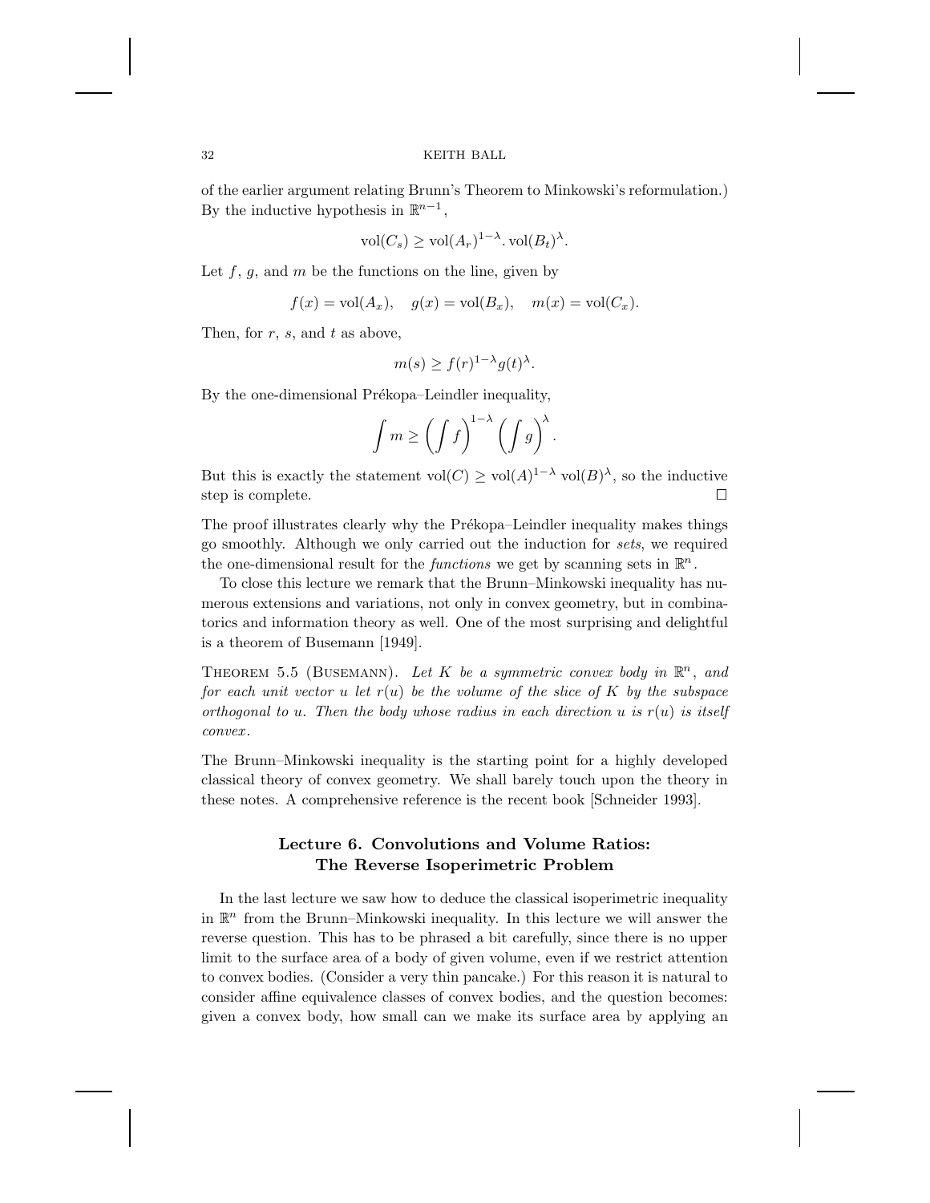of the earlier argument relating Brunn's Theorem to Minkowski's reformulation.) By the inductive hypothesis in $\mathbb{R}^{n-1}$,

$$\operatorname{vol}(C_s) \geq \operatorname{vol}(A_r)^{1-\lambda}.\operatorname{vol}(B_t)^{\lambda}.$$

Let $f$, $g$, and $m$ be the functions on the line, given by

$$f(x) = \operatorname{vol}(A_x), \quad g(x) = \operatorname{vol}(B_x), \quad m(x) = \operatorname{vol}(C_x).$$

Then, for $r$, $s$, and $t$ as above,

$$m(s) \geq f(r)^{1-\lambda} g(t)^{\lambda}.$$

By the one-dimensional Prékopa–Leindler inequality,

$$\int m \geq \left( \int f \right)^{1-\lambda} \left( \int g \right)^{\lambda}.$$

But this is exactly the statement $\operatorname{vol}(C) \geq \operatorname{vol}(A)^{1-\lambda} \operatorname{vol}(B)^{\lambda}$, so the inductive step is complete. □

The proof illustrates clearly why the Prékopa–Leindler inequality makes things go smoothly. Although we only carried out the induction for *sets*, we required the one-dimensional result for the *functions* we get by scanning sets in $\mathbb{R}^n$.

To close this lecture we remark that the Brunn–Minkowski inequality has numerous extensions and variations, not only in convex geometry, but in combinatorics and information theory as well. One of the most surprising and delightful is a theorem of Busemann [1949].

Theorem 5.5 (Busemann). *Let $K$ be a symmetric convex body in $\mathbb{R}^n$, and for each unit vector $u$ let $r(u)$ be the volume of the slice of $K$ by the subspace orthogonal to $u$. Then the body whose radius in each direction $u$ is $r(u)$ is itself convex.*

The Brunn–Minkowski inequality is the starting point for a highly developed classical theory of convex geometry. We shall barely touch upon the theory in these notes. A comprehensive reference is the recent book [Schneider 1993].

## Lecture 6. Convolutions and Volume Ratios: The Reverse Isoperimetric Problem

In the last lecture we saw how to deduce the classical isoperimetric inequality in $\mathbb{R}^n$ from the Brunn–Minkowski inequality. In this lecture we will answer the reverse question. This has to be phrased a bit carefully, since there is no upper limit to the surface area of a body of given volume, even if we restrict attention to convex bodies. (Consider a very thin pancake.) For this reason it is natural to consider affine equivalence classes of convex bodies, and the question becomes: given a convex body, how small can we make its surface area by applying an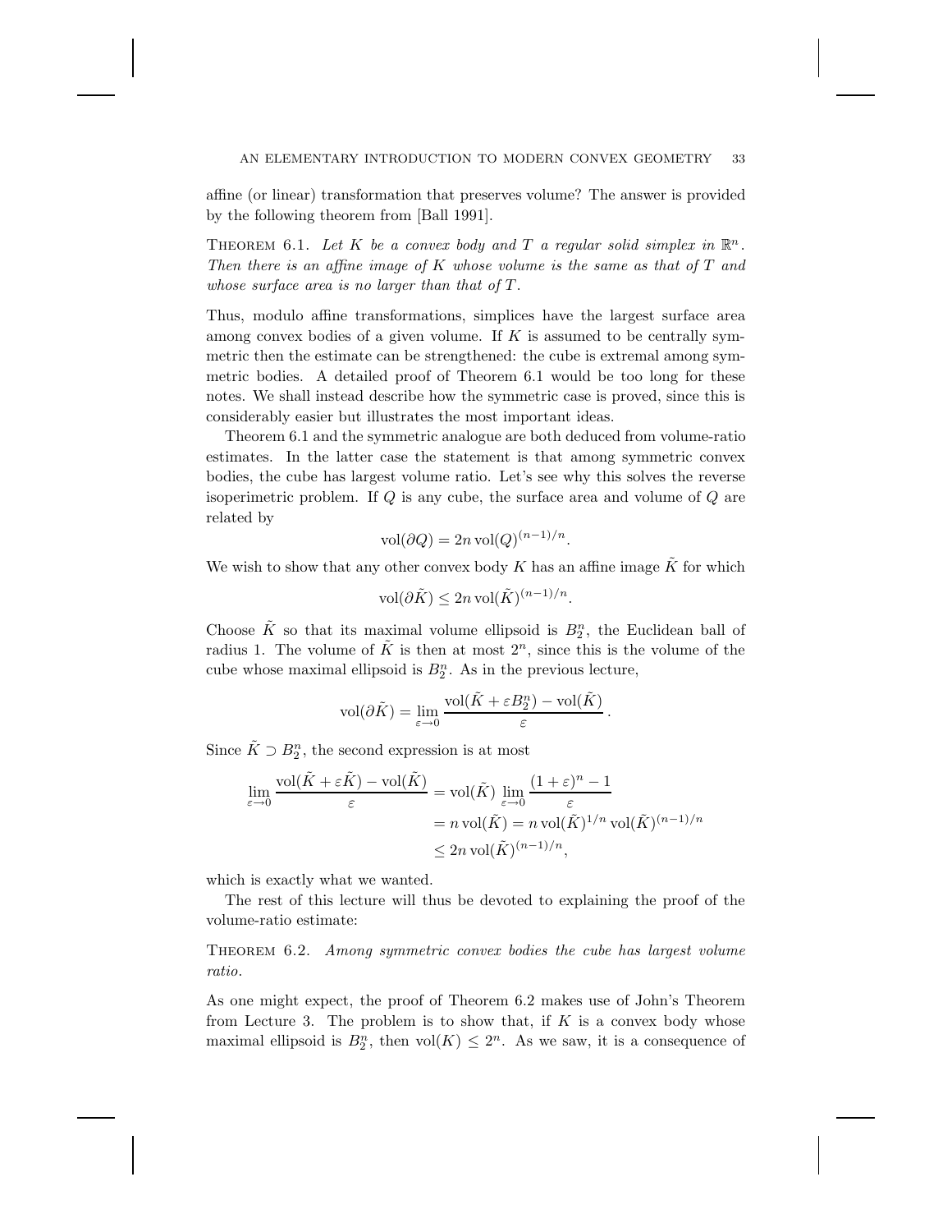affine (or linear) transformation that preserves volume? The answer is provided by the following theorem from [Ball 1991].

THEOREM 6.1. *Let $K$ be a convex body and $T$ a regular solid simplex in $\mathbb{R}^n$. Then there is an affine image of $K$ whose volume is the same as that of $T$ and whose surface area is no larger than that of $T$.*

Thus, modulo affine transformations, simplices have the largest surface area among convex bodies of a given volume. If $K$ is assumed to be centrally symmetric then the estimate can be strengthened: the cube is extremal among symmetric bodies. A detailed proof of Theorem 6.1 would be too long for these notes. We shall instead describe how the symmetric case is proved, since this is considerably easier but illustrates the most important ideas.

Theorem 6.1 and the symmetric analogue are both deduced from volume-ratio estimates. In the latter case the statement is that among symmetric convex bodies, the cube has largest volume ratio. Let's see why this solves the reverse isoperimetric problem. If $Q$ is any cube, the surface area and volume of $Q$ are related by

$$\operatorname{vol}(\partial Q) = 2n \operatorname{vol}(Q)^{(n-1)/n}.$$

We wish to show that any other convex body $K$ has an affine image $\tilde{K}$ for which

$$\operatorname{vol}(\partial \tilde{K}) \leq 2n \operatorname{vol}(\tilde{K})^{(n-1)/n}.$$

Choose $\tilde{K}$ so that its maximal volume ellipsoid is $B_2^n$, the Euclidean ball of radius 1. The volume of $\tilde{K}$ is then at most $2^n$, since this is the volume of the cube whose maximal ellipsoid is $B_2^n$. As in the previous lecture,

$$\operatorname{vol}(\partial \tilde{K}) = \lim_{\varepsilon \to 0} \frac{\operatorname{vol}(\tilde{K} + \varepsilon B_2^n) - \operatorname{vol}(\tilde{K})}{\varepsilon}.$$

Since $\tilde{K} \supset B_2^n$, the second expression is at most

$$\begin{aligned}
\lim_{\varepsilon \to 0} \frac{\operatorname{vol}(\tilde{K} + \varepsilon \tilde{K}) - \operatorname{vol}(\tilde{K})}{\varepsilon} &= \operatorname{vol}(\tilde{K}) \lim_{\varepsilon \to 0} \frac{(1+\varepsilon)^n - 1}{\varepsilon} \\
&= n \operatorname{vol}(\tilde{K}) = n \operatorname{vol}(\tilde{K})^{1/n} \operatorname{vol}(\tilde{K})^{(n-1)/n} \\
&\leq 2n \operatorname{vol}(\tilde{K})^{(n-1)/n},
\end{aligned}$$

which is exactly what we wanted.

The rest of this lecture will thus be devoted to explaining the proof of the volume-ratio estimate:

THEOREM 6.2. *Among symmetric convex bodies the cube has largest volume ratio.*

As one might expect, the proof of Theorem 6.2 makes use of John's Theorem from Lecture 3. The problem is to show that, if $K$ is a convex body whose maximal ellipsoid is $B_2^n$, then $\operatorname{vol}(K) \leq 2^n$. As we saw, it is a consequence of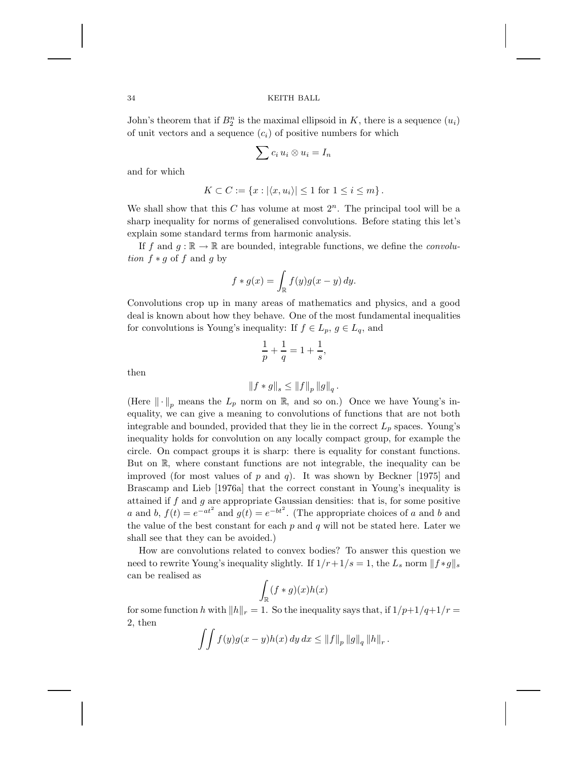John's theorem that if $B_2^n$ is the maximal ellipsoid in $K$, there is a sequence $(u_i)$ of unit vectors and a sequence $(c_i)$ of positive numbers for which

$$\sum c_i \, u_i \otimes u_i = I_n$$

and for which

$$K \subset C := \{x : |\langle x, u_i \rangle| \leq 1 \text{ for } 1 \leq i \leq m\}.$$

We shall show that this $C$ has volume at most $2^n$. The principal tool will be a sharp inequality for norms of generalised convolutions. Before stating this let's explain some standard terms from harmonic analysis.

If $f$ and $g : \mathbb{R} \to \mathbb{R}$ are bounded, integrable functions, we define the *convolution* $f * g$ of $f$ and $g$ by

$$f * g(x) = \int_{\mathbb{R}} f(y) g(x - y) \, dy.$$

Convolutions crop up in many areas of mathematics and physics, and a good deal is known about how they behave. One of the most fundamental inequalities for convolutions is Young's inequality: If $f \in L_p$, $g \in L_q$, and

$$\frac{1}{p} + \frac{1}{q} = 1 + \frac{1}{s},$$

then

$$\|f * g\|_s \leq \|f\|_p \, \|g\|_q \, .$$

(Here $\|\cdot\|_p$ means the $L_p$ norm on $\mathbb{R}$, and so on.) Once we have Young's inequality, we can give a meaning to convolutions of functions that are not both integrable and bounded, provided that they lie in the correct $L_p$ spaces. Young's inequality holds for convolution on any locally compact group, for example the circle. On compact groups it is sharp: there is equality for constant functions. But on $\mathbb{R}$, where constant functions are not integrable, the inequality can be improved (for most values of $p$ and $q$). It was shown by Beckner [1975] and Brascamp and Lieb [1976a] that the correct constant in Young's inequality is attained if $f$ and $g$ are appropriate Gaussian densities: that is, for some positive $a$ and $b$, $f(t) = e^{-at^2}$ and $g(t) = e^{-bt^2}$. (The appropriate choices of $a$ and $b$ and the value of the best constant for each $p$ and $q$ will not be stated here. Later we shall see that they can be avoided.)

How are convolutions related to convex bodies? To answer this question we need to rewrite Young's inequality slightly. If $1/r + 1/s = 1$, the $L_s$ norm $\|f * g\|_s$ can be realised as

$$\int_{\mathbb{R}} (f * g)(x) h(x)$$

for some function $h$ with $\|h\|_r = 1$. So the inequality says that, if $1/p + 1/q + 1/r = 2$, then

$$\iint f(y) g(x - y) h(x) \, dy \, dx \leq \|f\|_p \, \|g\|_q \, \|h\|_r \, .$$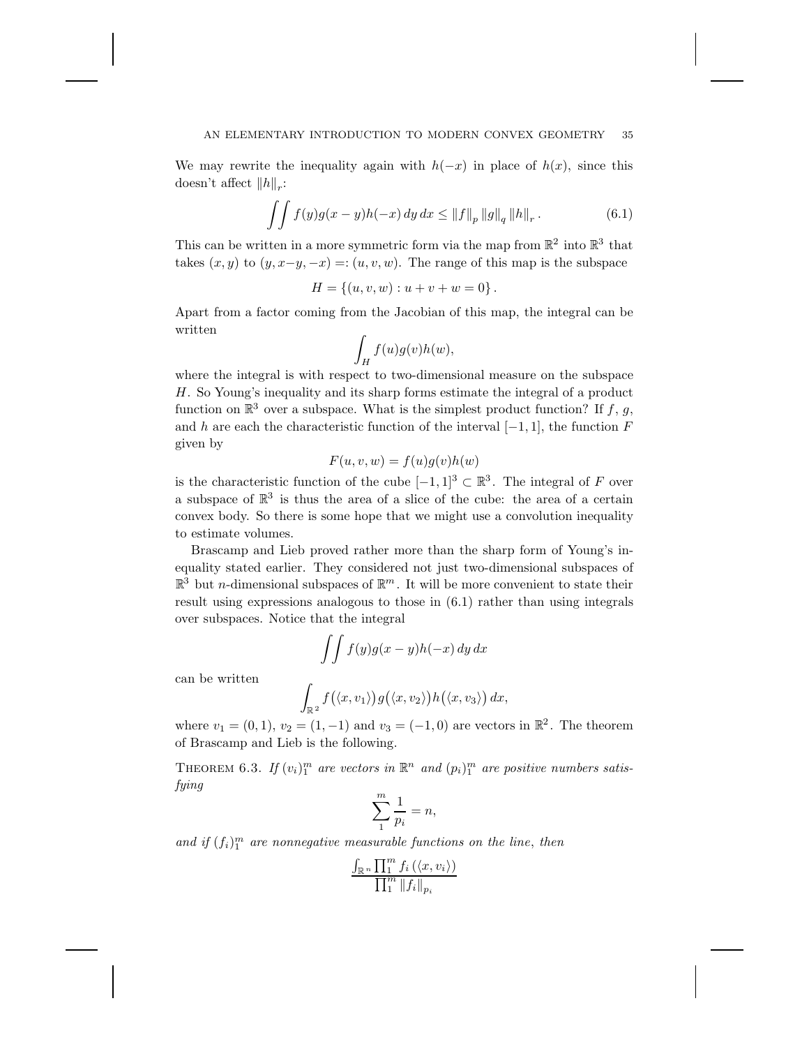We may rewrite the inequality again with $h(-x)$ in place of $h(x)$, since this doesn't affect $\|h\|_r$:

$$\iint f(y)g(x-y)h(-x)\,dy\,dx \le \|f\|_p \,\|g\|_q \,\|h\|_r \,. \tag{6.1}$$

This can be written in a more symmetric form via the map from $\mathbb{R}^2$ into $\mathbb{R}^3$ that takes $(x, y)$ to $(y, x-y, -x) =: (u, v, w)$. The range of this map is the subspace

$$H = \{(u, v, w) : u + v + w = 0\}\,.$$

Apart from a factor coming from the Jacobian of this map, the integral can be written

$$\int_H f(u)g(v)h(w),$$

where the integral is with respect to two-dimensional measure on the subspace $H$. So Young's inequality and its sharp forms estimate the integral of a product function on $\mathbb{R}^3$ over a subspace. What is the simplest product function? If $f$, $g$, and $h$ are each the characteristic function of the interval $[-1, 1]$, the function $F$ given by

$$F(u, v, w) = f(u)g(v)h(w)$$

is the characteristic function of the cube $[-1, 1]^3 \subset \mathbb{R}^3$. The integral of $F$ over a subspace of $\mathbb{R}^3$ is thus the area of a slice of the cube: the area of a certain convex body. So there is some hope that we might use a convolution inequality to estimate volumes.

Brascamp and Lieb proved rather more than the sharp form of Young's inequality stated earlier. They considered not just two-dimensional subspaces of $\mathbb{R}^3$ but $n$-dimensional subspaces of $\mathbb{R}^m$. It will be more convenient to state their result using expressions analogous to those in (6.1) rather than using integrals over subspaces. Notice that the integral

$$\iint f(y)g(x-y)h(-x)\,dy\,dx$$

can be written

$$\int_{\mathbb{R}^2} f\big(\langle x, v_1\rangle\big)\, g\big(\langle x, v_2\rangle\big)\, h\big(\langle x, v_3\rangle\big)\, dx,$$

where $v_1 = (0, 1)$, $v_2 = (1, -1)$ and $v_3 = (-1, 0)$ are vectors in $\mathbb{R}^2$. The theorem of Brascamp and Lieb is the following.

THEOREM 6.3. *If $(v_i)_1^m$ are vectors in $\mathbb{R}^n$ and $(p_i)_1^m$ are positive numbers satisfying*

$$\sum_1^m \frac{1}{p_i} = n,$$

*and if $(f_i)_1^m$ are nonnegative measurable functions on the line, then*

$$\frac{\int_{\mathbb{R}^n} \prod_1^m f_i\left(\langle x, v_i\rangle\right)}{\prod_1^m \|f_i\|_{p_i}}$$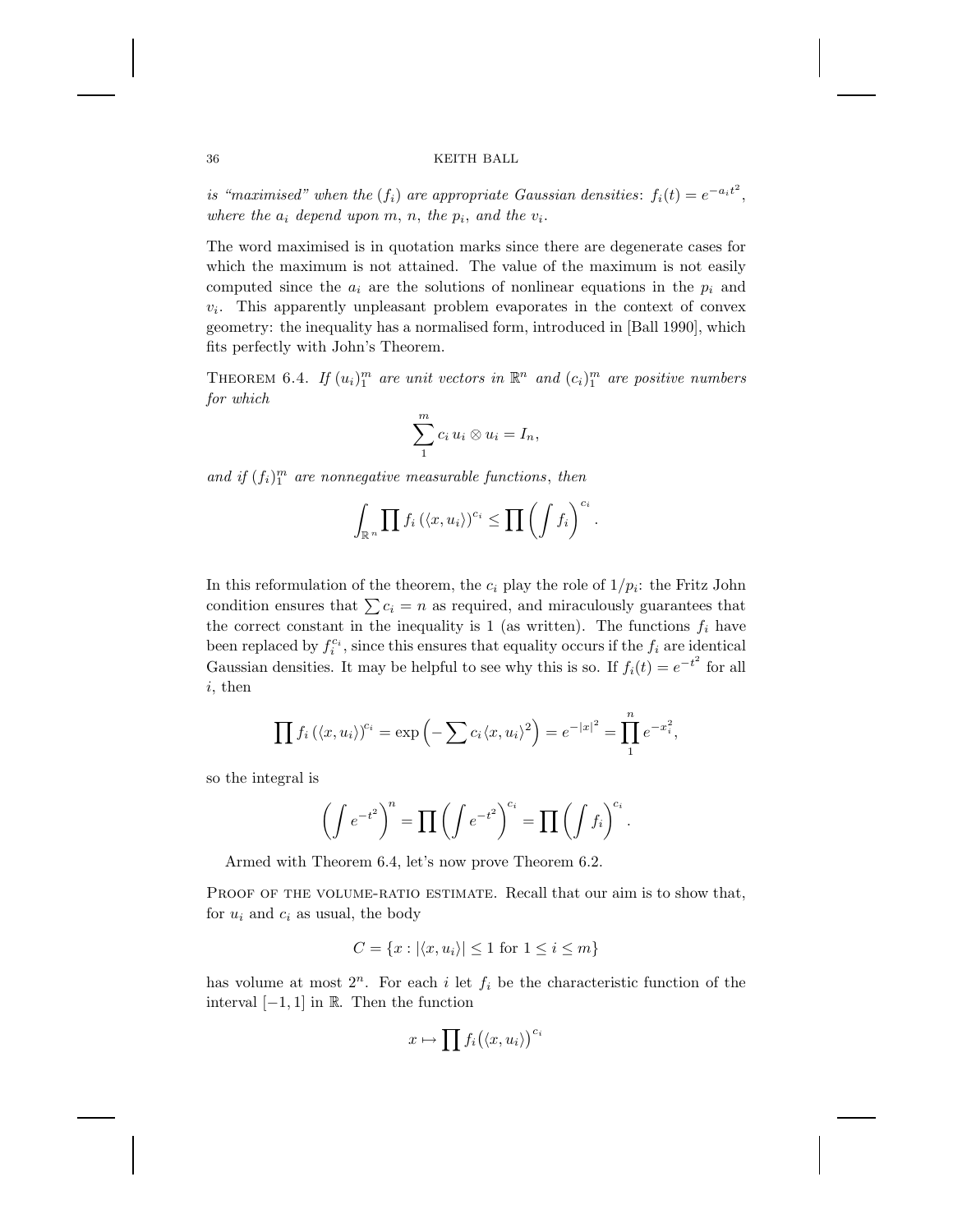*is "maximised" when the* $(f_i)$ *are appropriate Gaussian densities*: $f_i(t) = e^{-a_i t^2}$, *where the* $a_i$ *depend upon* $m$, $n$, *the* $p_i$, *and the* $v_i$.

The word maximised is in quotation marks since there are degenerate cases for which the maximum is not attained. The value of the maximum is not easily computed since the $a_i$ are the solutions of nonlinear equations in the $p_i$ and $v_i$. This apparently unpleasant problem evaporates in the context of convex geometry: the inequality has a normalised form, introduced in [Ball 1990], which fits perfectly with John's Theorem.

Theorem 6.4. *If* $(u_i)_1^m$ *are unit vectors in* $\mathbb{R}^n$ *and* $(c_i)_1^m$ *are positive numbers for which*

$$\sum_1^m c_i\, u_i \otimes u_i = I_n,$$

*and if* $(f_i)_1^m$ *are nonnegative measurable functions*, *then*

$$\int_{\mathbb{R}^n} \prod f_i\left(\langle x, u_i\rangle\right)^{c_i} \le \prod \left(\int f_i\right)^{c_i}.$$

In this reformulation of the theorem, the $c_i$ play the role of $1/p_i$: the Fritz John condition ensures that $\sum c_i = n$ as required, and miraculously guarantees that the correct constant in the inequality is 1 (as written). The functions $f_i$ have been replaced by $f_i^{c_i}$, since this ensures that equality occurs if the $f_i$ are identical Gaussian densities. It may be helpful to see why this is so. If $f_i(t) = e^{-t^2}$ for all $i$, then

$$\prod f_i\left(\langle x, u_i\rangle\right)^{c_i} = \exp\left(-\sum c_i \langle x, u_i\rangle^2\right) = e^{-|x|^2} = \prod_1^n e^{-x_i^2},$$

so the integral is

$$\left(\int e^{-t^2}\right)^n = \prod \left(\int e^{-t^2}\right)^{c_i} = \prod \left(\int f_i\right)^{c_i}.$$

Armed with Theorem 6.4, let's now prove Theorem 6.2.

Proof of the volume-ratio estimate. Recall that our aim is to show that, for $u_i$ and $c_i$ as usual, the body

$$C = \{x : |\langle x, u_i\rangle| \le 1 \text{ for } 1 \le i \le m\}$$

has volume at most $2^n$. For each $i$ let $f_i$ be the characteristic function of the interval $[-1, 1]$ in $\mathbb{R}$. Then the function

$$x \mapsto \prod f_i\big(\langle x, u_i\rangle\big)^{c_i}$$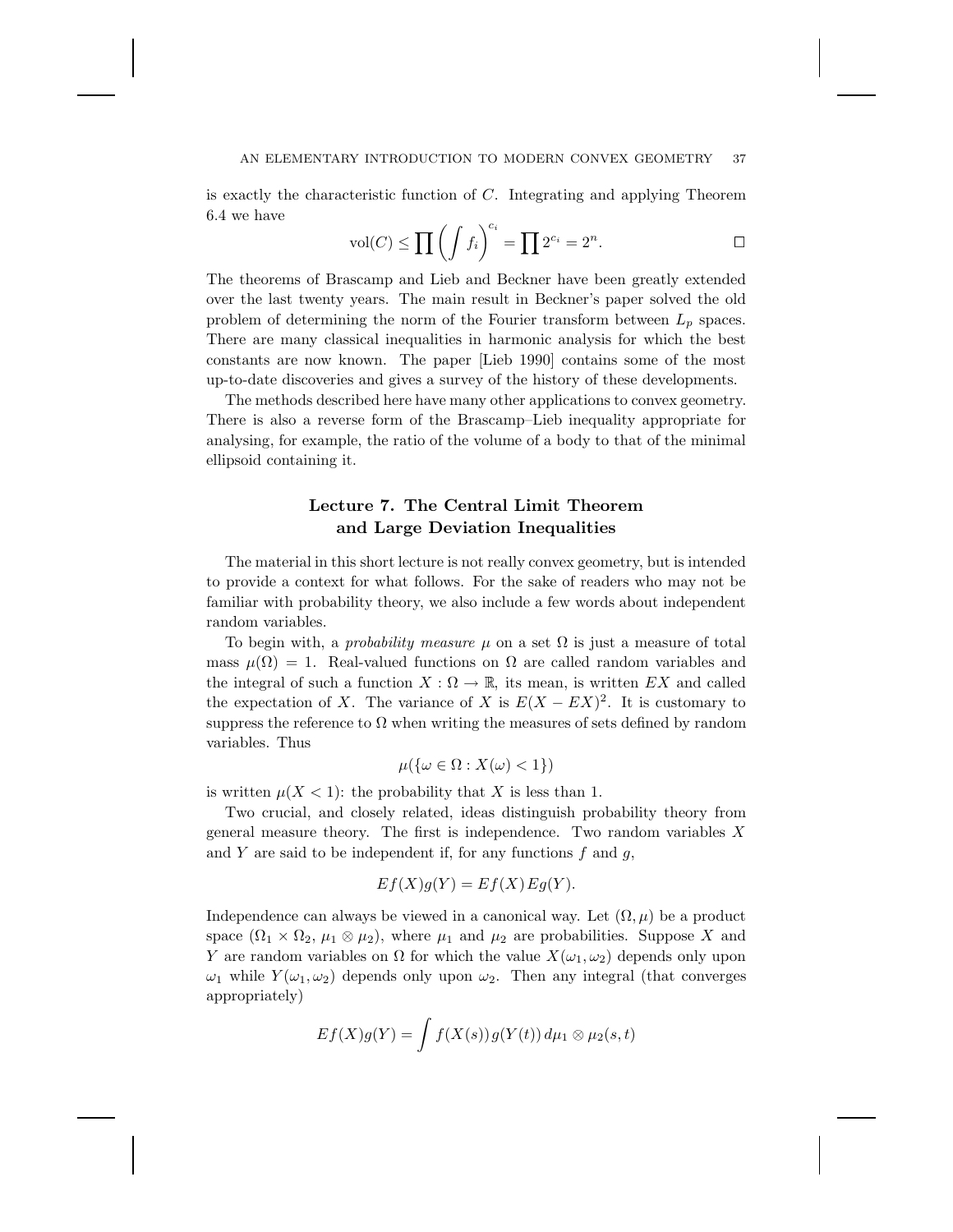is exactly the characteristic function of $C$. Integrating and applying Theorem 6.4 we have

$$\mathrm{vol}(C) \leq \prod \left( \int f_i \right)^{c_i} = \prod 2^{c_i} = 2^n. \qquad \square$$

The theorems of Brascamp and Lieb and Beckner have been greatly extended over the last twenty years. The main result in Beckner's paper solved the old problem of determining the norm of the Fourier transform between $L_p$ spaces. There are many classical inequalities in harmonic analysis for which the best constants are now known. The paper [Lieb 1990] contains some of the most up-to-date discoveries and gives a survey of the history of these developments.

The methods described here have many other applications to convex geometry. There is also a reverse form of the Brascamp–Lieb inequality appropriate for analysing, for example, the ratio of the volume of a body to that of the minimal ellipsoid containing it.

## Lecture 7. The Central Limit Theorem and Large Deviation Inequalities

The material in this short lecture is not really convex geometry, but is intended to provide a context for what follows. For the sake of readers who may not be familiar with probability theory, we also include a few words about independent random variables.

To begin with, a *probability measure* $\mu$ on a set $\Omega$ is just a measure of total mass $\mu(\Omega) = 1$. Real-valued functions on $\Omega$ are called random variables and the integral of such a function $X : \Omega \to \mathbb{R}$, its mean, is written $EX$ and called the expectation of $X$. The variance of $X$ is $E(X - EX)^2$. It is customary to suppress the reference to $\Omega$ when writing the measures of sets defined by random variables. Thus

$$\mu(\{\omega \in \Omega : X(\omega) < 1\})$$

is written $\mu(X < 1)$: the probability that $X$ is less than 1.

Two crucial, and closely related, ideas distinguish probability theory from general measure theory. The first is independence. Two random variables $X$ and $Y$ are said to be independent if, for any functions $f$ and $g$,

$$Ef(X)g(Y) = Ef(X)\,Eg(Y).$$

Independence can always be viewed in a canonical way. Let $(\Omega, \mu)$ be a product space $(\Omega_1 \times \Omega_2,\, \mu_1 \otimes \mu_2)$, where $\mu_1$ and $\mu_2$ are probabilities. Suppose $X$ and $Y$ are random variables on $\Omega$ for which the value $X(\omega_1, \omega_2)$ depends only upon $\omega_1$ while $Y(\omega_1, \omega_2)$ depends only upon $\omega_2$. Then any integral (that converges appropriately)

$$Ef(X)g(Y) = \int f(X(s))\, g(Y(t))\, d\mu_1 \otimes \mu_2(s,t)$$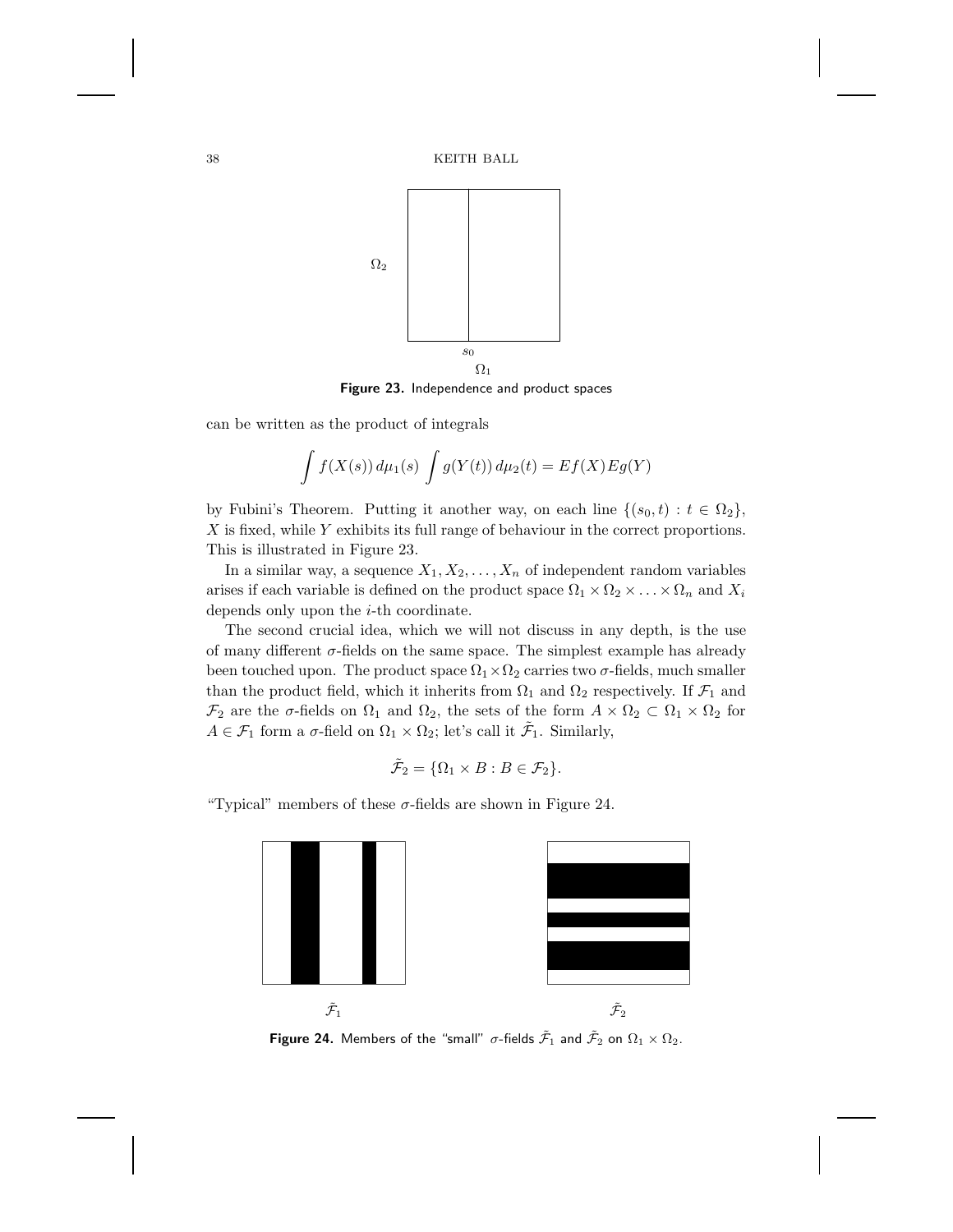Figure 23. Independence and product spaces

can be written as the product of integrals

$$\int f(X(s))\, d\mu_1(s) \int g(Y(t))\, d\mu_2(t) = Ef(X)Eg(Y)$$

by Fubini's Theorem. Putting it another way, on each line $\{(s_0, t) : t \in \Omega_2\}$, $X$ is fixed, while $Y$ exhibits its full range of behaviour in the correct proportions. This is illustrated in Figure 23.

In a similar way, a sequence $X_1, X_2, \ldots, X_n$ of independent random variables arises if each variable is defined on the product space $\Omega_1 \times \Omega_2 \times \ldots \times \Omega_n$ and $X_i$ depends only upon the $i$-th coordinate.

The second crucial idea, which we will not discuss in any depth, is the use of many different $\sigma$-fields on the same space. The simplest example has already been touched upon. The product space $\Omega_1 \times \Omega_2$ carries two $\sigma$-fields, much smaller than the product field, which it inherits from $\Omega_1$ and $\Omega_2$ respectively. If $\mathcal{F}_1$ and $\mathcal{F}_2$ are the $\sigma$-fields on $\Omega_1$ and $\Omega_2$, the sets of the form $A \times \Omega_2 \subset \Omega_1 \times \Omega_2$ for $A \in \mathcal{F}_1$ form a $\sigma$-field on $\Omega_1 \times \Omega_2$; let's call it $\tilde{\mathcal{F}}_1$. Similarly,

$$\tilde{\mathcal{F}}_2 = \{\Omega_1 \times B : B \in \mathcal{F}_2\}.$$

"Typical" members of these $\sigma$-fields are shown in Figure 24.

Figure 24. Members of the "small" $\sigma$-fields $\tilde{\mathcal{F}}_1$ and $\tilde{\mathcal{F}}_2$ on $\Omega_1 \times \Omega_2$.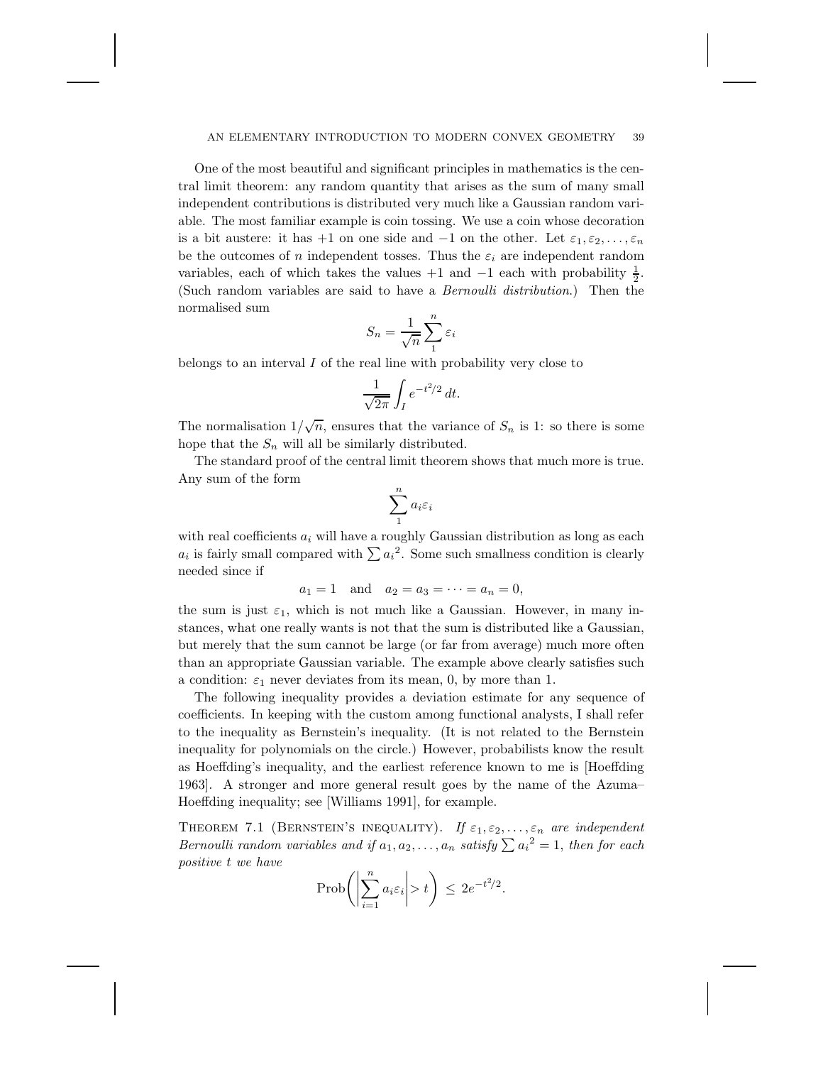One of the most beautiful and significant principles in mathematics is the central limit theorem: any random quantity that arises as the sum of many small independent contributions is distributed very much like a Gaussian random variable. The most familiar example is coin tossing. We use a coin whose decoration is a bit austere: it has $+1$ on one side and $-1$ on the other. Let $\varepsilon_1, \varepsilon_2, \ldots, \varepsilon_n$ be the outcomes of $n$ independent tosses. Thus the $\varepsilon_i$ are independent random variables, each of which takes the values $+1$ and $-1$ each with probability $\frac{1}{2}$. (Such random variables are said to have a *Bernoulli distribution*.) Then the normalised sum

$$S_n = \frac{1}{\sqrt{n}} \sum_1^n \varepsilon_i$$

belongs to an interval $I$ of the real line with probability very close to

$$\frac{1}{\sqrt{2\pi}} \int_I e^{-t^2/2}\, dt.$$

The normalisation $1/\sqrt{n}$, ensures that the variance of $S_n$ is 1: so there is some hope that the $S_n$ will all be similarly distributed.

The standard proof of the central limit theorem shows that much more is true. Any sum of the form

$$\sum_1^n a_i \varepsilon_i$$

with real coefficients $a_i$ will have a roughly Gaussian distribution as long as each $a_i$ is fairly small compared with $\sum {a_i}^2$. Some such smallness condition is clearly needed since if

$$a_1 = 1 \quad \text{and} \quad a_2 = a_3 = \cdots = a_n = 0,$$

the sum is just $\varepsilon_1$, which is not much like a Gaussian. However, in many instances, what one really wants is not that the sum is distributed like a Gaussian, but merely that the sum cannot be large (or far from average) much more often than an appropriate Gaussian variable. The example above clearly satisfies such a condition: $\varepsilon_1$ never deviates from its mean, 0, by more than 1.

The following inequality provides a deviation estimate for any sequence of coefficients. In keeping with the custom among functional analysts, I shall refer to the inequality as Bernstein's inequality. (It is not related to the Bernstein inequality for polynomials on the circle.) However, probabilists know the result as Hoeffding's inequality, and the earliest reference known to me is [Hoeffding 1963]. A stronger and more general result goes by the name of the Azuma–Hoeffding inequality; see [Williams 1991], for example.

Theorem 7.1 (Bernstein's inequality). *If $\varepsilon_1, \varepsilon_2, \ldots, \varepsilon_n$ are independent Bernoulli random variables and if $a_1, a_2, \ldots, a_n$ satisfy $\sum {a_i}^2 = 1$, then for each positive $t$ we have*

$$\operatorname{Prob}\left( \left| \sum_{i=1}^n a_i \varepsilon_i \right| > t \right) \le 2e^{-t^2/2}.$$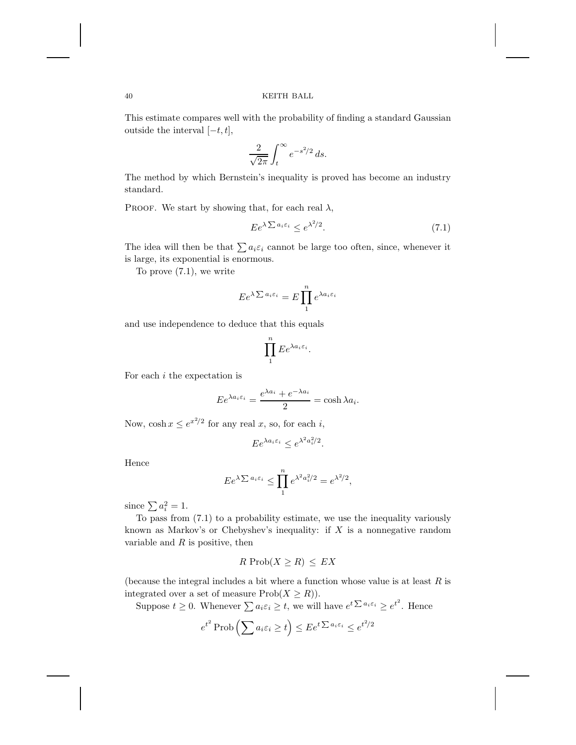This estimate compares well with the probability of finding a standard Gaussian outside the interval $[-t, t]$,

$$\frac{2}{\sqrt{2\pi}} \int_t^\infty e^{-s^2/2}\, ds.$$

The method by which Bernstein's inequality is proved has become an industry standard.

Proof. We start by showing that, for each real $\lambda$,

$$Ee^{\lambda \sum a_i \varepsilon_i} \le e^{\lambda^2/2}. \tag{7.1}$$

The idea will then be that $\sum a_i \varepsilon_i$ cannot be large too often, since, whenever it is large, its exponential is enormous.

To prove (7.1), we write

$$Ee^{\lambda \sum a_i \varepsilon_i} = E \prod_1^n e^{\lambda a_i \varepsilon_i}$$

and use independence to deduce that this equals

$$\prod_1^n Ee^{\lambda a_i \varepsilon_i}.$$

For each $i$ the expectation is

$$Ee^{\lambda a_i \varepsilon_i} = \frac{e^{\lambda a_i} + e^{-\lambda a_i}}{2} = \cosh \lambda a_i.$$

Now, $\cosh x \le e^{x^2/2}$ for any real $x$, so, for each $i$,

$$Ee^{\lambda a_i \varepsilon_i} \le e^{\lambda^2 a_i^2/2}.$$

Hence

$$Ee^{\lambda \sum a_i \varepsilon_i} \le \prod_1^n e^{\lambda^2 a_i^2/2} = e^{\lambda^2/2},$$

since $\sum a_i^2 = 1$.

To pass from (7.1) to a probability estimate, we use the inequality variously known as Markov's or Chebyshev's inequality: if $X$ is a nonnegative random variable and $R$ is positive, then

$$R \operatorname{Prob}(X \ge R) \le EX$$

(because the integral includes a bit where a function whose value is at least $R$ is integrated over a set of measure $\operatorname{Prob}(X \ge R)$).

Suppose $t \ge 0$. Whenever $\sum a_i \varepsilon_i \ge t$, we will have $e^{t \sum a_i \varepsilon_i} \ge e^{t^2}$. Hence

$$e^{t^2} \operatorname{Prob}\left(\sum a_i \varepsilon_i \ge t\right) \le Ee^{t \sum a_i \varepsilon_i} \le e^{t^2/2}$$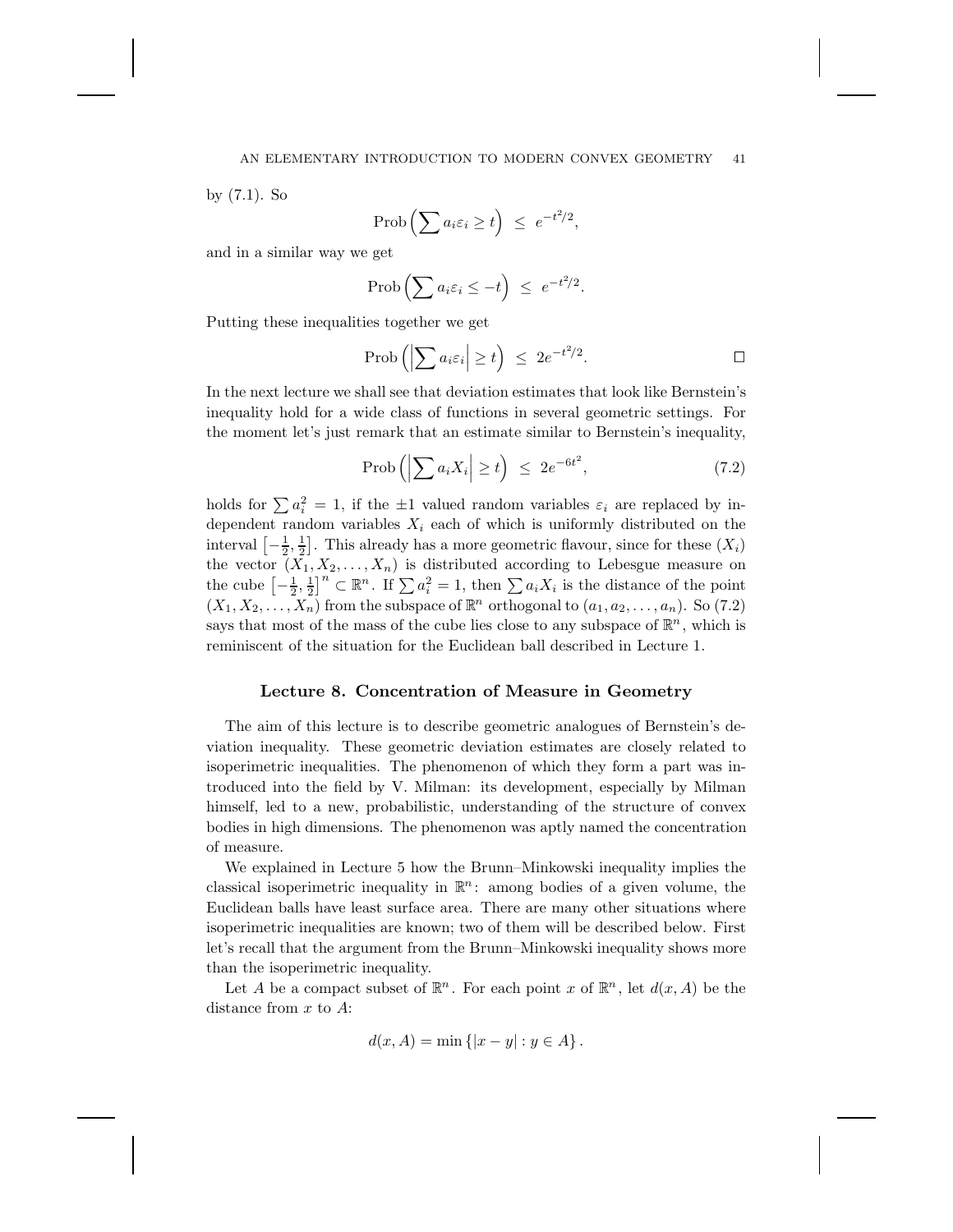by (7.1). So

$$\text{Prob}\left(\sum a_i \varepsilon_i \geq t\right) \ \leq \ e^{-t^2/2},$$

and in a similar way we get

$$\text{Prob}\left(\sum a_i \varepsilon_i \leq -t\right) \ \leq \ e^{-t^2/2}.$$

Putting these inequalities together we get

$$\text{Prob}\left(\left|\sum a_i \varepsilon_i\right| \geq t\right) \ \leq \ 2e^{-t^2/2}. \qquad \square$$

In the next lecture we shall see that deviation estimates that look like Bernstein's inequality hold for a wide class of functions in several geometric settings. For the moment let's just remark that an estimate similar to Bernstein's inequality,

$$\text{Prob}\left(\left|\sum a_i X_i\right| \geq t\right) \ \leq \ 2e^{-6t^2}, \tag{7.2}$$

holds for $\sum a_i^2 = 1$, if the $\pm 1$ valued random variables $\varepsilon_i$ are replaced by independent random variables $X_i$ each of which is uniformly distributed on the interval $\left[-\frac{1}{2}, \frac{1}{2}\right]$. This already has a more geometric flavour, since for these $(X_i)$ the vector $(X_1, X_2, \ldots, X_n)$ is distributed according to Lebesgue measure on the cube $\left[-\frac{1}{2}, \frac{1}{2}\right]^n \subset \mathbb{R}^n$. If $\sum a_i^2 = 1$, then $\sum a_i X_i$ is the distance of the point $(X_1, X_2, \ldots, X_n)$ from the subspace of $\mathbb{R}^n$ orthogonal to $(a_1, a_2, \ldots, a_n)$. So (7.2) says that most of the mass of the cube lies close to any subspace of $\mathbb{R}^n$, which is reminiscent of the situation for the Euclidean ball described in Lecture 1.

## Lecture 8. Concentration of Measure in Geometry

The aim of this lecture is to describe geometric analogues of Bernstein's deviation inequality. These geometric deviation estimates are closely related to isoperimetric inequalities. The phenomenon of which they form a part was introduced into the field by V. Milman: its development, especially by Milman himself, led to a new, probabilistic, understanding of the structure of convex bodies in high dimensions. The phenomenon was aptly named the concentration of measure.

We explained in Lecture 5 how the Brunn–Minkowski inequality implies the classical isoperimetric inequality in $\mathbb{R}^n$: among bodies of a given volume, the Euclidean balls have least surface area. There are many other situations where isoperimetric inequalities are known; two of them will be described below. First let's recall that the argument from the Brunn–Minkowski inequality shows more than the isoperimetric inequality.

Let $A$ be a compact subset of $\mathbb{R}^n$. For each point $x$ of $\mathbb{R}^n$, let $d(x, A)$ be the distance from $x$ to $A$:

$$d(x, A) = \min\left\{|x - y| : y \in A\right\}.$$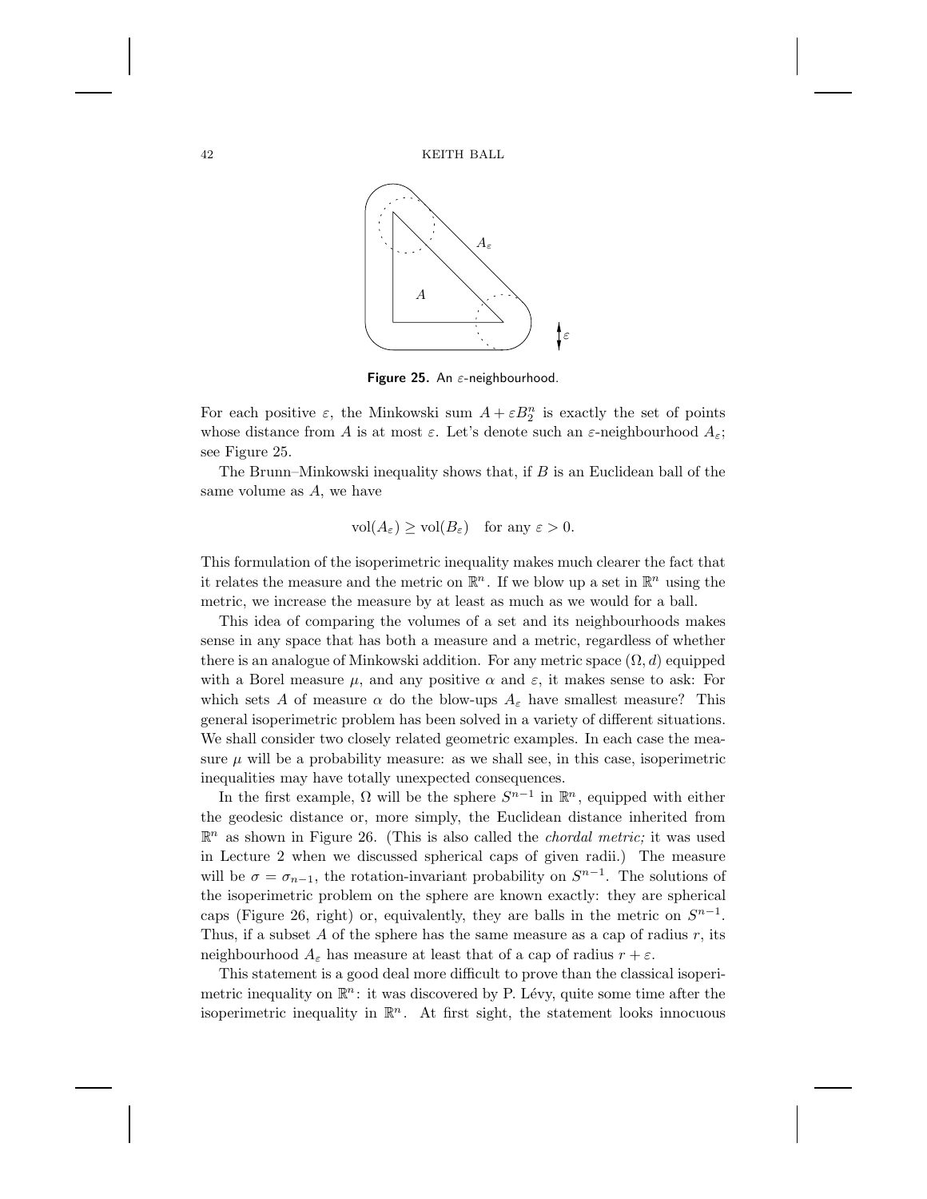**Figure 25.** An $\varepsilon$-neighbourhood.

For each positive $\varepsilon$, the Minkowski sum $A + \varepsilon B_2^n$ is exactly the set of points whose distance from $A$ is at most $\varepsilon$. Let's denote such an $\varepsilon$-neighbourhood $A_\varepsilon$; see Figure 25.

The Brunn–Minkowski inequality shows that, if $B$ is an Euclidean ball of the same volume as $A$, we have

$$\mathrm{vol}(A_\varepsilon) \geq \mathrm{vol}(B_\varepsilon) \quad \text{for any } \varepsilon > 0.$$

This formulation of the isoperimetric inequality makes much clearer the fact that it relates the measure and the metric on $\mathbb{R}^n$. If we blow up a set in $\mathbb{R}^n$ using the metric, we increase the measure by at least as much as we would for a ball.

This idea of comparing the volumes of a set and its neighbourhoods makes sense in any space that has both a measure and a metric, regardless of whether there is an analogue of Minkowski addition. For any metric space $(\Omega, d)$ equipped with a Borel measure $\mu$, and any positive $\alpha$ and $\varepsilon$, it makes sense to ask: For which sets $A$ of measure $\alpha$ do the blow-ups $A_\varepsilon$ have smallest measure? This general isoperimetric problem has been solved in a variety of different situations. We shall consider two closely related geometric examples. In each case the measure $\mu$ will be a probability measure: as we shall see, in this case, isoperimetric inequalities may have totally unexpected consequences.

In the first example, $\Omega$ will be the sphere $S^{n-1}$ in $\mathbb{R}^n$, equipped with either the geodesic distance or, more simply, the Euclidean distance inherited from $\mathbb{R}^n$ as shown in Figure 26. (This is also called the *chordal metric;* it was used in Lecture 2 when we discussed spherical caps of given radii.) The measure will be $\sigma = \sigma_{n-1}$, the rotation-invariant probability on $S^{n-1}$. The solutions of the isoperimetric problem on the sphere are known exactly: they are spherical caps (Figure 26, right) or, equivalently, they are balls in the metric on $S^{n-1}$. Thus, if a subset $A$ of the sphere has the same measure as a cap of radius $r$, its neighbourhood $A_\varepsilon$ has measure at least that of a cap of radius $r + \varepsilon$.

This statement is a good deal more difficult to prove than the classical isoperimetric inequality on $\mathbb{R}^n$: it was discovered by P. Lévy, quite some time after the isoperimetric inequality in $\mathbb{R}^n$. At first sight, the statement looks innocuous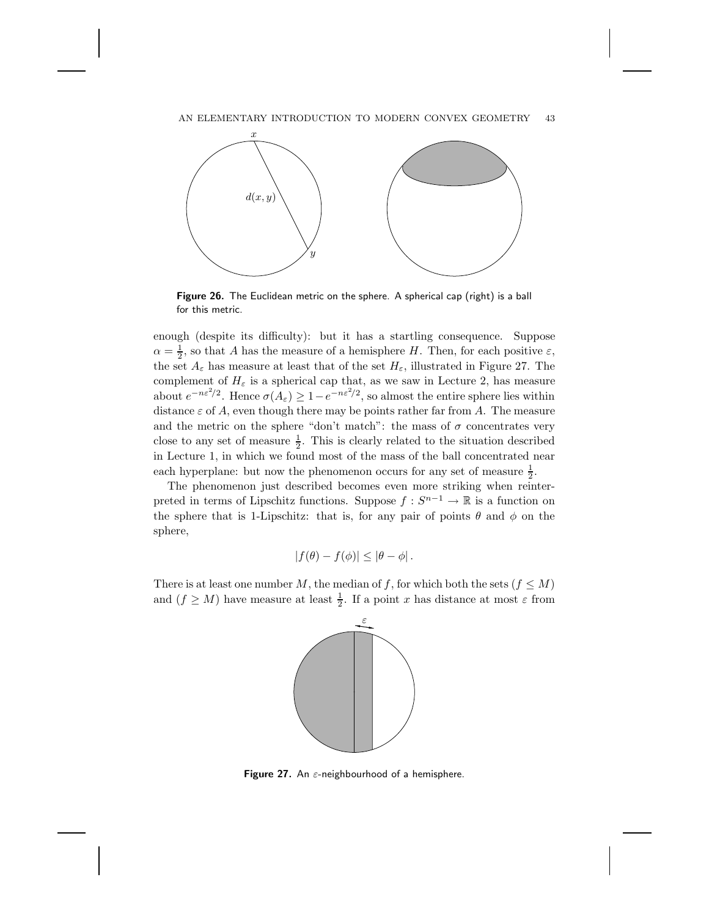Figure 26. The Euclidean metric on the sphere. A spherical cap (right) is a ball for this metric.

enough (despite its difficulty): but it has a startling consequence. Suppose $\alpha = \frac{1}{2}$, so that $A$ has the measure of a hemisphere $H$. Then, for each positive $\varepsilon$, the set $A_\varepsilon$ has measure at least that of the set $H_\varepsilon$, illustrated in Figure 27. The complement of $H_\varepsilon$ is a spherical cap that, as we saw in Lecture 2, has measure about $e^{-n\varepsilon^2/2}$. Hence $\sigma(A_\varepsilon) \geq 1 - e^{-n\varepsilon^2/2}$, so almost the entire sphere lies within distance $\varepsilon$ of $A$, even though there may be points rather far from $A$. The measure and the metric on the sphere "don't match": the mass of $\sigma$ concentrates very close to any set of measure $\frac{1}{2}$. This is clearly related to the situation described in Lecture 1, in which we found most of the mass of the ball concentrated near each hyperplane: but now the phenomenon occurs for any set of measure $\frac{1}{2}$.

The phenomenon just described becomes even more striking when reinterpreted in terms of Lipschitz functions. Suppose $f : S^{n-1} \to \mathbb{R}$ is a function on the sphere that is 1-Lipschitz: that is, for any pair of points $\theta$ and $\phi$ on the sphere,

$$|f(\theta) - f(\phi)| \leq |\theta - \phi| .$$

There is at least one number $M$, the median of $f$, for which both the sets $(f \leq M)$ and $(f \geq M)$ have measure at least $\frac{1}{2}$. If a point $x$ has distance at most $\varepsilon$ from

Figure 27. An $\varepsilon$-neighbourhood of a hemisphere.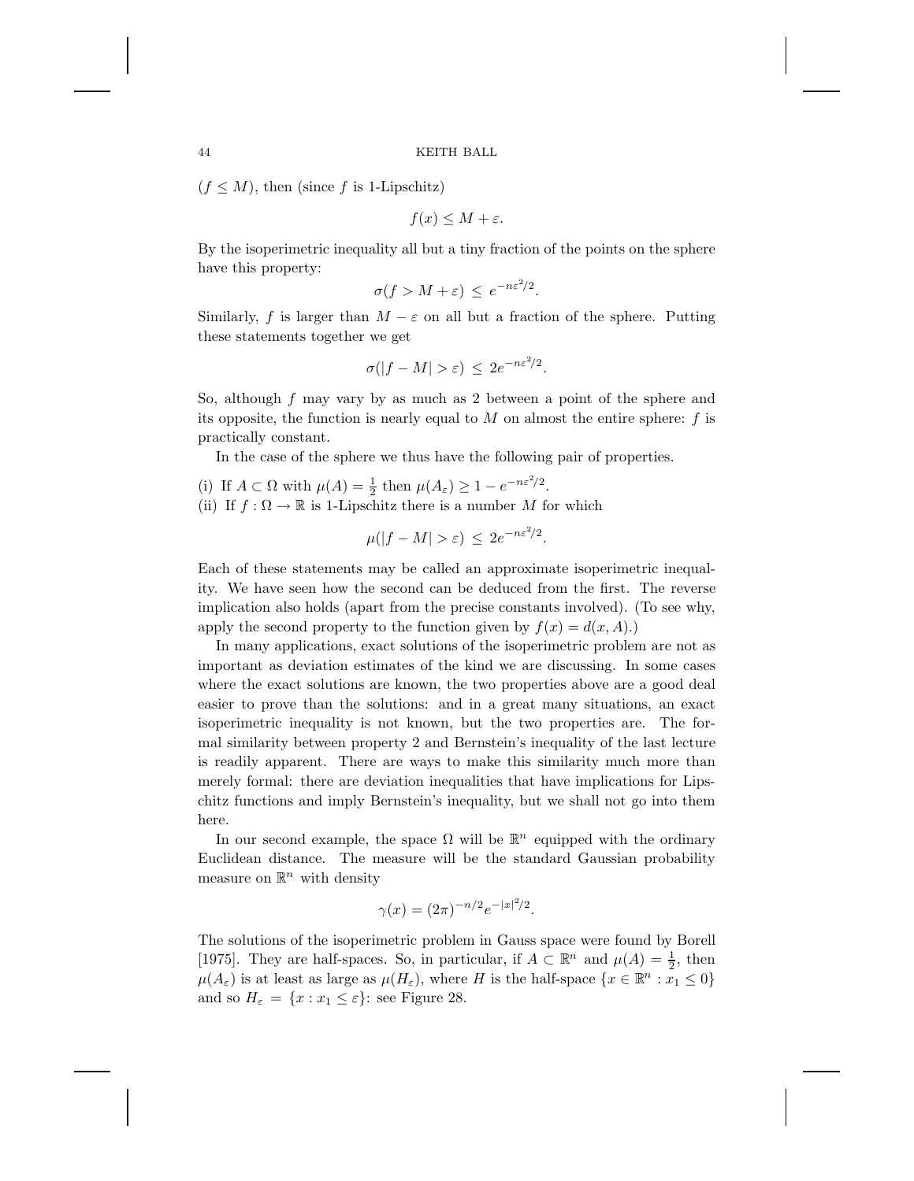$(f \le M)$, then (since $f$ is 1-Lipschitz)

$$f(x) \le M + \varepsilon.$$

By the isoperimetric inequality all but a tiny fraction of the points on the sphere have this property:

$$\sigma(f > M + \varepsilon) \le e^{-n\varepsilon^2/2}.$$

Similarly, $f$ is larger than $M - \varepsilon$ on all but a fraction of the sphere. Putting these statements together we get

$$\sigma(|f - M| > \varepsilon) \le 2e^{-n\varepsilon^2/2}.$$

So, although $f$ may vary by as much as 2 between a point of the sphere and its opposite, the function is nearly equal to $M$ on almost the entire sphere: $f$ is practically constant.

In the case of the sphere we thus have the following pair of properties.

(i) If $A \subset \Omega$ with $\mu(A) = \frac{1}{2}$ then $\mu(A_\varepsilon) \ge 1 - e^{-n\varepsilon^2/2}$.

(ii) If $f : \Omega \to \mathbb{R}$ is 1-Lipschitz there is a number $M$ for which

$$\mu(|f - M| > \varepsilon) \le 2e^{-n\varepsilon^2/2}.$$

Each of these statements may be called an approximate isoperimetric inequality. We have seen how the second can be deduced from the first. The reverse implication also holds (apart from the precise constants involved). (To see why, apply the second property to the function given by $f(x) = d(x, A)$.)

In many applications, exact solutions of the isoperimetric problem are not as important as deviation estimates of the kind we are discussing. In some cases where the exact solutions are known, the two properties above are a good deal easier to prove than the solutions: and in a great many situations, an exact isoperimetric inequality is not known, but the two properties are. The formal similarity between property 2 and Bernstein's inequality of the last lecture is readily apparent. There are ways to make this similarity much more than merely formal: there are deviation inequalities that have implications for Lipschitz functions and imply Bernstein's inequality, but we shall not go into them here.

In our second example, the space $\Omega$ will be $\mathbb{R}^n$ equipped with the ordinary Euclidean distance. The measure will be the standard Gaussian probability measure on $\mathbb{R}^n$ with density

$$\gamma(x) = (2\pi)^{-n/2} e^{-|x|^2/2}.$$

The solutions of the isoperimetric problem in Gauss space were found by Borell [1975]. They are half-spaces. So, in particular, if $A \subset \mathbb{R}^n$ and $\mu(A) = \frac{1}{2}$, then $\mu(A_\varepsilon)$ is at least as large as $\mu(H_\varepsilon)$, where $H$ is the half-space $\{x \in \mathbb{R}^n : x_1 \le 0\}$ and so $H_\varepsilon = \{x : x_1 \le \varepsilon\}$: see Figure 28.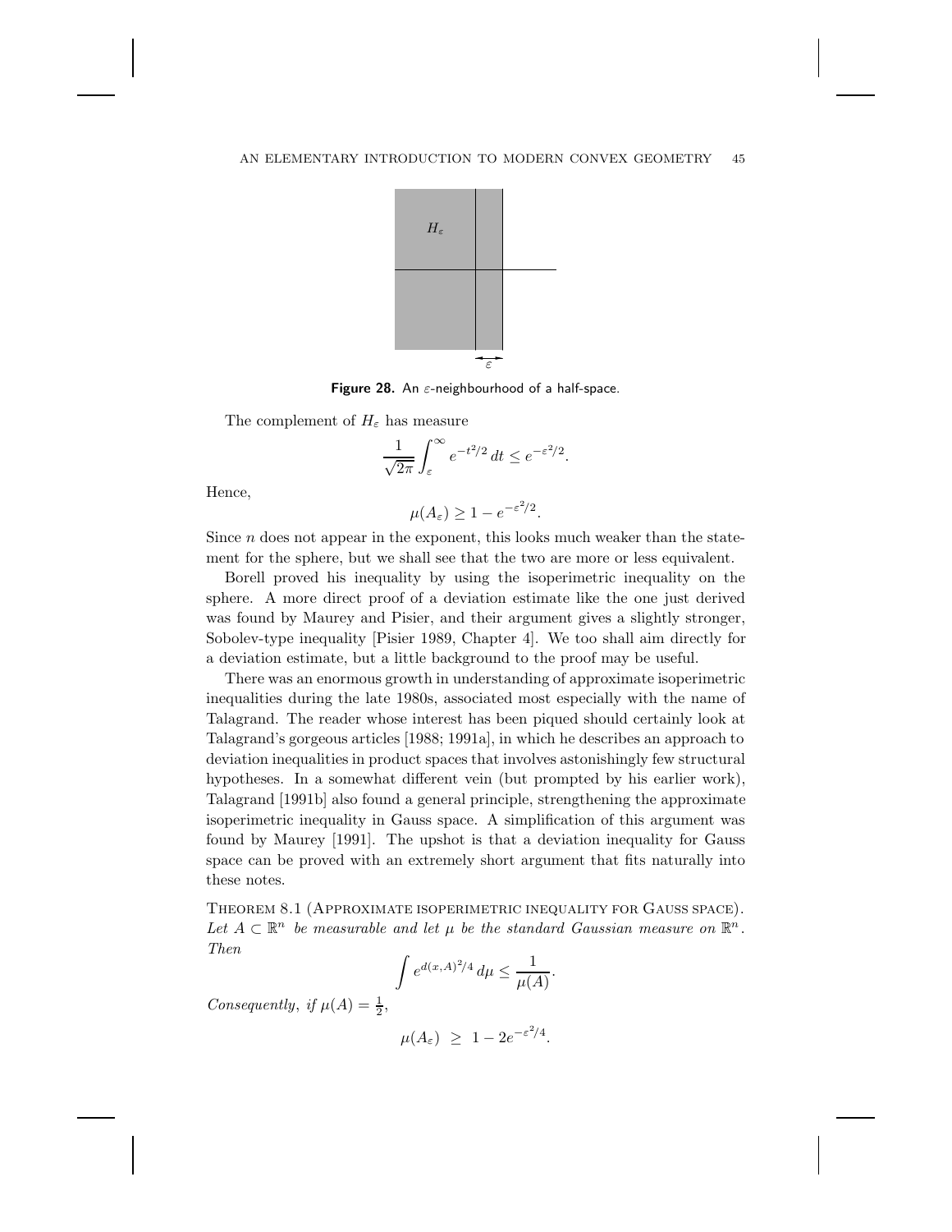**Figure 28.** An $\varepsilon$-neighbourhood of a half-space.

The complement of $H_\varepsilon$ has measure

$$\frac{1}{\sqrt{2\pi}} \int_\varepsilon^\infty e^{-t^2/2}\, dt \le e^{-\varepsilon^2/2}.$$

Hence,

$$\mu(A_\varepsilon) \ge 1 - e^{-\varepsilon^2/2}.$$

Since $n$ does not appear in the exponent, this looks much weaker than the statement for the sphere, but we shall see that the two are more or less equivalent.

Borell proved his inequality by using the isoperimetric inequality on the sphere. A more direct proof of a deviation estimate like the one just derived was found by Maurey and Pisier, and their argument gives a slightly stronger, Sobolev-type inequality [Pisier 1989, Chapter 4]. We too shall aim directly for a deviation estimate, but a little background to the proof may be useful.

There was an enormous growth in understanding of approximate isoperimetric inequalities during the late 1980s, associated most especially with the name of Talagrand. The reader whose interest has been piqued should certainly look at Talagrand's gorgeous articles [1988; 1991a], in which he describes an approach to deviation inequalities in product spaces that involves astonishingly few structural hypotheses. In a somewhat different vein (but prompted by his earlier work), Talagrand [1991b] also found a general principle, strengthening the approximate isoperimetric inequality in Gauss space. A simplification of this argument was found by Maurey [1991]. The upshot is that a deviation inequality for Gauss space can be proved with an extremely short argument that fits naturally into these notes.

Theorem 8.1 (Approximate isoperimetric inequality for Gauss space). *Let $A \subset \mathbb{R}^n$ be measurable and let $\mu$ be the standard Gaussian measure on $\mathbb{R}^n$. Then*

$$\int e^{d(x,A)^2/4}\, d\mu \le \frac{1}{\mu(A)}.$$

*Consequently, if $\mu(A) = \frac{1}{2}$,*

$$\mu(A_\varepsilon) \ \ge \ 1 - 2e^{-\varepsilon^2/4}.$$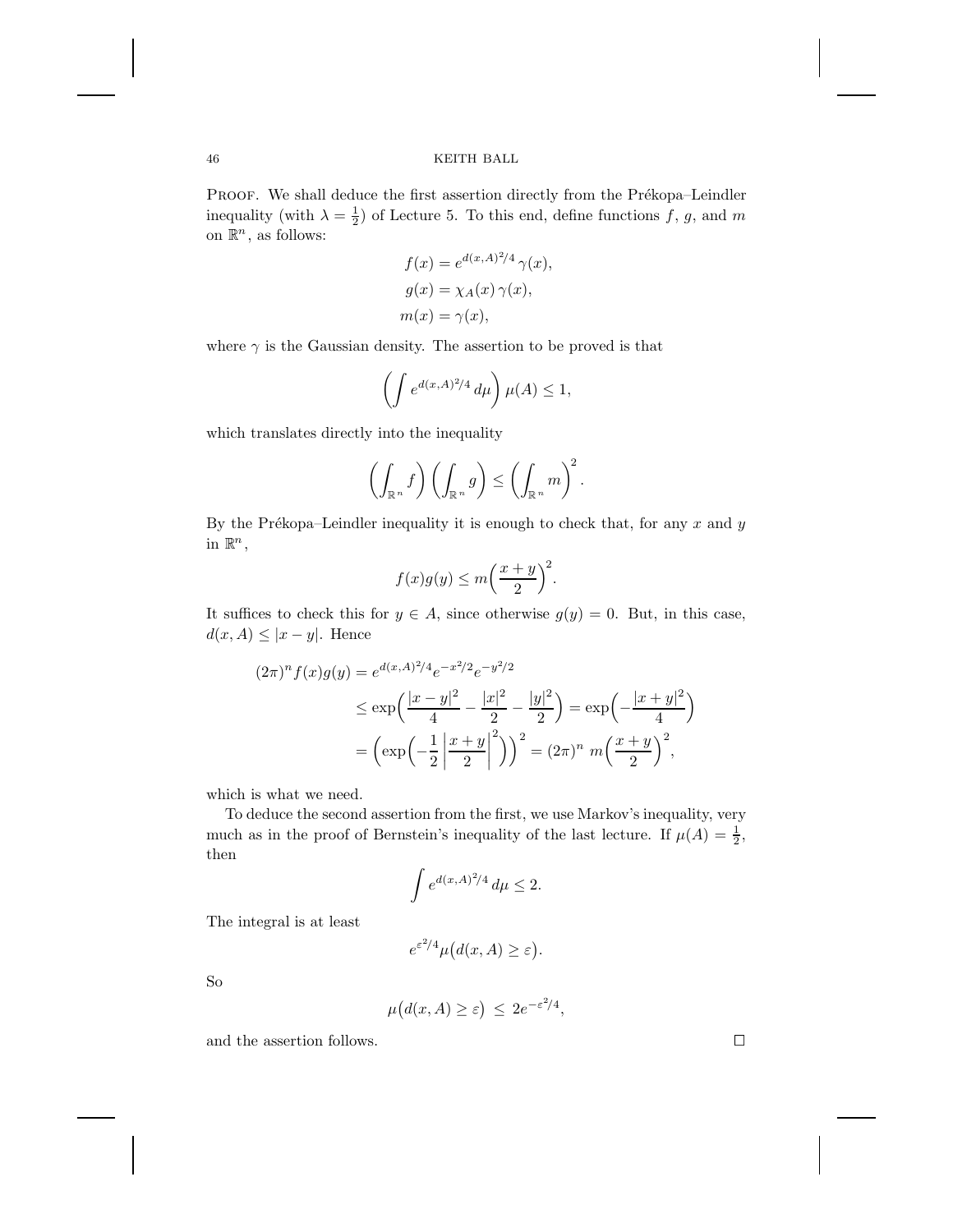Proof. We shall deduce the first assertion directly from the Prékopa–Leindler inequality (with $\lambda = \frac{1}{2}$) of Lecture 5. To this end, define functions $f$, $g$, and $m$ on $\mathbb{R}^n$, as follows:

$$
\begin{aligned}
f(x) &= e^{d(x,A)^2/4}\,\gamma(x),\\
g(x) &= \chi_A(x)\,\gamma(x),\\
m(x) &= \gamma(x),
\end{aligned}
$$

where $\gamma$ is the Gaussian density. The assertion to be proved is that

$$
\left(\int e^{d(x,A)^2/4}\,d\mu\right)\mu(A) \le 1,
$$

which translates directly into the inequality

$$
\left(\int_{\mathbb{R}^n} f\right)\left(\int_{\mathbb{R}^n} g\right) \le \left(\int_{\mathbb{R}^n} m\right)^2.
$$

By the Prékopa–Leindler inequality it is enough to check that, for any $x$ and $y$ in $\mathbb{R}^n$,

$$
f(x)g(y) \le m\Big(\frac{x+y}{2}\Big)^2.
$$

It suffices to check this for $y \in A$, since otherwise $g(y) = 0$. But, in this case, $d(x,A) \le |x-y|$. Hence

$$
\begin{aligned}
(2\pi)^n f(x)g(y) &= e^{d(x,A)^2/4} e^{-x^2/2} e^{-y^2/2}\\
&\le \exp\Big(\frac{|x-y|^2}{4} - \frac{|x|^2}{2} - \frac{|y|^2}{2}\Big) = \exp\Big(-\frac{|x+y|^2}{4}\Big)\\
&= \Big(\exp\Big(-\frac{1}{2}\left|\frac{x+y}{2}\right|^2\Big)\Big)^2 = (2\pi)^n\; m\Big(\frac{x+y}{2}\Big)^2,
\end{aligned}
$$

which is what we need.

To deduce the second assertion from the first, we use Markov's inequality, very much as in the proof of Bernstein's inequality of the last lecture. If $\mu(A) = \frac{1}{2}$, then

$$
\int e^{d(x,A)^2/4}\,d\mu \le 2.
$$

The integral is at least

$$
e^{\varepsilon^2/4}\mu\big(d(x,A) \ge \varepsilon\big).
$$

So

$$
\mu\big(d(x,A) \ge \varepsilon\big) \;\le\; 2e^{-\varepsilon^2/4},
$$

and the assertion follows. □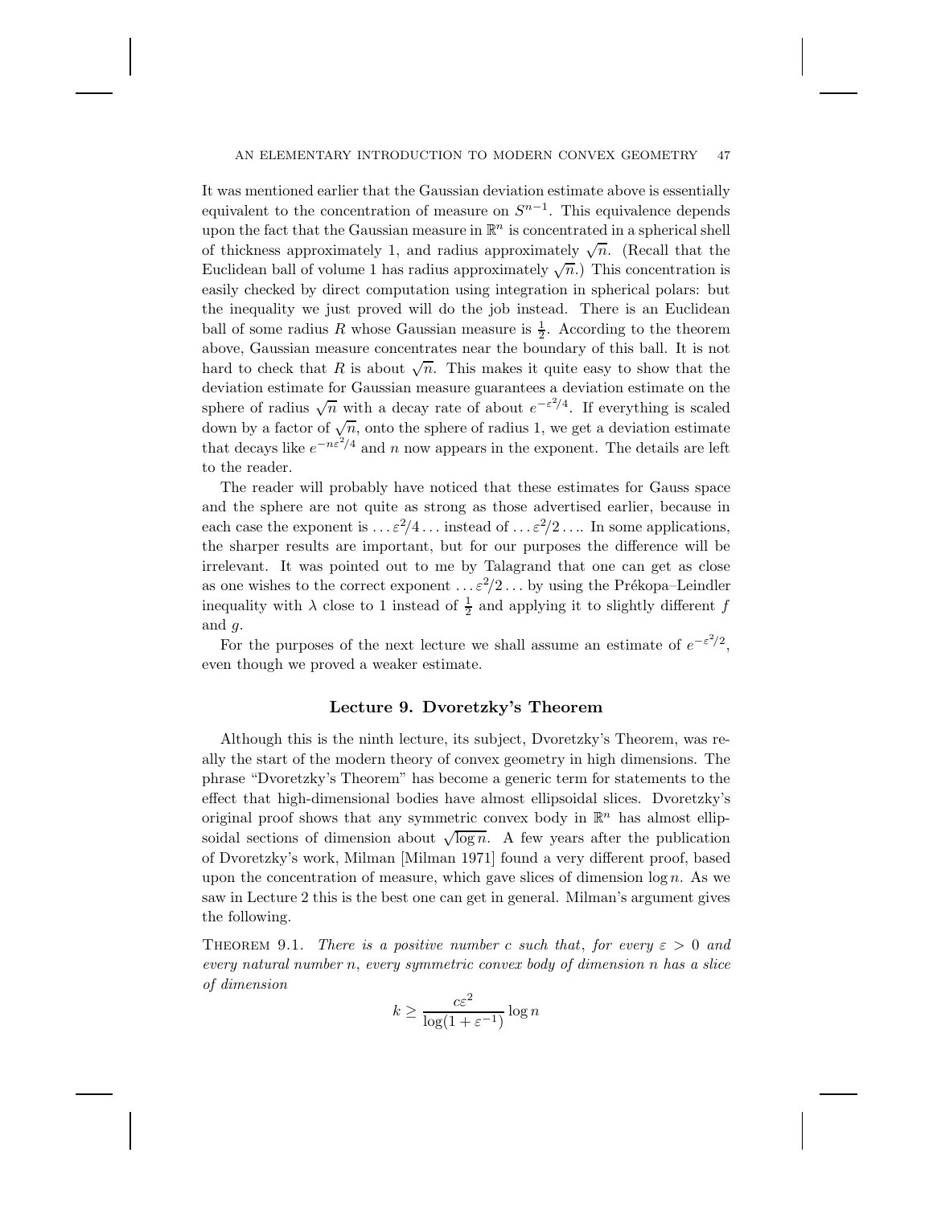It was mentioned earlier that the Gaussian deviation estimate above is essentially equivalent to the concentration of measure on $S^{n-1}$. This equivalence depends upon the fact that the Gaussian measure in $\mathbb{R}^n$ is concentrated in a spherical shell of thickness approximately 1, and radius approximately $\sqrt{n}$. (Recall that the Euclidean ball of volume 1 has radius approximately $\sqrt{n}$.) This concentration is easily checked by direct computation using integration in spherical polars: but the inequality we just proved will do the job instead. There is an Euclidean ball of some radius $R$ whose Gaussian measure is $\frac{1}{2}$. According to the theorem above, Gaussian measure concentrates near the boundary of this ball. It is not hard to check that $R$ is about $\sqrt{n}$. This makes it quite easy to show that the deviation estimate for Gaussian measure guarantees a deviation estimate on the sphere of radius $\sqrt{n}$ with a decay rate of about $e^{-\varepsilon^2/4}$. If everything is scaled down by a factor of $\sqrt{n}$, onto the sphere of radius 1, we get a deviation estimate that decays like $e^{-n\varepsilon^2/4}$ and $n$ now appears in the exponent. The details are left to the reader.

The reader will probably have noticed that these estimates for Gauss space and the sphere are not quite as strong as those advertised earlier, because in each case the exponent is $\ldots\varepsilon^2/4\ldots$ instead of $\ldots\varepsilon^2/2\ldots$. In some applications, the sharper results are important, but for our purposes the difference will be irrelevant. It was pointed out to me by Talagrand that one can get as close as one wishes to the correct exponent $\ldots\varepsilon^2/2\ldots$ by using the Prékopa–Leindler inequality with $\lambda$ close to 1 instead of $\frac{1}{2}$ and applying it to slightly different $f$ and $g$.

For the purposes of the next lecture we shall assume an estimate of $e^{-\varepsilon^2/2}$, even though we proved a weaker estimate.

## Lecture 9. Dvoretzky's Theorem

Although this is the ninth lecture, its subject, Dvoretzky's Theorem, was really the start of the modern theory of convex geometry in high dimensions. The phrase "Dvoretzky's Theorem" has become a generic term for statements to the effect that high-dimensional bodies have almost ellipsoidal slices. Dvoretzky's original proof shows that any symmetric convex body in $\mathbb{R}^n$ has almost ellipsoidal sections of dimension about $\sqrt{\log n}$. A few years after the publication of Dvoretzky's work, Milman [Milman 1971] found a very different proof, based upon the concentration of measure, which gave slices of dimension $\log n$. As we saw in Lecture 2 this is the best one can get in general. Milman's argument gives the following.

THEOREM 9.1. *There is a positive number $c$ such that, for every $\varepsilon > 0$ and every natural number $n$, every symmetric convex body of dimension $n$ has a slice of dimension*

$$k \geq \frac{c\varepsilon^2}{\log(1+\varepsilon^{-1})}\log n$$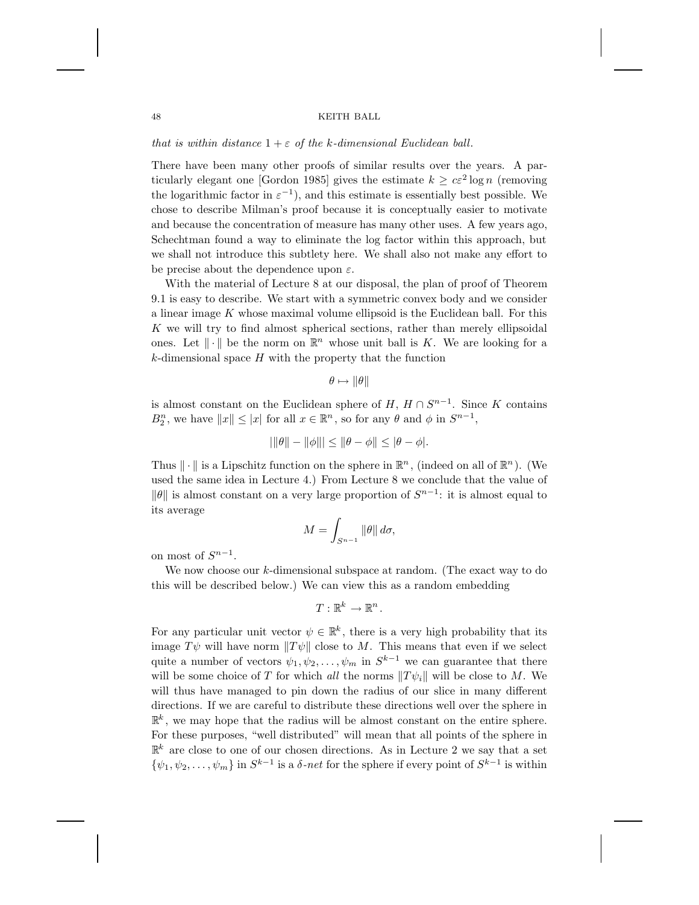*that is within distance $1 + \varepsilon$ of the k-dimensional Euclidean ball.*

There have been many other proofs of similar results over the years. A particularly elegant one [Gordon 1985] gives the estimate $k \geq c\varepsilon^2 \log n$ (removing the logarithmic factor in $\varepsilon^{-1}$), and this estimate is essentially best possible. We chose to describe Milman's proof because it is conceptually easier to motivate and because the concentration of measure has many other uses. A few years ago, Schechtman found a way to eliminate the log factor within this approach, but we shall not introduce this subtlety here. We shall also not make any effort to be precise about the dependence upon $\varepsilon$.

With the material of Lecture 8 at our disposal, the plan of proof of Theorem 9.1 is easy to describe. We start with a symmetric convex body and we consider a linear image $K$ whose maximal volume ellipsoid is the Euclidean ball. For this $K$ we will try to find almost spherical sections, rather than merely ellipsoidal ones. Let $\|\cdot\|$ be the norm on $\mathbb{R}^n$ whose unit ball is $K$. We are looking for a $k$-dimensional space $H$ with the property that the function

$$\theta \mapsto \|\theta\|$$

is almost constant on the Euclidean sphere of $H$, $H \cap S^{n-1}$. Since $K$ contains $B_2^n$, we have $\|x\| \leq |x|$ for all $x \in \mathbb{R}^n$, so for any $\theta$ and $\phi$ in $S^{n-1}$,

$$\big|\|\theta\| - \|\phi\|\big| \leq \|\theta - \phi\| \leq |\theta - \phi|.$$

Thus $\|\cdot\|$ is a Lipschitz function on the sphere in $\mathbb{R}^n$, (indeed on all of $\mathbb{R}^n$). (We used the same idea in Lecture 4.) From Lecture 8 we conclude that the value of $\|\theta\|$ is almost constant on a very large proportion of $S^{n-1}$: it is almost equal to its average

$$M = \int_{S^{n-1}} \|\theta\| \, d\sigma,$$

on most of $S^{n-1}$.

We now choose our $k$-dimensional subspace at random. (The exact way to do this will be described below.) We can view this as a random embedding

$$T : \mathbb{R}^k \to \mathbb{R}^n.$$

For any particular unit vector $\psi \in \mathbb{R}^k$, there is a very high probability that its image $T\psi$ will have norm $\|T\psi\|$ close to $M$. This means that even if we select quite a number of vectors $\psi_1, \psi_2, \ldots, \psi_m$ in $S^{k-1}$ we can guarantee that there will be some choice of $T$ for which *all* the norms $\|T\psi_i\|$ will be close to $M$. We will thus have managed to pin down the radius of our slice in many different directions. If we are careful to distribute these directions well over the sphere in $\mathbb{R}^k$, we may hope that the radius will be almost constant on the entire sphere. For these purposes, "well distributed" will mean that all points of the sphere in $\mathbb{R}^k$ are close to one of our chosen directions. As in Lecture 2 we say that a set $\{\psi_1, \psi_2, \ldots, \psi_m\}$ in $S^{k-1}$ is a *$\delta$-net* for the sphere if every point of $S^{k-1}$ is within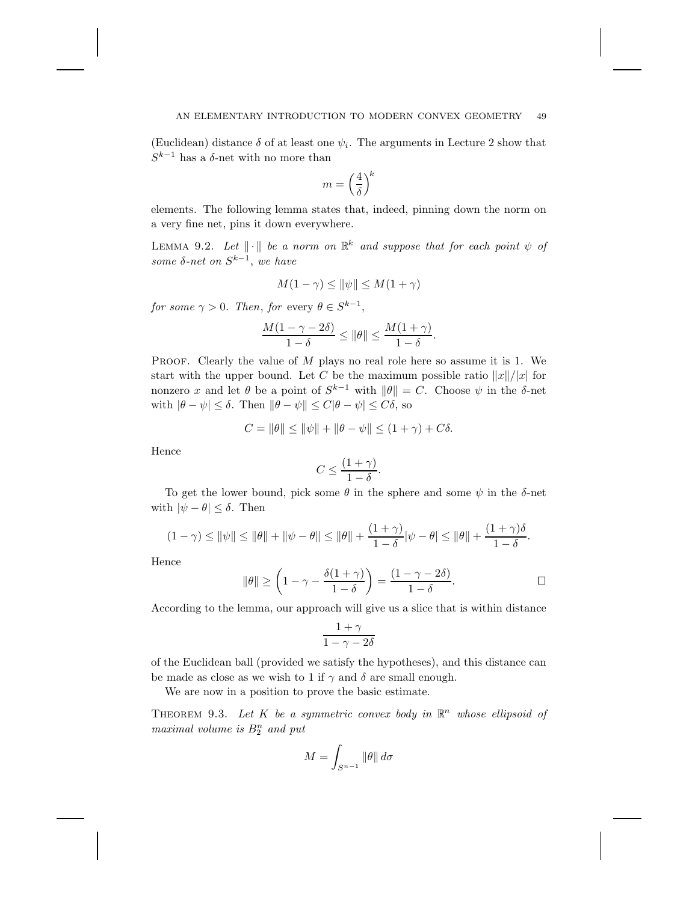(Euclidean) distance $\delta$ of at least one $\psi_i$. The arguments in Lecture 2 show that $S^{k-1}$ has a $\delta$-net with no more than

$$m = \left(\frac{4}{\delta}\right)^k$$

elements. The following lemma states that, indeed, pinning down the norm on a very fine net, pins it down everywhere.

**Lemma 9.2.** *Let $\|\cdot\|$ be a norm on $\mathbb{R}^k$ and suppose that for each point $\psi$ of some $\delta$-net on $S^{k-1}$, we have*

$$M(1-\gamma) \le \|\psi\| \le M(1+\gamma)$$

*for some $\gamma > 0$. Then, for* every *$\theta \in S^{k-1}$,*

$$\frac{M(1-\gamma-2\delta)}{1-\delta} \le \|\theta\| \le \frac{M(1+\gamma)}{1-\delta}.$$

Proof. Clearly the value of $M$ plays no real role here so assume it is 1. We start with the upper bound. Let $C$ be the maximum possible ratio $\|x\|/|x|$ for nonzero $x$ and let $\theta$ be a point of $S^{k-1}$ with $\|\theta\| = C$. Choose $\psi$ in the $\delta$-net with $|\theta - \psi| \le \delta$. Then $\|\theta - \psi\| \le C|\theta - \psi| \le C\delta$, so

$$C = \|\theta\| \le \|\psi\| + \|\theta - \psi\| \le (1+\gamma) + C\delta.$$

Hence

$$C \le \frac{(1+\gamma)}{1-\delta}.$$

To get the lower bound, pick some $\theta$ in the sphere and some $\psi$ in the $\delta$-net with $|\psi - \theta| \le \delta$. Then

$$(1-\gamma) \le \|\psi\| \le \|\theta\| + \|\psi - \theta\| \le \|\theta\| + \frac{(1+\gamma)}{1-\delta}|\psi - \theta| \le \|\theta\| + \frac{(1+\gamma)\delta}{1-\delta}.$$

Hence

$$\|\theta\| \ge \left(1 - \gamma - \frac{\delta(1+\gamma)}{1-\delta}\right) = \frac{(1-\gamma-2\delta)}{1-\delta}. \qquad \square$$

According to the lemma, our approach will give us a slice that is within distance

$$\frac{1+\gamma}{1-\gamma-2\delta}$$

of the Euclidean ball (provided we satisfy the hypotheses), and this distance can be made as close as we wish to 1 if $\gamma$ and $\delta$ are small enough.

We are now in a position to prove the basic estimate.

**Theorem 9.3.** *Let $K$ be a symmetric convex body in $\mathbb{R}^n$ whose ellipsoid of maximal volume is $B_2^n$ and put*

$$M = \int_{S^{n-1}} \|\theta\| \, d\sigma$$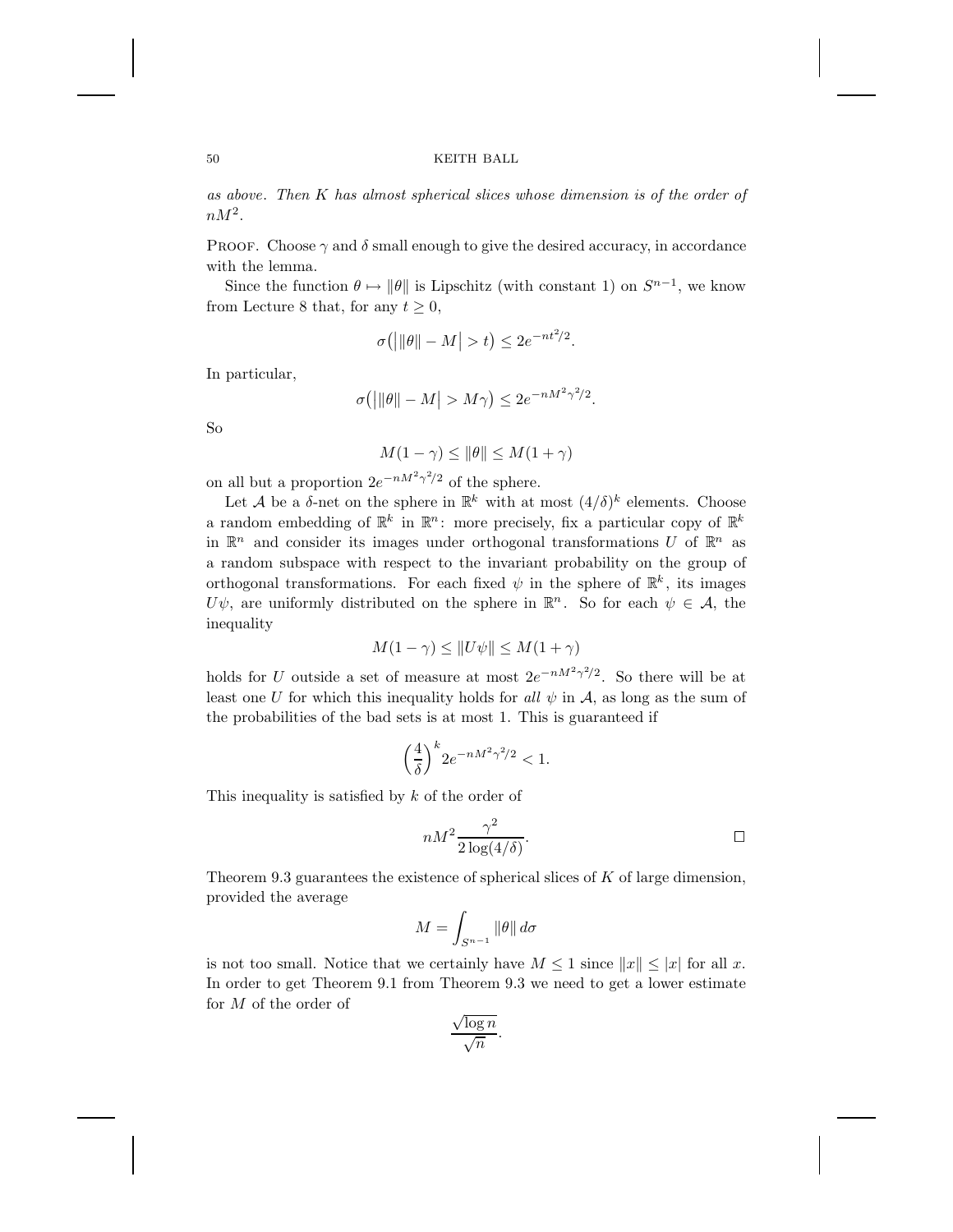*as above. Then $K$ has almost spherical slices whose dimension is of the order of $nM^2$.*

PROOF. Choose $\gamma$ and $\delta$ small enough to give the desired accuracy, in accordance with the lemma.

Since the function $\theta \mapsto \|\theta\|$ is Lipschitz (with constant 1) on $S^{n-1}$, we know from Lecture 8 that, for any $t \geq 0$,

$$\sigma\big(\big|\|\theta\| - M\big| > t\big) \leq 2e^{-nt^2/2}.$$

In particular,

$$\sigma\big(\big|\|\theta\| - M\big| > M\gamma\big) \leq 2e^{-nM^2\gamma^2/2}.$$

So

$$M(1-\gamma) \leq \|\theta\| \leq M(1+\gamma)$$

on all but a proportion $2e^{-nM^2\gamma^2/2}$ of the sphere.

Let $\mathcal{A}$ be a $\delta$-net on the sphere in $\mathbb{R}^k$ with at most $(4/\delta)^k$ elements. Choose a random embedding of $\mathbb{R}^k$ in $\mathbb{R}^n$: more precisely, fix a particular copy of $\mathbb{R}^k$ in $\mathbb{R}^n$ and consider its images under orthogonal transformations $U$ of $\mathbb{R}^n$ as a random subspace with respect to the invariant probability on the group of orthogonal transformations. For each fixed $\psi$ in the sphere of $\mathbb{R}^k$, its images $U\psi$, are uniformly distributed on the sphere in $\mathbb{R}^n$. So for each $\psi \in \mathcal{A}$, the inequality

$$M(1-\gamma) \leq \|U\psi\| \leq M(1+\gamma)$$

holds for $U$ outside a set of measure at most $2e^{-nM^2\gamma^2/2}$. So there will be at least one $U$ for which this inequality holds for *all* $\psi$ in $\mathcal{A}$, as long as the sum of the probabilities of the bad sets is at most 1. This is guaranteed if

$$\left(\frac{4}{\delta}\right)^k 2e^{-nM^2\gamma^2/2} < 1.$$

This inequality is satisfied by $k$ of the order of

$$nM^2 \frac{\gamma^2}{2\log(4/\delta)}. \qquad \square$$

Theorem 9.3 guarantees the existence of spherical slices of $K$ of large dimension, provided the average

$$M = \int_{S^{n-1}} \|\theta\| \, d\sigma$$

is not too small. Notice that we certainly have $M \leq 1$ since $\|x\| \leq |x|$ for all $x$. In order to get Theorem 9.1 from Theorem 9.3 we need to get a lower estimate for $M$ of the order of

$$\frac{\sqrt{\log n}}{\sqrt{n}}.$$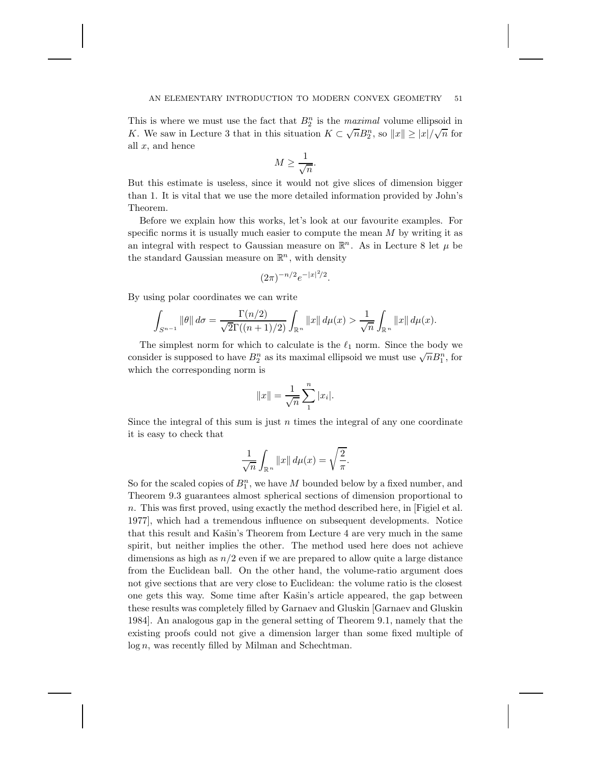This is where we must use the fact that $B_2^n$ is the *maximal* volume ellipsoid in $K$. We saw in Lecture 3 that in this situation $K \subset \sqrt{n}B_2^n$, so $\|x\| \geq |x|/\sqrt{n}$ for all $x$, and hence

$$M \geq \frac{1}{\sqrt{n}}.$$

But this estimate is useless, since it would not give slices of dimension bigger than 1. It is vital that we use the more detailed information provided by John's Theorem.

Before we explain how this works, let's look at our favourite examples. For specific norms it is usually much easier to compute the mean $M$ by writing it as an integral with respect to Gaussian measure on $\mathbb{R}^n$. As in Lecture 8 let $\mu$ be the standard Gaussian measure on $\mathbb{R}^n$, with density

$$(2\pi)^{-n/2} e^{-|x|^2/2}.$$

By using polar coordinates we can write

$$\int_{S^{n-1}} \|\theta\| \, d\sigma = \frac{\Gamma(n/2)}{\sqrt{2}\Gamma((n+1)/2)} \int_{\mathbb{R}^n} \|x\| \, d\mu(x) > \frac{1}{\sqrt{n}} \int_{\mathbb{R}^n} \|x\| \, d\mu(x).$$

The simplest norm for which to calculate is the $\ell_1$ norm. Since the body we consider is supposed to have $B_2^n$ as its maximal ellipsoid we must use $\sqrt{n}B_1^n$, for which the corresponding norm is

$$\|x\| = \frac{1}{\sqrt{n}} \sum_1^n |x_i|.$$

Since the integral of this sum is just $n$ times the integral of any one coordinate it is easy to check that

$$\frac{1}{\sqrt{n}} \int_{\mathbb{R}^n} \|x\| \, d\mu(x) = \sqrt{\frac{2}{\pi}}.$$

So for the scaled copies of $B_1^n$, we have $M$ bounded below by a fixed number, and Theorem 9.3 guarantees almost spherical sections of dimension proportional to $n$. This was first proved, using exactly the method described here, in [Figiel et al. 1977], which had a tremendous influence on subsequent developments. Notice that this result and Kašin's Theorem from Lecture 4 are very much in the same spirit, but neither implies the other. The method used here does not achieve dimensions as high as $n/2$ even if we are prepared to allow quite a large distance from the Euclidean ball. On the other hand, the volume-ratio argument does not give sections that are very close to Euclidean: the volume ratio is the closest one gets this way. Some time after Kašin's article appeared, the gap between these results was completely filled by Garnaev and Gluskin [Garnaev and Gluskin 1984]. An analogous gap in the general setting of Theorem 9.1, namely that the existing proofs could not give a dimension larger than some fixed multiple of $\log n$, was recently filled by Milman and Schechtman.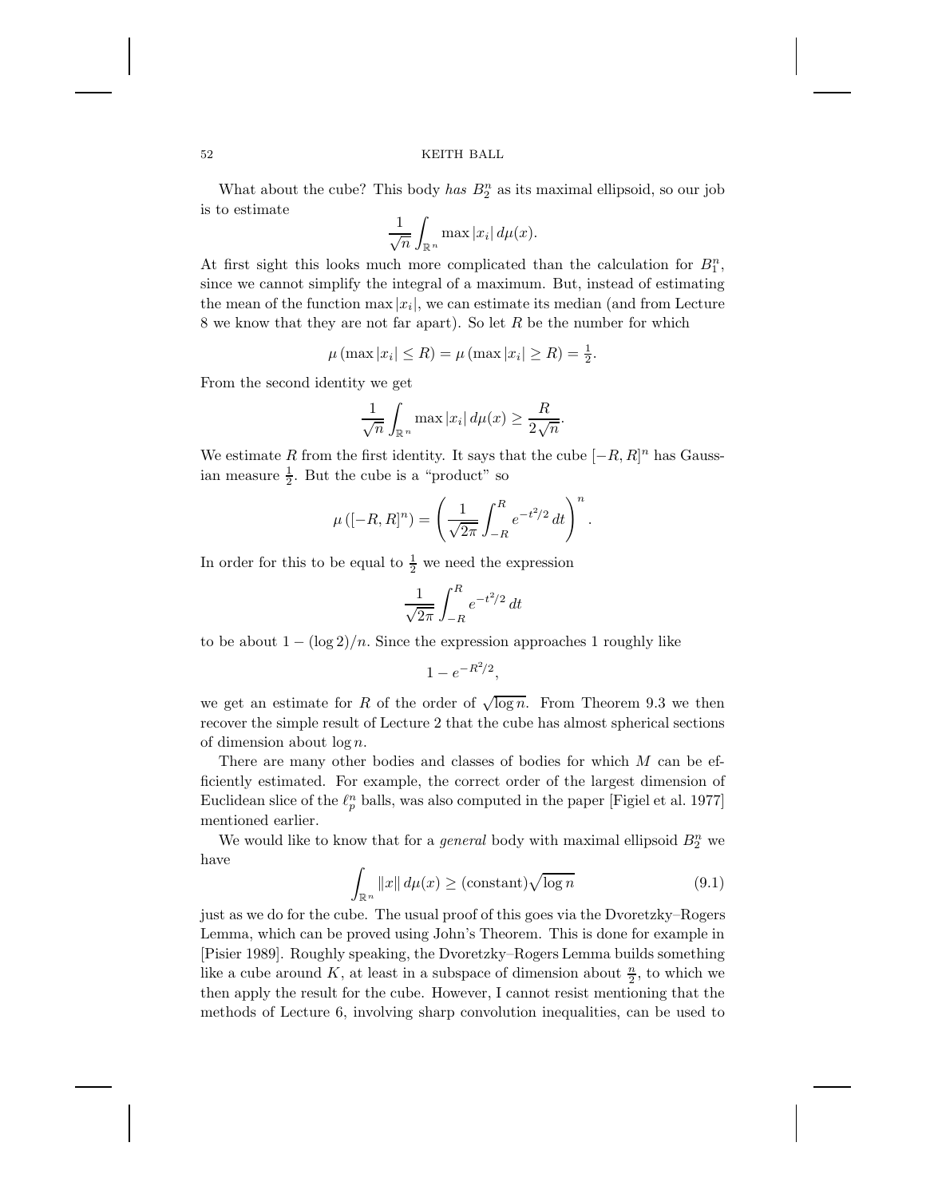What about the cube? This body *has* $B_2^n$ as its maximal ellipsoid, so our job is to estimate

$$\frac{1}{\sqrt{n}} \int_{\mathbb{R}^n} \max |x_i| \, d\mu(x).$$

At first sight this looks much more complicated than the calculation for $B_1^n$, since we cannot simplify the integral of a maximum. But, instead of estimating the mean of the function $\max |x_i|$, we can estimate its median (and from Lecture 8 we know that they are not far apart). So let $R$ be the number for which

$$\mu\left(\max |x_i| \le R\right) = \mu\left(\max |x_i| \ge R\right) = \tfrac{1}{2}.$$

From the second identity we get

$$\frac{1}{\sqrt{n}} \int_{\mathbb{R}^n} \max |x_i| \, d\mu(x) \ge \frac{R}{2\sqrt{n}}.$$

We estimate $R$ from the first identity. It says that the cube $[-R, R]^n$ has Gaussian measure $\frac{1}{2}$. But the cube is a "product" so

$$\mu\left([-R, R]^n\right) = \left( \frac{1}{\sqrt{2\pi}} \int_{-R}^{R} e^{-t^2/2} \, dt \right)^n .$$

In order for this to be equal to $\frac{1}{2}$ we need the expression

$$\frac{1}{\sqrt{2\pi}} \int_{-R}^{R} e^{-t^2/2} \, dt$$

to be about $1 - (\log 2)/n$. Since the expression approaches 1 roughly like

$$1 - e^{-R^2/2},$$

we get an estimate for $R$ of the order of $\sqrt{\log n}$. From Theorem 9.3 we then recover the simple result of Lecture 2 that the cube has almost spherical sections of dimension about $\log n$.

There are many other bodies and classes of bodies for which $M$ can be efficiently estimated. For example, the correct order of the largest dimension of Euclidean slice of the $\ell_p^n$ balls, was also computed in the paper [Figiel et al. 1977] mentioned earlier.

We would like to know that for a *general* body with maximal ellipsoid $B_2^n$ we have

$$\int_{\mathbb{R}^n} \|x\| \, d\mu(x) \ge (\text{constant}) \sqrt{\log n} \tag{9.1}$$

just as we do for the cube. The usual proof of this goes via the Dvoretzky–Rogers Lemma, which can be proved using John's Theorem. This is done for example in [Pisier 1989]. Roughly speaking, the Dvoretzky–Rogers Lemma builds something like a cube around $K$, at least in a subspace of dimension about $\frac{n}{2}$, to which we then apply the result for the cube. However, I cannot resist mentioning that the methods of Lecture 6, involving sharp convolution inequalities, can be used to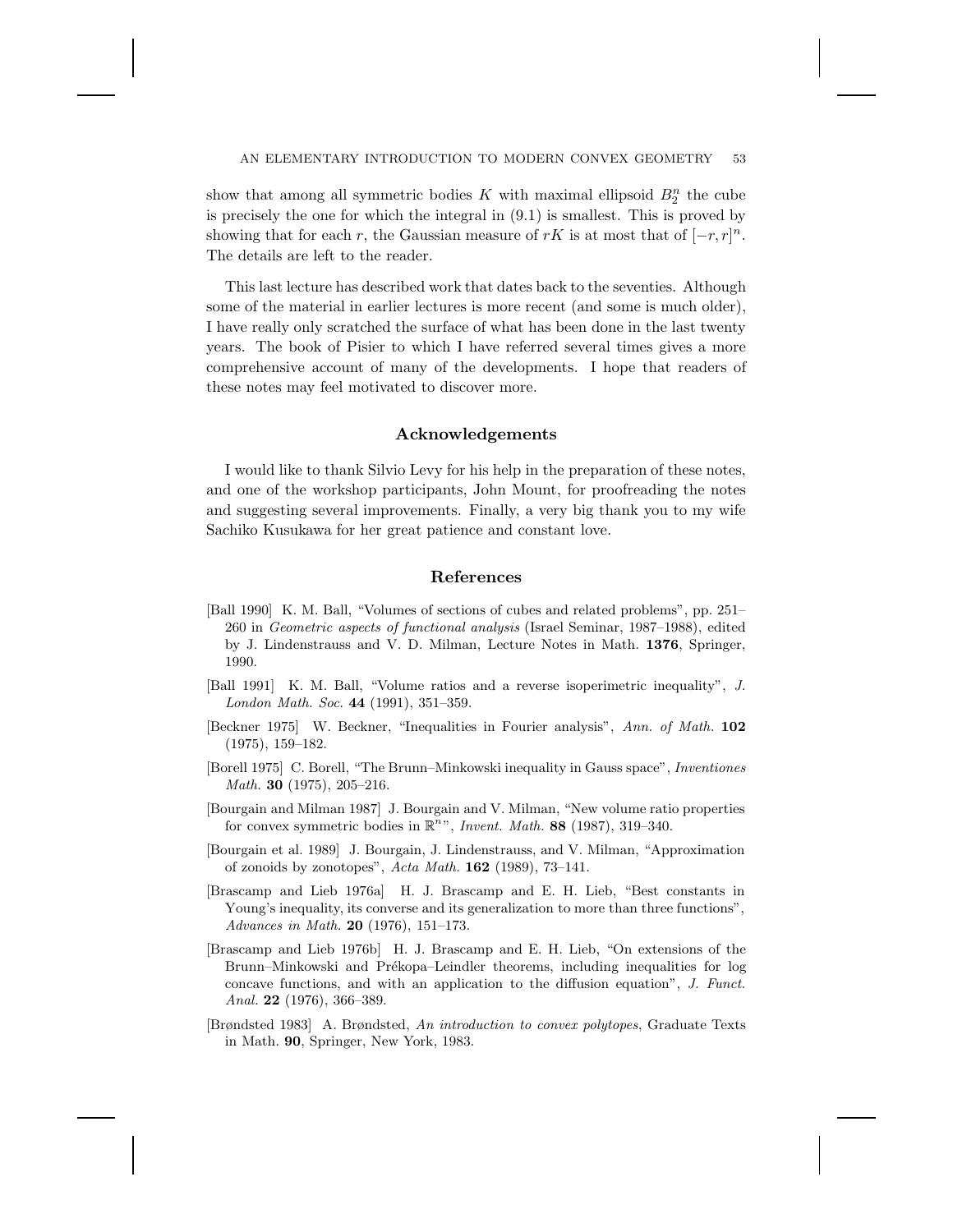show that among all symmetric bodies $K$ with maximal ellipsoid $B_2^n$ the cube is precisely the one for which the integral in (9.1) is smallest. This is proved by showing that for each $r$, the Gaussian measure of $rK$ is at most that of $[-r, r]^n$. The details are left to the reader.

This last lecture has described work that dates back to the seventies. Although some of the material in earlier lectures is more recent (and some is much older), I have really only scratched the surface of what has been done in the last twenty years. The book of Pisier to which I have referred several times gives a more comprehensive account of many of the developments. I hope that readers of these notes may feel motivated to discover more.

## Acknowledgements

I would like to thank Silvio Levy for his help in the preparation of these notes, and one of the workshop participants, John Mount, for proofreading the notes and suggesting several improvements. Finally, a very big thank you to my wife Sachiko Kusukawa for her great patience and constant love.

## References

[Ball 1990] K. M. Ball, "Volumes of sections of cubes and related problems", pp. 251–260 in *Geometric aspects of functional analysis* (Israel Seminar, 1987–1988), edited by J. Lindenstrauss and V. D. Milman, Lecture Notes in Math. **1376**, Springer, 1990.

[Ball 1991] K. M. Ball, "Volume ratios and a reverse isoperimetric inequality", *J. London Math. Soc.* **44** (1991), 351–359.

[Beckner 1975] W. Beckner, "Inequalities in Fourier analysis", *Ann. of Math.* **102** (1975), 159–182.

[Borell 1975] C. Borell, "The Brunn–Minkowski inequality in Gauss space", *Inventiones Math.* **30** (1975), 205–216.

[Bourgain and Milman 1987] J. Bourgain and V. Milman, "New volume ratio properties for convex symmetric bodies in $\mathbb{R}^n$", *Invent. Math.* **88** (1987), 319–340.

[Bourgain et al. 1989] J. Bourgain, J. Lindenstrauss, and V. Milman, "Approximation of zonoids by zonotopes", *Acta Math.* **162** (1989), 73–141.

[Brascamp and Lieb 1976a] H. J. Brascamp and E. H. Lieb, "Best constants in Young's inequality, its converse and its generalization to more than three functions", *Advances in Math.* **20** (1976), 151–173.

[Brascamp and Lieb 1976b] H. J. Brascamp and E. H. Lieb, "On extensions of the Brunn–Minkowski and Prékopa–Leindler theorems, including inequalities for log concave functions, and with an application to the diffusion equation", *J. Funct. Anal.* **22** (1976), 366–389.

[Brøndsted 1983] A. Brøndsted, *An introduction to convex polytopes*, Graduate Texts in Math. **90**, Springer, New York, 1983.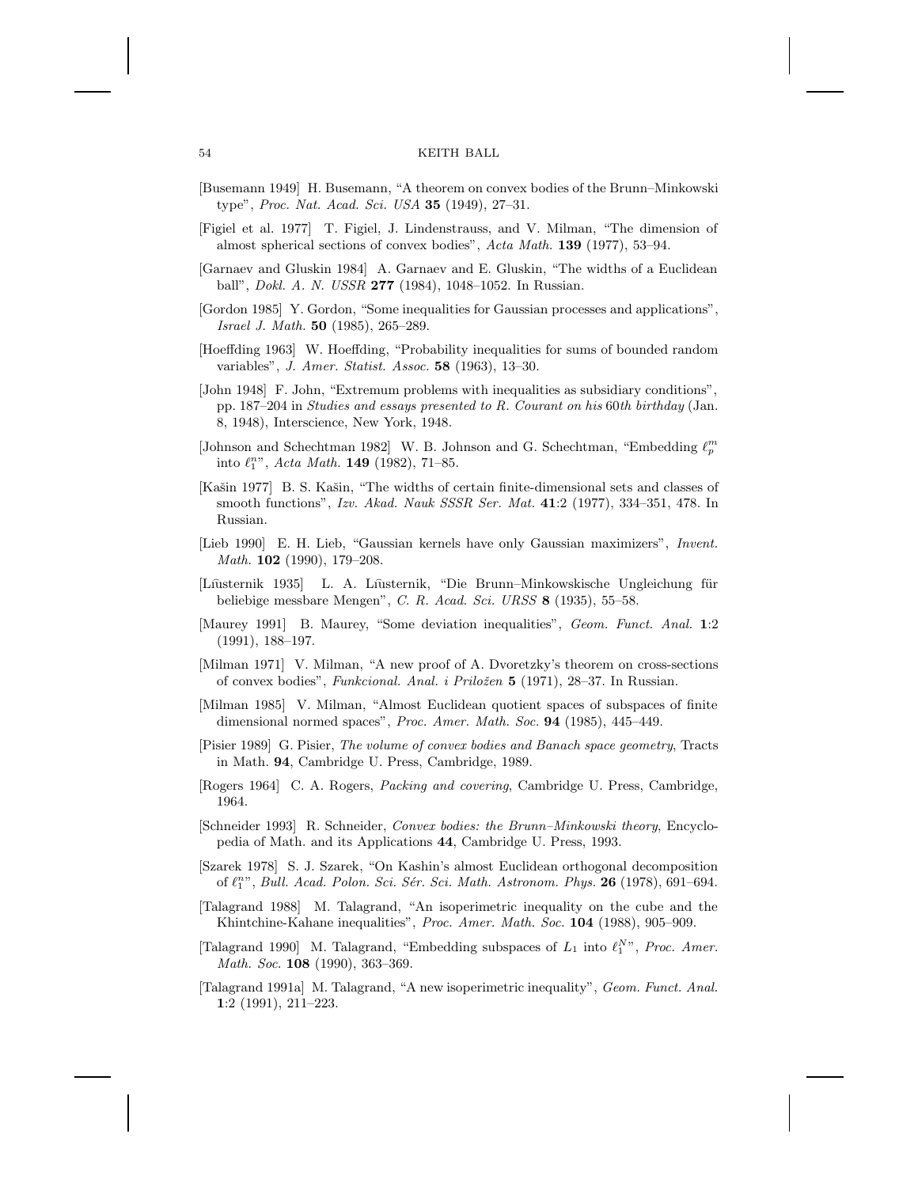[Busemann 1949] H. Busemann, "A theorem on convex bodies of the Brunn–Minkowski type", *Proc. Nat. Acad. Sci. USA* **35** (1949), 27–31.

[Figiel et al. 1977] T. Figiel, J. Lindenstrauss, and V. Milman, "The dimension of almost spherical sections of convex bodies", *Acta Math.* **139** (1977), 53–94.

[Garnaev and Gluskin 1984] A. Garnaev and E. Gluskin, "The widths of a Euclidean ball", *Dokl. A. N. USSR* **277** (1984), 1048–1052. In Russian.

[Gordon 1985] Y. Gordon, "Some inequalities for Gaussian processes and applications", *Israel J. Math.* **50** (1985), 265–289.

[Hoeffding 1963] W. Hoeffding, "Probability inequalities for sums of bounded random variables", *J. Amer. Statist. Assoc.* **58** (1963), 13–30.

[John 1948] F. John, "Extremum problems with inequalities as subsidiary conditions", pp. 187–204 in *Studies and essays presented to R. Courant on his* 60*th birthday* (Jan. 8, 1948), Interscience, New York, 1948.

[Johnson and Schechtman 1982] W. B. Johnson and G. Schechtman, "Embedding $\ell_p^m$ into $\ell_1^n$", *Acta Math.* **149** (1982), 71–85.

[Kašin 1977] B. S. Kašin, "The widths of certain finite-dimensional sets and classes of smooth functions", *Izv. Akad. Nauk SSSR Ser. Mat.* **41**:2 (1977), 334–351, 478. In Russian.

[Lieb 1990] E. H. Lieb, "Gaussian kernels have only Gaussian maximizers", *Invent. Math.* **102** (1990), 179–208.

[Lūsternik 1935] L. A. Lūsternik, "Die Brunn–Minkowskische Ungleichung für beliebige messbare Mengen", *C. R. Acad. Sci. URSS* **8** (1935), 55–58.

[Maurey 1991] B. Maurey, "Some deviation inequalities", *Geom. Funct. Anal.* **1**:2 (1991), 188–197.

[Milman 1971] V. Milman, "A new proof of A. Dvoretzky's theorem on cross-sections of convex bodies", *Funkcional. Anal. i Priložen* **5** (1971), 28–37. In Russian.

[Milman 1985] V. Milman, "Almost Euclidean quotient spaces of subspaces of finite dimensional normed spaces", *Proc. Amer. Math. Soc.* **94** (1985), 445–449.

[Pisier 1989] G. Pisier, *The volume of convex bodies and Banach space geometry*, Tracts in Math. **94**, Cambridge U. Press, Cambridge, 1989.

[Rogers 1964] C. A. Rogers, *Packing and covering*, Cambridge U. Press, Cambridge, 1964.

[Schneider 1993] R. Schneider, *Convex bodies: the Brunn–Minkowski theory*, Encyclopedia of Math. and its Applications **44**, Cambridge U. Press, 1993.

[Szarek 1978] S. J. Szarek, "On Kashin's almost Euclidean orthogonal decomposition of $\ell_1^n$", *Bull. Acad. Polon. Sci. Sér. Sci. Math. Astronom. Phys.* **26** (1978), 691–694.

[Talagrand 1988] M. Talagrand, "An isoperimetric inequality on the cube and the Khintchine-Kahane inequalities", *Proc. Amer. Math. Soc.* **104** (1988), 905–909.

[Talagrand 1990] M. Talagrand, "Embedding subspaces of $L_1$ into $\ell_1^N$", *Proc. Amer. Math. Soc.* **108** (1990), 363–369.

[Talagrand 1991a] M. Talagrand, "A new isoperimetric inequality", *Geom. Funct. Anal.* **1**:2 (1991), 211–223.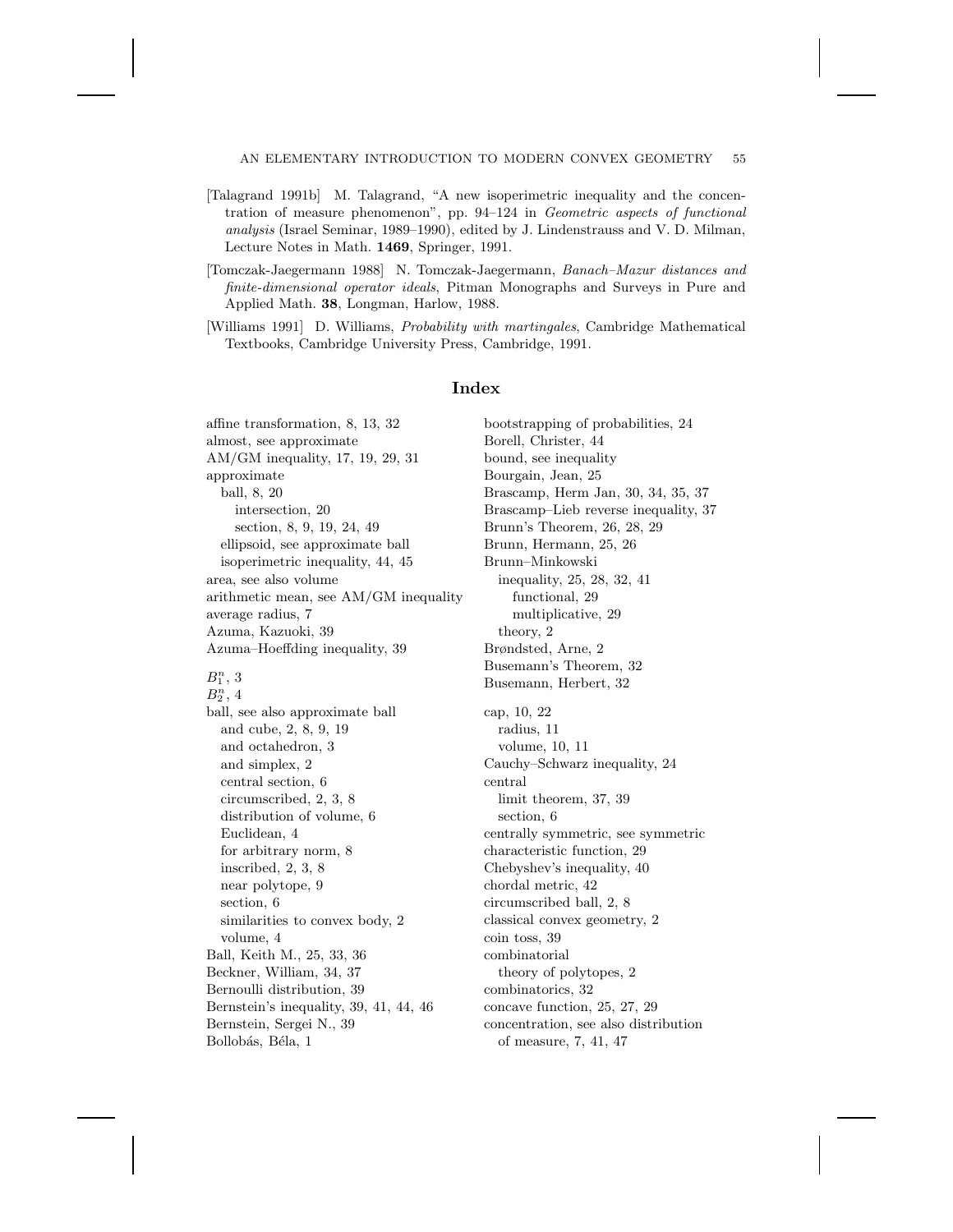[Talagrand 1991b] M. Talagrand, "A new isoperimetric inequality and the concentration of measure phenomenon", pp. 94–124 in *Geometric aspects of functional analysis* (Israel Seminar, 1989–1990), edited by J. Lindenstrauss and V. D. Milman, Lecture Notes in Math. **1469**, Springer, 1991.

[Tomczak-Jaegermann 1988] N. Tomczak-Jaegermann, *Banach–Mazur distances and finite-dimensional operator ideals*, Pitman Monographs and Surveys in Pure and Applied Math. **38**, Longman, Harlow, 1988.

[Williams 1991] D. Williams, *Probability with martingales*, Cambridge Mathematical Textbooks, Cambridge University Press, Cambridge, 1991.

## Index

affine transformation, 8, 13, 32
almost, see approximate
AM/GM inequality, 17, 19, 29, 31
approximate
  ball, 8, 20
    intersection, 20
    section, 8, 9, 19, 24, 49
  ellipsoid, see approximate ball
  isoperimetric inequality, 44, 45
area, see also volume
arithmetic mean, see AM/GM inequality
average radius, 7
Azuma, Kazuoki, 39
Azuma–Hoeffding inequality, 39

$B_1^n$, 3
$B_2^n$, 4
ball, see also approximate ball
  and cube, 2, 8, 9, 19
  and octahedron, 3
  and simplex, 2
  central section, 6
  circumscribed, 2, 3, 8
  distribution of volume, 6
  Euclidean, 4
  for arbitrary norm, 8
  inscribed, 2, 3, 8
  near polytope, 9
  section, 6
  similarities to convex body, 2
  volume, 4
Ball, Keith M., 25, 33, 36
Beckner, William, 34, 37
Bernoulli distribution, 39
Bernstein's inequality, 39, 41, 44, 46
Bernstein, Sergei N., 39
Bollobás, Béla, 1
bootstrapping of probabilities, 24
Borell, Christer, 44
bound, see inequality
Bourgain, Jean, 25
Brascamp, Herm Jan, 30, 34, 35, 37
Brascamp–Lieb reverse inequality, 37
Brunn's Theorem, 26, 28, 29
Brunn, Hermann, 25, 26
Brunn–Minkowski
  inequality, 25, 28, 32, 41
    functional, 29
    multiplicative, 29
  theory, 2
Brøndsted, Arne, 2
Busemann's Theorem, 32
Busemann, Herbert, 32

cap, 10, 22
  radius, 11
  volume, 10, 11
Cauchy–Schwarz inequality, 24
central
  limit theorem, 37, 39
  section, 6
centrally symmetric, see symmetric
characteristic function, 29
Chebyshev's inequality, 40
chordal metric, 42
circumscribed ball, 2, 8
classical convex geometry, 2
coin toss, 39
combinatorial
  theory of polytopes, 2
combinatorics, 32
concave function, 25, 27, 29
concentration, see also distribution
  of measure, 7, 41, 47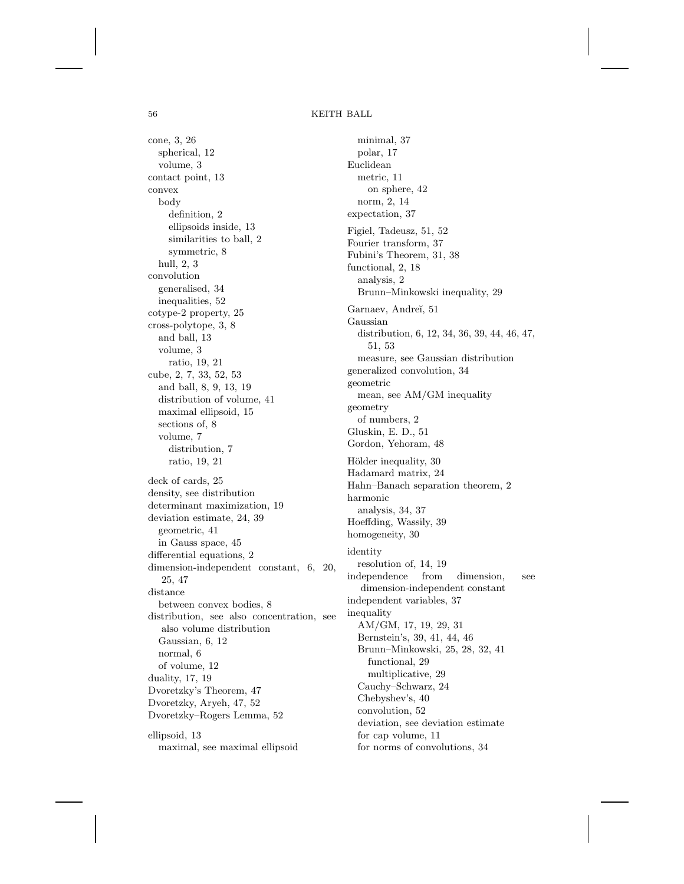cone, 3, 26
  spherical, 12
  volume, 3
contact point, 13
convex
  body
    definition, 2
    ellipsoids inside, 13
    similarities to ball, 2
    symmetric, 8
  hull, 2, 3
convolution
  generalised, 34
  inequalities, 52
cotype-2 property, 25
cross-polytope, 3, 8
  and ball, 13
  volume, 3
    ratio, 19, 21
cube, 2, 7, 33, 52, 53
  and ball, 8, 9, 13, 19
  distribution of volume, 41
  maximal ellipsoid, 15
  sections of, 8
  volume, 7
    distribution, 7
    ratio, 19, 21

deck of cards, 25
density, see distribution
determinant maximization, 19
deviation estimate, 24, 39
  geometric, 41
  in Gauss space, 45
differential equations, 2
dimension-independent constant, 6, 20, 25, 47
distance
  between convex bodies, 8
distribution, see also concentration, see also volume distribution
  Gaussian, 6, 12
  normal, 6
  of volume, 12
duality, 17, 19
Dvoretzky's Theorem, 47
Dvoretzky, Aryeh, 47, 52
Dvoretzky–Rogers Lemma, 52

ellipsoid, 13
  maximal, see maximal ellipsoid
  minimal, 37
  polar, 17
Euclidean
  metric, 11
    on sphere, 42
  norm, 2, 14
expectation, 37

Figiel, Tadeusz, 51, 52
Fourier transform, 37
Fubini's Theorem, 31, 38
functional, 2, 18
  analysis, 2
  Brunn–Minkowski inequality, 29

Garnaev, Andreĭ, 51
Gaussian
  distribution, 6, 12, 34, 36, 39, 44, 46, 47, 51, 53
  measure, see Gaussian distribution
generalized convolution, 34
geometric
  mean, see AM/GM inequality
geometry
  of numbers, 2
Gluskin, E. D., 51
Gordon, Yehoram, 48

Hölder inequality, 30
Hadamard matrix, 24
Hahn–Banach separation theorem, 2
harmonic
  analysis, 34, 37
Hoeffding, Wassily, 39
homogeneity, 30

identity
  resolution of, 14, 19
independence from dimension, see dimension-independent constant
independent variables, 37
inequality
  AM/GM, 17, 19, 29, 31
  Bernstein's, 39, 41, 44, 46
  Brunn–Minkowski, 25, 28, 32, 41
    functional, 29
    multiplicative, 29
  Cauchy–Schwarz, 24
  Chebyshev's, 40
  convolution, 52
  deviation, see deviation estimate
  for cap volume, 11
  for norms of convolutions, 34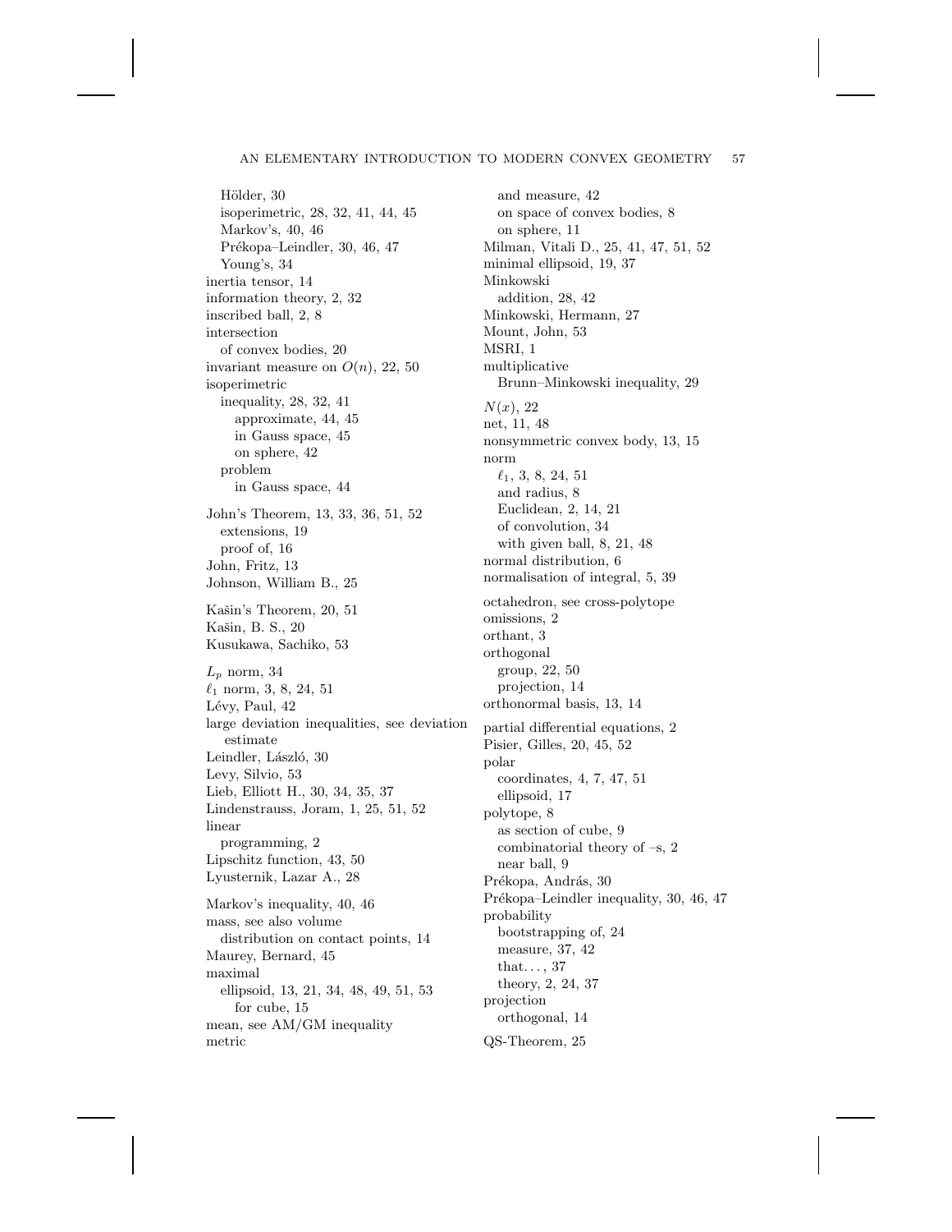Hölder, 30
isoperimetric, 28, 32, 41, 44, 45
Markov's, 40, 46
Prékopa–Leindler, 30, 46, 47
Young's, 34
inertia tensor, 14
information theory, 2, 32
inscribed ball, 2, 8
intersection
of convex bodies, 20
invariant measure on $O(n)$, 22, 50
isoperimetric
inequality, 28, 32, 41
approximate, 44, 45
in Gauss space, 45
on sphere, 42
problem
in Gauss space, 44

John's Theorem, 13, 33, 36, 51, 52
extensions, 19
proof of, 16
John, Fritz, 13
Johnson, William B., 25

Kašin's Theorem, 20, 51
Kašin, B. S., 20
Kusukawa, Sachiko, 53

$L_p$ norm, 34
$\ell_1$ norm, 3, 8, 24, 51
Lévy, Paul, 42
large deviation inequalities, see deviation estimate
Leindler, László, 30
Levy, Silvio, 53
Lieb, Elliott H., 30, 34, 35, 37
Lindenstrauss, Joram, 1, 25, 51, 52
linear
programming, 2
Lipschitz function, 43, 50
Lyusternik, Lazar A., 28

Markov's inequality, 40, 46
mass, see also volume
distribution on contact points, 14
Maurey, Bernard, 45
maximal
ellipsoid, 13, 21, 34, 48, 49, 51, 53
for cube, 15
mean, see AM/GM inequality
metric
and measure, 42
on space of convex bodies, 8
on sphere, 11
Milman, Vitali D., 25, 41, 47, 51, 52
minimal ellipsoid, 19, 37
Minkowski
addition, 28, 42
Minkowski, Hermann, 27
Mount, John, 53
MSRI, 1
multiplicative
Brunn–Minkowski inequality, 29

$N(x)$, 22
net, 11, 48
nonsymmetric convex body, 13, 15
norm
$\ell_1$, 3, 8, 24, 51
and radius, 8
Euclidean, 2, 14, 21
of convolution, 34
with given ball, 8, 21, 48
normal distribution, 6
normalisation of integral, 5, 39

octahedron, see cross-polytope
omissions, 2
orthant, 3
orthogonal
group, 22, 50
projection, 14
orthonormal basis, 13, 14

partial differential equations, 2
Pisier, Gilles, 20, 45, 52
polar
coordinates, 4, 7, 47, 51
ellipsoid, 17
polytope, 8
as section of cube, 9
combinatorial theory of –s, 2
near ball, 9
Prékopa, András, 30
Prékopa–Leindler inequality, 30, 46, 47
probability
bootstrapping of, 24
measure, 37, 42
that..., 37
theory, 2, 24, 37
projection
orthogonal, 14

QS-Theorem, 25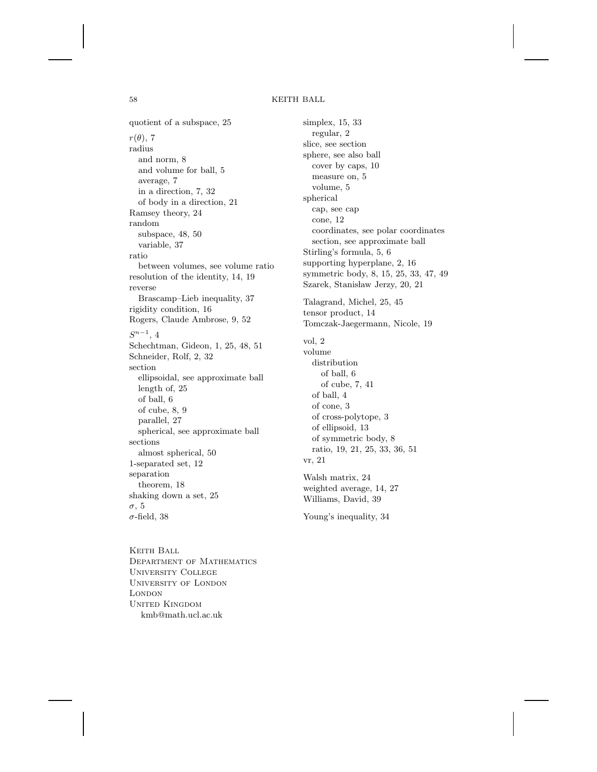quotient of a subspace, 25

$r(\theta)$, 7
radius
  and norm, 8
  and volume for ball, 5
  average, 7
  in a direction, 7, 32
  of body in a direction, 21
Ramsey theory, 24
random
  subspace, 48, 50
  variable, 37
ratio
  between volumes, see volume ratio
resolution of the identity, 14, 19
reverse
  Brascamp–Lieb inequality, 37
rigidity condition, 16
Rogers, Claude Ambrose, 9, 52

$S^{n-1}$, 4
Schechtman, Gideon, 1, 25, 48, 51
Schneider, Rolf, 2, 32
section
  ellipsoidal, see approximate ball
  length of, 25
  of ball, 6
  of cube, 8, 9
  parallel, 27
  spherical, see approximate ball
sections
  almost spherical, 50
1-separated set, 12
separation
  theorem, 18
shaking down a set, 25
$\sigma$, 5
$\sigma$-field, 38
simplex, 15, 33
  regular, 2
slice, see section
sphere, see also ball
  cover by caps, 10
  measure on, 5
  volume, 5
spherical
  cap, see cap
  cone, 12
  coordinates, see polar coordinates
  section, see approximate ball
Stirling's formula, 5, 6
supporting hyperplane, 2, 16
symmetric body, 8, 15, 25, 33, 47, 49
Szarek, Stanisław Jerzy, 20, 21

Talagrand, Michel, 25, 45
tensor product, 14
Tomczak-Jaegermann, Nicole, 19

vol, 2
volume
  distribution
    of ball, 6
    of cube, 7, 41
  of ball, 4
  of cone, 3
  of cross-polytope, 3
  of ellipsoid, 13
  of symmetric body, 8
  ratio, 19, 21, 25, 33, 36, 51
vr, 21

Walsh matrix, 24
weighted average, 14, 27
Williams, David, 39

Young's inequality, 34

Keith Ball
Department of Mathematics
University College
University of London
London
United Kingdom
kmb@math.ucl.ac.uk